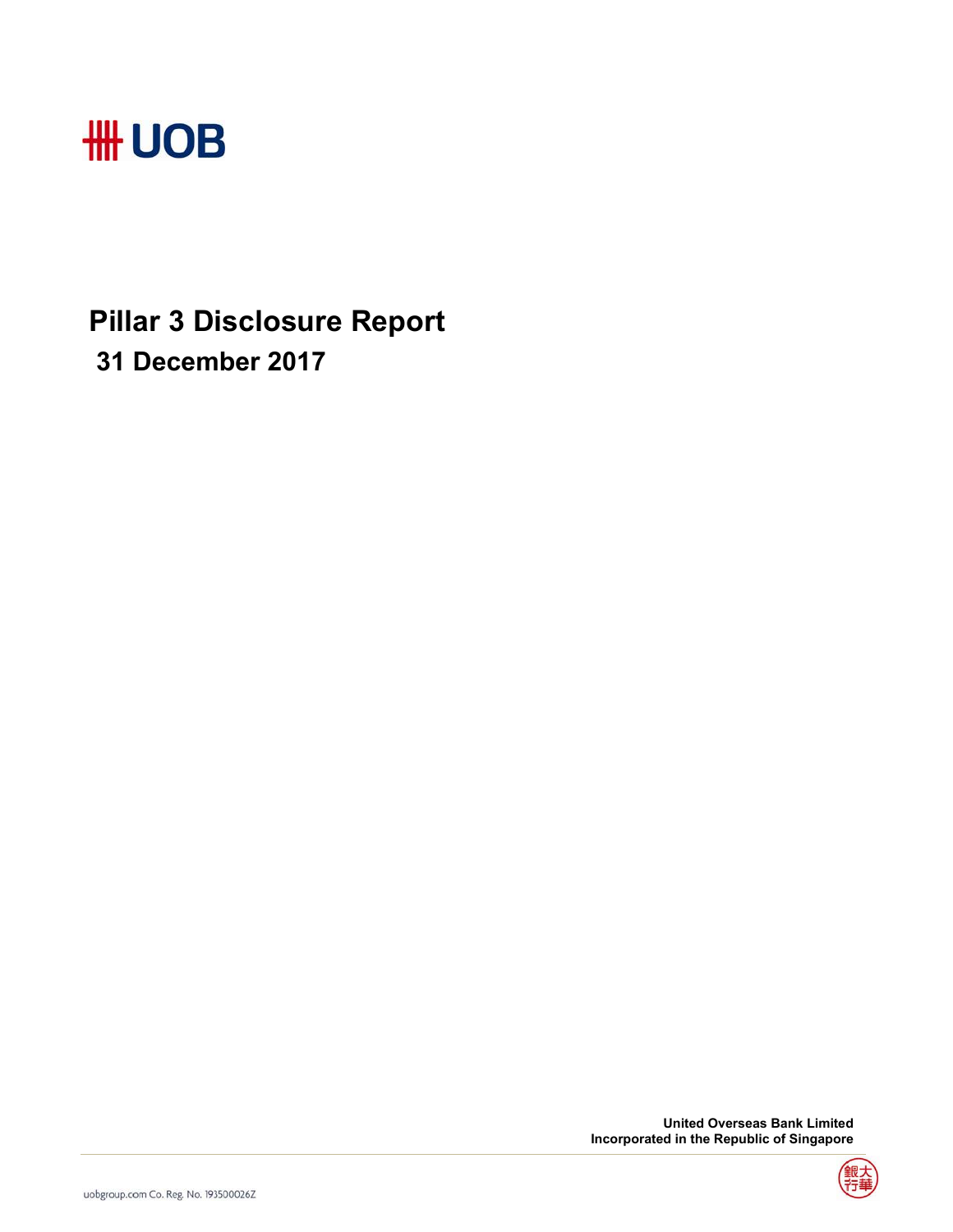UOB

# Pillar 3 Disclosure Report

## 31 December 2017

**United Overseas Bank Limited**
**Incorporated in the Republic of Singapore**

uobgroup.com Co. Reg. No. 193500026Z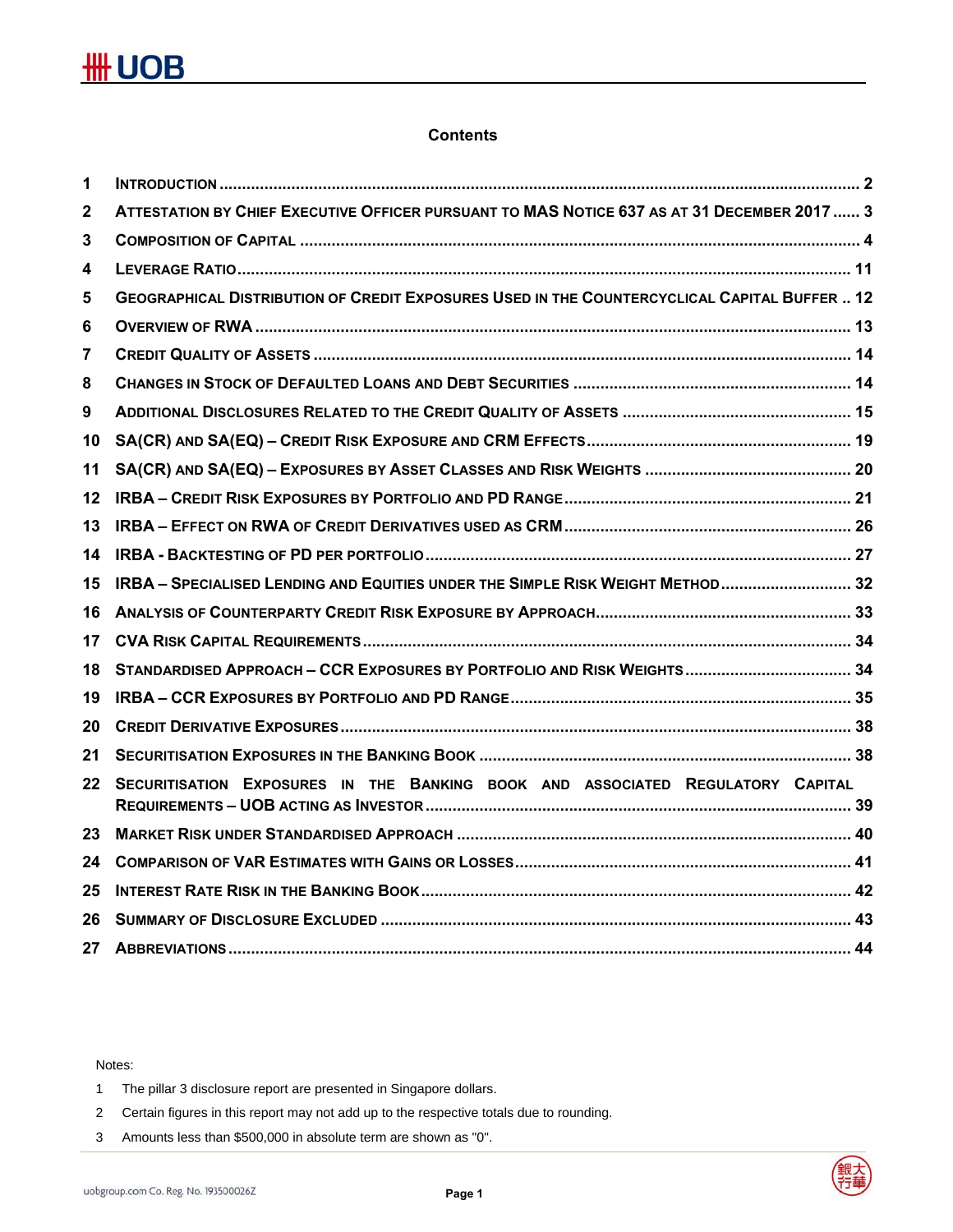# Contents

| | | |
|---|---|---|
| 1 | INTRODUCTION | 2 |
| 2 | ATTESTATION BY CHIEF EXECUTIVE OFFICER PURSUANT TO MAS NOTICE 637 AS AT 31 DECEMBER 2017 | 3 |
| 3 | COMPOSITION OF CAPITAL | 4 |
| 4 | LEVERAGE RATIO | 11 |
| 5 | GEOGRAPHICAL DISTRIBUTION OF CREDIT EXPOSURES USED IN THE COUNTERCYCLICAL CAPITAL BUFFER | 12 |
| 6 | OVERVIEW OF RWA | 13 |
| 7 | CREDIT QUALITY OF ASSETS | 14 |
| 8 | CHANGES IN STOCK OF DEFAULTED LOANS AND DEBT SECURITIES | 14 |
| 9 | ADDITIONAL DISCLOSURES RELATED TO THE CREDIT QUALITY OF ASSETS | 15 |
| 10 | SA(CR) AND SA(EQ) – CREDIT RISK EXPOSURE AND CRM EFFECTS | 19 |
| 11 | SA(CR) AND SA(EQ) – EXPOSURES BY ASSET CLASSES AND RISK WEIGHTS | 20 |
| 12 | IRBA – CREDIT RISK EXPOSURES BY PORTFOLIO AND PD RANGE | 21 |
| 13 | IRBA – EFFECT ON RWA OF CREDIT DERIVATIVES USED AS CRM | 26 |
| 14 | IRBA - BACKTESTING OF PD PER PORTFOLIO | 27 |
| 15 | IRBA – SPECIALISED LENDING AND EQUITIES UNDER THE SIMPLE RISK WEIGHT METHOD | 32 |
| 16 | ANALYSIS OF COUNTERPARTY CREDIT RISK EXPOSURE BY APPROACH | 33 |
| 17 | CVA RISK CAPITAL REQUIREMENTS | 34 |
| 18 | STANDARDISED APPROACH – CCR EXPOSURES BY PORTFOLIO AND RISK WEIGHTS | 34 |
| 19 | IRBA – CCR EXPOSURES BY PORTFOLIO AND PD RANGE | 35 |
| 20 | CREDIT DERIVATIVE EXPOSURES | 38 |
| 21 | SECURITISATION EXPOSURES IN THE BANKING BOOK | 38 |
| 22 | SECURITISATION EXPOSURES IN THE BANKING BOOK AND ASSOCIATED REGULATORY CAPITAL REQUIREMENTS – UOB ACTING AS INVESTOR | 39 |
| 23 | MARKET RISK UNDER STANDARDISED APPROACH | 40 |
| 24 | COMPARISON OF VAR ESTIMATES WITH GAINS OR LOSSES | 41 |
| 25 | INTEREST RATE RISK IN THE BANKING BOOK | 42 |
| 26 | SUMMARY OF DISCLOSURE EXCLUDED | 43 |
| 27 | ABBREVIATIONS | 44 |

Notes:

1 The pillar 3 disclosure report are presented in Singapore dollars.

2 Certain figures in this report may not add up to the respective totals due to rounding.

3 Amounts less than $500,000 in absolute term are shown as "0".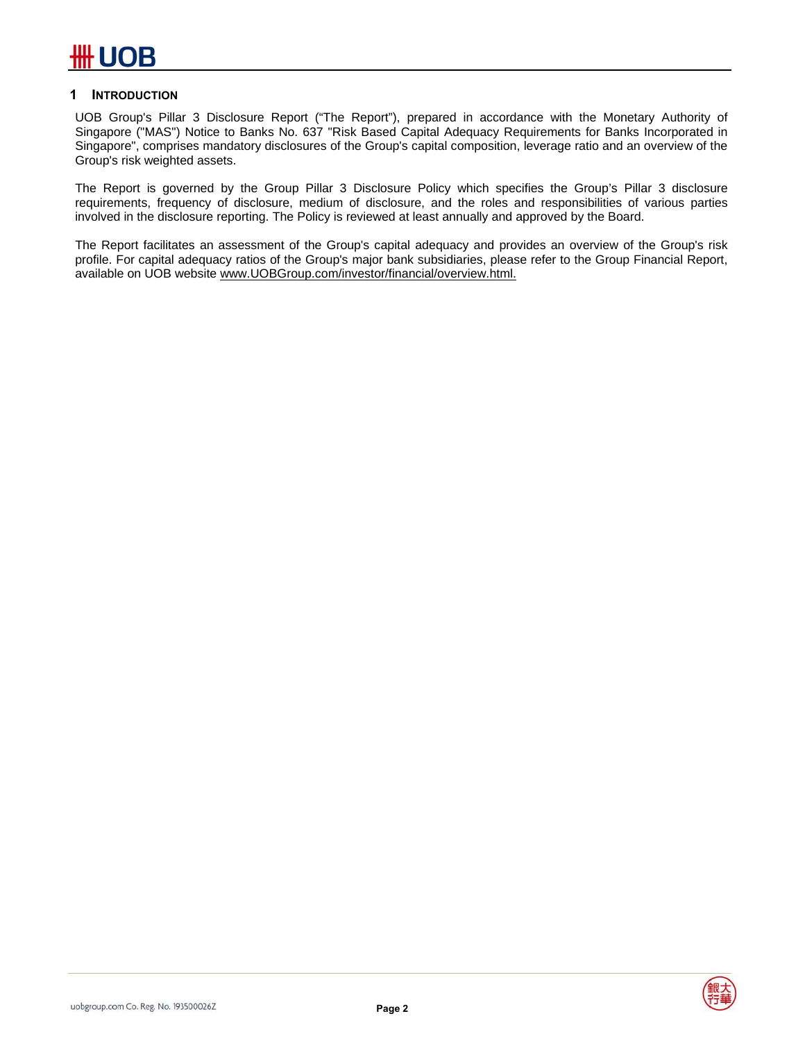## 1 INTRODUCTION

UOB Group's Pillar 3 Disclosure Report ("The Report"), prepared in accordance with the Monetary Authority of Singapore ("MAS") Notice to Banks No. 637 "Risk Based Capital Adequacy Requirements for Banks Incorporated in Singapore", comprises mandatory disclosures of the Group's capital composition, leverage ratio and an overview of the Group's risk weighted assets.

The Report is governed by the Group Pillar 3 Disclosure Policy which specifies the Group's Pillar 3 disclosure requirements, frequency of disclosure, medium of disclosure, and the roles and responsibilities of various parties involved in the disclosure reporting. The Policy is reviewed at least annually and approved by the Board.

The Report facilitates an assessment of the Group's capital adequacy and provides an overview of the Group's risk profile. For capital adequacy ratios of the Group's major bank subsidiaries, please refer to the Group Financial Report, available on UOB website www.UOBGroup.com/investor/financial/overview.html.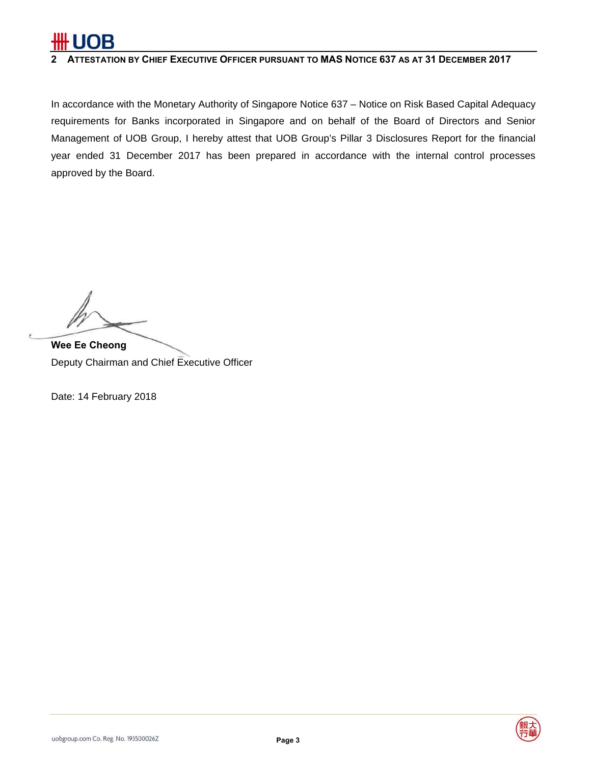## 2 Attestation by Chief Executive Officer pursuant to MAS Notice 637 as at 31 December 2017

In accordance with the Monetary Authority of Singapore Notice 637 – Notice on Risk Based Capital Adequacy requirements for Banks incorporated in Singapore and on behalf of the Board of Directors and Senior Management of UOB Group, I hereby attest that UOB Group's Pillar 3 Disclosures Report for the financial year ended 31 December 2017 has been prepared in accordance with the internal control processes approved by the Board.

**Wee Ee Cheong**
Deputy Chairman and Chief Executive Officer

Date: 14 February 2018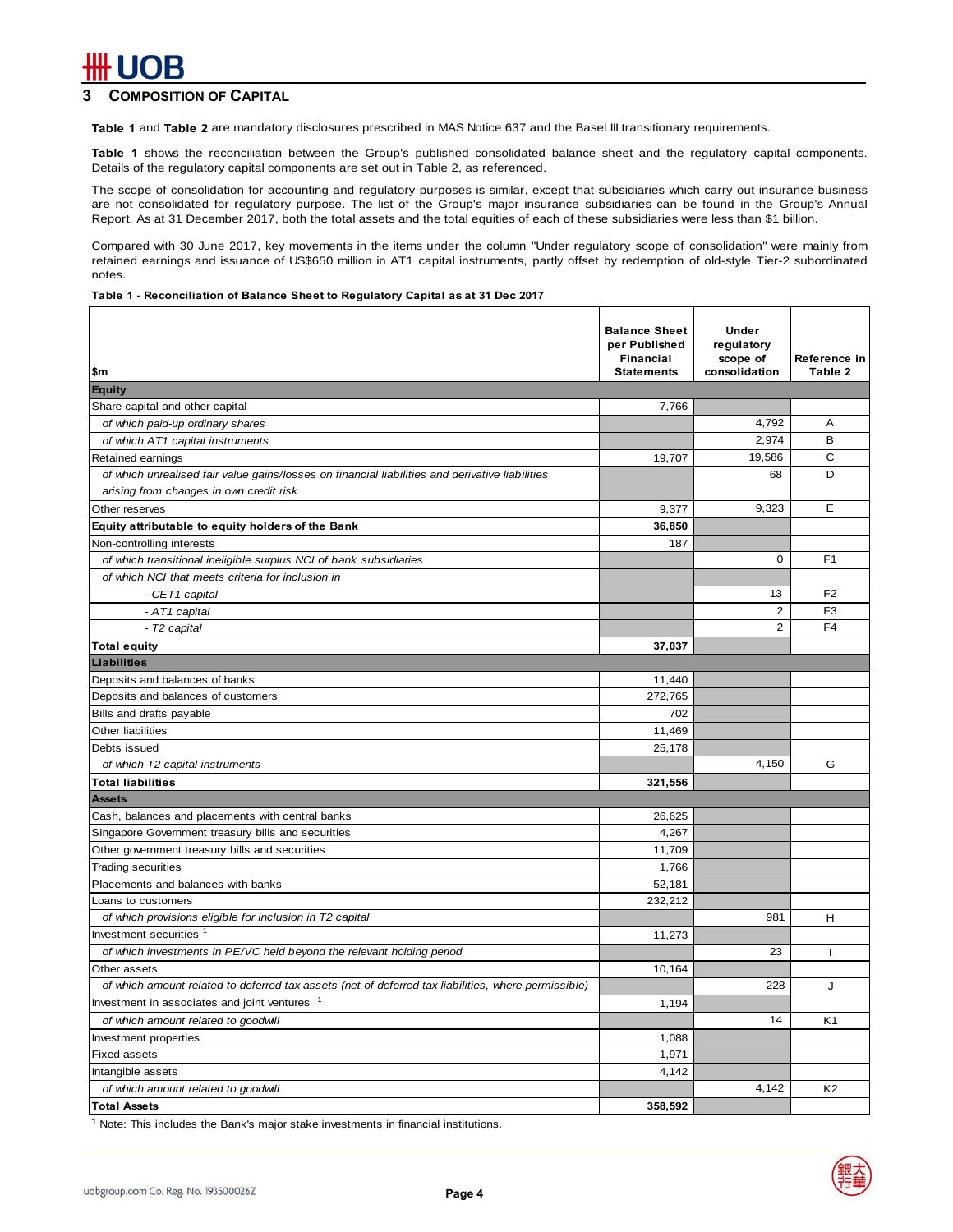## 3 Composition of Capital

**Table 1** and **Table 2** are mandatory disclosures prescribed in MAS Notice 637 and the Basel III transitional requirements.

**Table 1** shows the reconciliation between the Group's published consolidated balance sheet and the regulatory capital components. Details of the regulatory capital components are set out in Table 2, as referenced.

The scope of consolidation for accounting and regulatory purposes is similar, except that subsidiaries which carry out insurance business are not consolidated for regulatory purpose. The list of the Group's major insurance subsidiaries can be found in the Group's Annual Report. As at 31 December 2017, both the total assets and the total equities of each of these subsidiaries were less than $1 billion.

Compared with 30 June 2017, key movements in the items under the column "Under regulatory scope of consolidation" were mainly from retained earnings and issuance of US$650 million in AT1 capital instruments, partly offset by redemption of old-style Tier-2 subordinated notes.

**Table 1 - Reconciliation of Balance Sheet to Regulatory Capital as at 31 Dec 2017**

| $m | Balance Sheet per Published Financial Statements | Under regulatory scope of consolidation | Reference in Table 2 |
|---|---|---|---|
| **Equity** | | | |
| Share capital and other capital | 7,766 | | |
| *of which paid-up ordinary shares* | | 4,792 | A |
| *of which AT1 capital instruments* | | 2,974 | B |
| Retained earnings | 19,707 | 19,586 | C |
| *of which unrealised fair value gains/losses on financial liabilities and derivative liabilities arising from changes in own credit risk* | | 68 | D |
| Other reserves | 9,377 | 9,323 | E |
| **Equity attributable to equity holders of the Bank** | **36,850** | | |
| Non-controlling interests | 187 | | |
| *of which transitional ineligible surplus NCI of bank subsidiaries* | | 0 | F1 |
| *of which NCI that meets criteria for inclusion in* | | | |
| *- CET1 capital* | | 13 | F2 |
| *- AT1 capital* | | 2 | F3 |
| *- T2 capital* | | 2 | F4 |
| **Total equity** | **37,037** | | |
| **Liabilities** | | | |
| Deposits and balances of banks | 11,440 | | |
| Deposits and balances of customers | 272,765 | | |
| Bills and drafts payable | 702 | | |
| Other liabilities | 11,469 | | |
| Debts issued | 25,178 | | |
| *of which T2 capital instruments* | | 4,150 | G |
| **Total liabilities** | **321,556** | | |
| **Assets** | | | |
| Cash, balances and placements with central banks | 26,625 | | |
| Singapore Government treasury bills and securities | 4,267 | | |
| Other government treasury bills and securities | 11,709 | | |
| Trading securities | 1,766 | | |
| Placements and balances with banks | 52,181 | | |
| Loans to customers | 232,212 | | |
| *of which provisions eligible for inclusion in T2 capital* | | 981 | H |
| Investment securities [1] | 11,273 | | |
| *of which investments in PE/VC held beyond the relevant holding period* | | 23 | I |
| Other assets | 10,164 | | |
| *of which amount related to deferred tax assets (net of deferred tax liabilities, where permissible)* | | 228 | J |
| Investment in associates and joint ventures [1] | 1,194 | | |
| *of which amount related to goodwill* | | 14 | K1 |
| Investment properties | 1,088 | | |
| Fixed assets | 1,971 | | |
| Intangible assets | 4,142 | | |
| *of which amount related to goodwill* | | 4,142 | K2 |
| **Total Assets** | **358,592** | | |

[1] Note: This includes the Bank's major stake investments in financial institutions.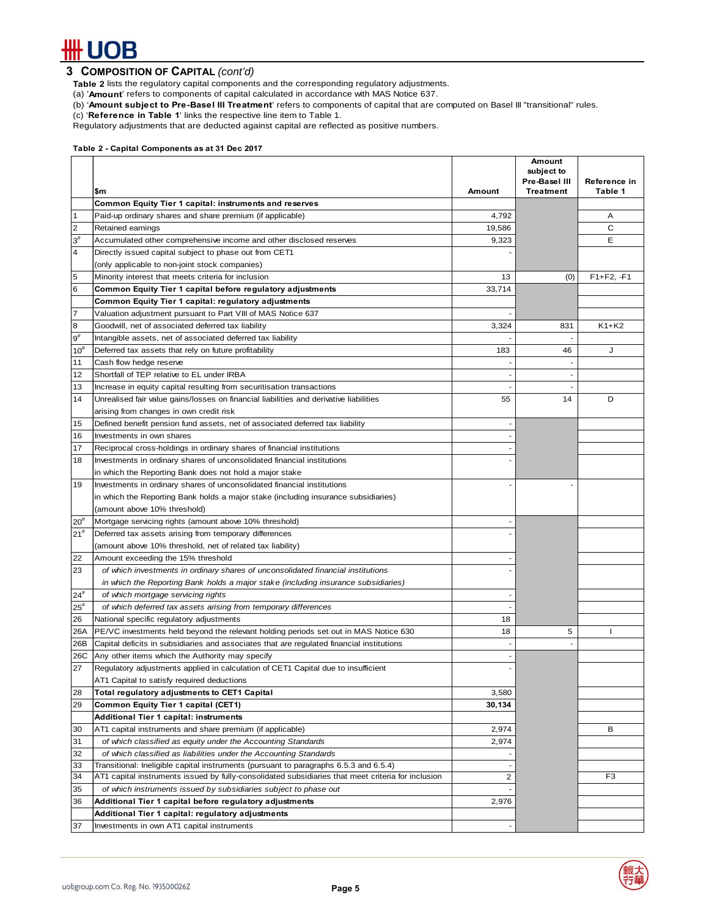## 3 COMPOSITION OF CAPITAL *(cont'd)*

**Table 2** lists the regulatory capital components and the corresponding regulatory adjustments.
(a) '**Amount**' refers to components of capital calculated in accordance with MAS Notice 637.
(b) '**Amount subject to Pre-Basel III Treatment**' refers to components of capital that are computed on Basel III "transitional" rules.
(c) '**Reference in Table 1**' links the respective line item to Table 1.
Regulatory adjustments that are deducted against capital are reflected as positive numbers.

**Table 2 - Capital Components as at 31 Dec 2017**

| | $m | Amount | Amount subject to Pre-Basel III Treatment | Reference in Table 1 |
|---|---|---|---|---|
| | **Common Equity Tier 1 capital: instruments and reserves** | | | |
| 1 | Paid-up ordinary shares and share premium (if applicable) | 4,792 | | A |
| 2 | Retained earnings | 19,586 | | C |
| 3# | Accumulated other comprehensive income and other disclosed reserves | 9,323 | | E |
| 4 | Directly issued capital subject to phase out from CET1 (only applicable to non-joint stock companies) | - | | |
| 5 | Minority interest that meets criteria for inclusion | 13 | (0) | F1+F2, -F1 |
| 6 | **Common Equity Tier 1 capital before regulatory adjustments** | 33,714 | | |
| | **Common Equity Tier 1 capital: regulatory adjustments** | | | |
| 7 | Valuation adjustment pursuant to Part VIII of MAS Notice 637 | - | | |
| 8 | Goodwill, net of associated deferred tax liability | 3,324 | 831 | K1+K2 |
| 9# | Intangible assets, net of associated deferred tax liability | - | - | |
| 10# | Deferred tax assets that rely on future profitability | 183 | 46 | J |
| 11 | Cash flow hedge reserve | - | - | |
| 12 | Shortfall of TEP relative to EL under IRBA | - | - | |
| 13 | Increase in equity capital resulting from securitisation transactions | - | - | |
| 14 | Unrealised fair value gains/losses on financial liabilities and derivative liabilities arising from changes in own credit risk | 55 | 14 | D |
| 15 | Defined benefit pension fund assets, net of associated deferred tax liability | - | | |
| 16 | Investments in own shares | - | | |
| 17 | Reciprocal cross-holdings in ordinary shares of financial institutions | - | | |
| 18 | Investments in ordinary shares of unconsolidated financial institutions in which the Reporting Bank does not hold a major stake | - | | |
| 19 | Investments in ordinary shares of unconsolidated financial institutions in which the Reporting Bank holds a major stake (including insurance subsidiaries) (amount above 10% threshold) | - | - | |
| 20# | Mortgage servicing rights (amount above 10% threshold) | - | | |
| 21# | Deferred tax assets arising from temporary differences (amount above 10% threshold, net of related tax liability) | - | | |
| 22 | Amount exceeding the 15% threshold | - | | |
| 23 | *of which investments in ordinary shares of unconsolidated financial institutions in which the Reporting Bank holds a major stake (including insurance subsidiaries)* | - | | |
| 24# | *of which mortgage servicing rights* | - | | |
| 25# | *of which deferred tax assets arising from temporary differences* | - | | |
| 26 | National specific regulatory adjustments | 18 | | |
| 26A | PE/VC investments held beyond the relevant holding periods set out in MAS Notice 630 | 18 | 5 | I |
| 26B | Capital deficits in subsidiaries and associates that are regulated financial institutions | - | - | |
| 26C | Any other items which the Authority may specify | - | | |
| 27 | Regulatory adjustments applied in calculation of CET1 Capital due to insufficient AT1 Capital to satisfy required deductions | - | | |
| 28 | **Total regulatory adjustments to CET1 Capital** | 3,580 | | |
| 29 | **Common Equity Tier 1 capital (CET1)** | **30,134** | | |
| | **Additional Tier 1 capital: instruments** | | | |
| 30 | AT1 capital instruments and share premium (if applicable) | 2,974 | | B |
| 31 | *of which classified as equity under the Accounting Standards* | 2,974 | | |
| 32 | *of which classified as liabilities under the Accounting Standards* | - | | |
| 33 | Transitional: Ineligible capital instruments (pursuant to paragraphs 6.5.3 and 6.5.4) | - | | |
| 34 | AT1 capital instruments issued by fully-consolidated subsidiaries that meet criteria for inclusion | 2 | | F3 |
| 35 | *of which instruments issued by subsidiaries subject to phase out* | - | | |
| 36 | **Additional Tier 1 capital before regulatory adjustments** | 2,976 | | |
| | **Additional Tier 1 capital: regulatory adjustments** | | | |
| 37 | Investments in own AT1 capital instruments | - | | |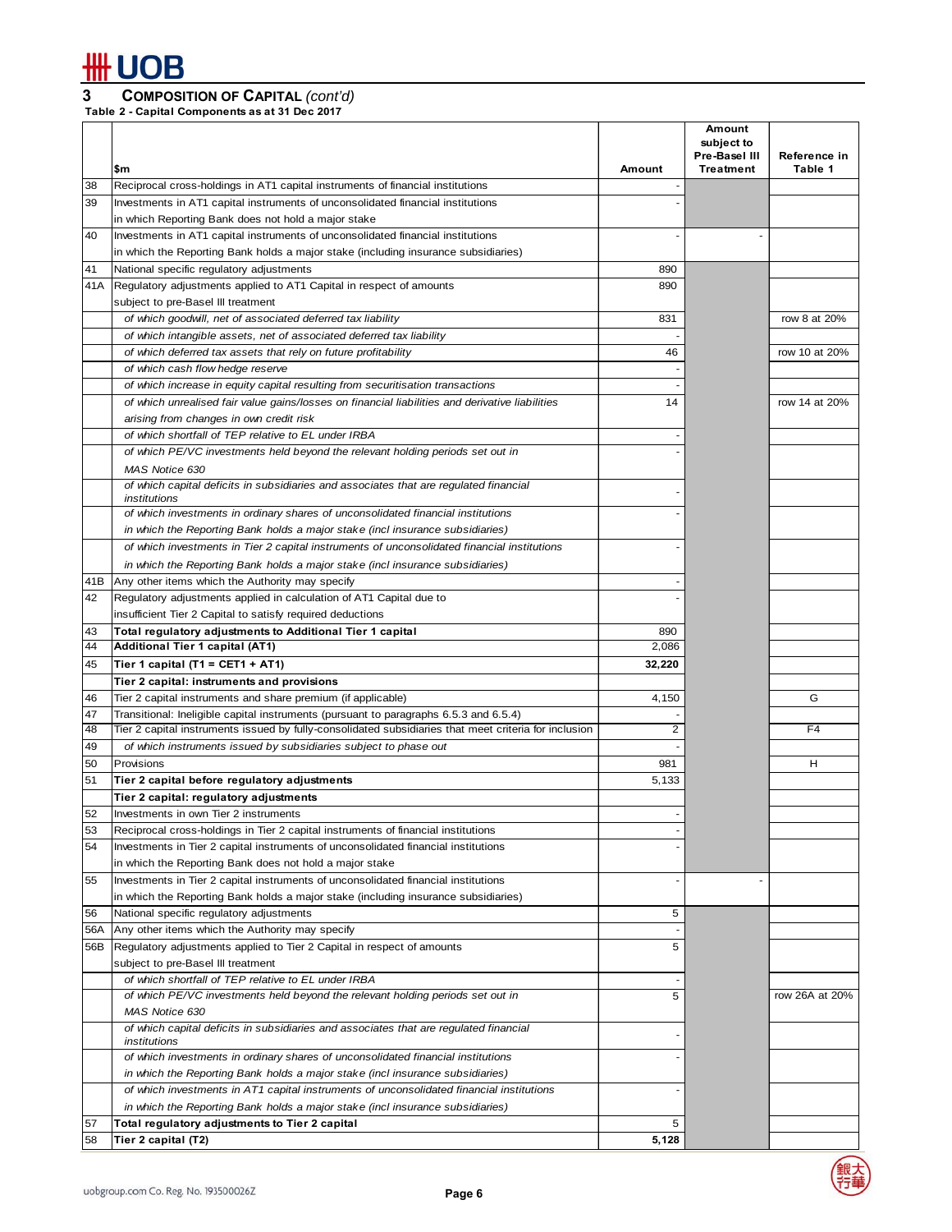## 3 COMPOSITION OF CAPITAL *(cont'd)*

**Table 2 - Capital Components as at 31 Dec 2017**

| | $m | Amount | Amount subject to Pre-Basel III Treatment | Reference in Table 1 |
|---|---|---|---|---|
| 38 | Reciprocal cross-holdings in AT1 capital instruments of financial institutions | - | | |
| 39 | Investments in AT1 capital instruments of unconsolidated financial institutions in which Reporting Bank does not hold a major stake | - | | |
| 40 | Investments in AT1 capital instruments of unconsolidated financial institutions in which the Reporting Bank holds a major stake (including insurance subsidiaries) | - | - | |
| 41 | National specific regulatory adjustments | 890 | | |
| 41A | Regulatory adjustments applied to AT1 Capital in respect of amounts subject to pre-Basel III treatment | 890 | | |
| | *of which goodwill, net of associated deferred tax liability* | 831 | | row 8 at 20% |
| | *of which intangible assets, net of associated deferred tax liability* | - | | |
| | *of which deferred tax assets that rely on future profitability* | 46 | | row 10 at 20% |
| | *of which cash flow hedge reserve* | - | | |
| | *of which increase in equity capital resulting from securitisation transactions* | - | | |
| | *of which unrealised fair value gains/losses on financial liabilities and derivative liabilities arising from changes in own credit risk* | 14 | | row 14 at 20% |
| | *of which shortfall of TEP relative to EL under IRBA* | - | | |
| | *of which PE/VC investments held beyond the relevant holding periods set out in MAS Notice 630* | - | | |
| | *of which capital deficits in subsidiaries and associates that are regulated financial institutions* | - | | |
| | *of which investments in ordinary shares of unconsolidated financial institutions in which the Reporting Bank holds a major stake (incl insurance subsidiaries)* | - | | |
| | *of which investments in Tier 2 capital instruments of unconsolidated financial institutions in which the Reporting Bank holds a major stake (incl insurance subsidiaries)* | - | | |
| 41B | Any other items which the Authority may specify | - | | |
| 42 | Regulatory adjustments applied in calculation of AT1 Capital due to insufficient Tier 2 Capital to satisfy required deductions | - | | |
| 43 | **Total regulatory adjustments to Additional Tier 1 capital** | 890 | | |
| 44 | **Additional Tier 1 capital (AT1)** | 2,086 | | |
| 45 | **Tier 1 capital (T1 = CET1 + AT1)** | **32,220** | | |
| | **Tier 2 capital: instruments and provisions** | | | |
| 46 | Tier 2 capital instruments and share premium (if applicable) | 4,150 | | G |
| 47 | Transitional: Ineligible capital instruments (pursuant to paragraphs 6.5.3 and 6.5.4) | - | | |
| 48 | Tier 2 capital instruments issued by fully-consolidated subsidiaries that meet criteria for inclusion | 2 | | F4 |
| 49 | *of which instruments issued by subsidiaries subject to phase out* | - | | |
| 50 | Provisions | 981 | | H |
| 51 | **Tier 2 capital before regulatory adjustments** | 5,133 | | |
| | **Tier 2 capital: regulatory adjustments** | | | |
| 52 | Investments in own Tier 2 instruments | - | | |
| 53 | Reciprocal cross-holdings in Tier 2 capital instruments of financial institutions | - | | |
| 54 | Investments in Tier 2 capital instruments of unconsolidated financial institutions in which the Reporting Bank does not hold a major stake | - | | |
| 55 | Investments in Tier 2 capital instruments of unconsolidated financial institutions in which the Reporting Bank holds a major stake (including insurance subsidiaries) | - | - | |
| 56 | National specific regulatory adjustments | 5 | | |
| 56A | Any other items which the Authority may specify | - | | |
| 56B | Regulatory adjustments applied to Tier 2 Capital in respect of amounts subject to pre-Basel III treatment | 5 | | |
| | *of which shortfall of TEP relative to EL under IRBA* | - | | |
| | *of which PE/VC investments held beyond the relevant holding periods set out in MAS Notice 630* | 5 | | row 26A at 20% |
| | *of which capital deficits in subsidiaries and associates that are regulated financial institutions* | - | | |
| | *of which investments in ordinary shares of unconsolidated financial institutions in which the Reporting Bank holds a major stake (incl insurance subsidiaries)* | - | | |
| | *of which investments in AT1 capital instruments of unconsolidated financial institutions in which the Reporting Bank holds a major stake (incl insurance subsidiaries)* | - | | |
| 57 | **Total regulatory adjustments to Tier 2 capital** | 5 | | |
| 58 | **Tier 2 capital (T2)** | **5,128** | | |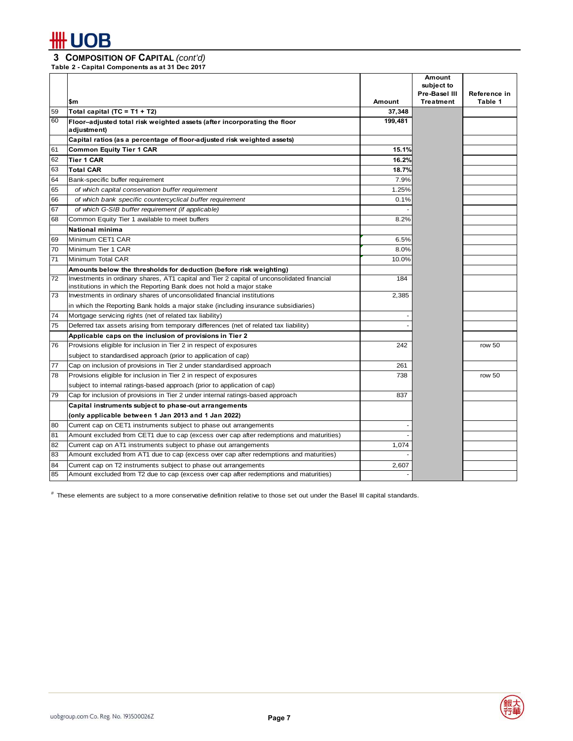## 3 Composition of Capital *(cont'd)*

**Table 2 - Capital Components as at 31 Dec 2017**

| | $m | Amount | Amount subject to Pre-Basel III Treatment | Reference in Table 1 |
|---|---|---|---|---|
| 59 | **Total capital (TC = T1 + T2)** | **37,348** | | |
| 60 | **Floor–adjusted total risk weighted assets (after incorporating the floor adjustment)** | **199,481** | | |
| | **Capital ratios (as a percentage of floor-adjusted risk weighted assets)** | | | |
| 61 | **Common Equity Tier 1 CAR** | **15.1%** | | |
| 62 | **Tier 1 CAR** | **16.2%** | | |
| 63 | **Total CAR** | **18.7%** | | |
| 64 | Bank-specific buffer requirement | 7.9% | | |
| 65 | *of which capital conservation buffer requirement* | 1.25% | | |
| 66 | *of which bank specific countercyclical buffer requirement* | 0.1% | | |
| 67 | *of which G-SIB buffer requirement (if applicable)* | - | | |
| 68 | Common Equity Tier 1 available to meet buffers | 8.2% | | |
| | **National minima** | | | |
| 69 | Minimum CET1 CAR | 6.5% | | |
| 70 | Minimum Tier 1 CAR | 8.0% | | |
| 71 | Minimum Total CAR | 10.0% | | |
| | **Amounts below the thresholds for deduction (before risk weighting)** | | | |
| 72 | Investments in ordinary shares, AT1 capital and Tier 2 capital of unconsolidated financial institutions in which the Reporting Bank does not hold a major stake | 184 | | |
| 73 | Investments in ordinary shares of unconsolidated financial institutions in which the Reporting Bank holds a major stake (including insurance subsidiaries) | 2,385 | | |
| 74 | Mortgage servicing rights (net of related tax liability) | - | | |
| 75 | Deferred tax assets arising from temporary differences (net of related tax liability) | - | | |
| | **Applicable caps on the inclusion of provisions in Tier 2** | | | |
| 76 | Provisions eligible for inclusion in Tier 2 in respect of exposures subject to standardised approach (prior to application of cap) | 242 | | row 50 |
| 77 | Cap on inclusion of provisions in Tier 2 under standardised approach | 261 | | |
| 78 | Provisions eligible for inclusion in Tier 2 in respect of exposures subject to internal ratings-based approach (prior to application of cap) | 738 | | row 50 |
| 79 | Cap for inclusion of provisions in Tier 2 under internal ratings-based approach | 837 | | |
| | **Capital instruments subject to phase-out arrangements (only applicable between 1 Jan 2013 and 1 Jan 2022)** | | | |
| 80 | Current cap on CET1 instruments subject to phase out arrangements | - | | |
| 81 | Amount excluded from CET1 due to cap (excess over cap after redemptions and maturities) | - | | |
| 82 | Current cap on AT1 instruments subject to phase out arrangements | 1,074 | | |
| 83 | Amount excluded from AT1 due to cap (excess over cap after redemptions and maturities) | - | | |
| 84 | Current cap on T2 instruments subject to phase out arrangements | 2,607 | | |
| 85 | Amount excluded from T2 due to cap (excess over cap after redemptions and maturities) | - | | |

[#] These elements are subject to a more conservative definition relative to those set out under the Basel III capital standards.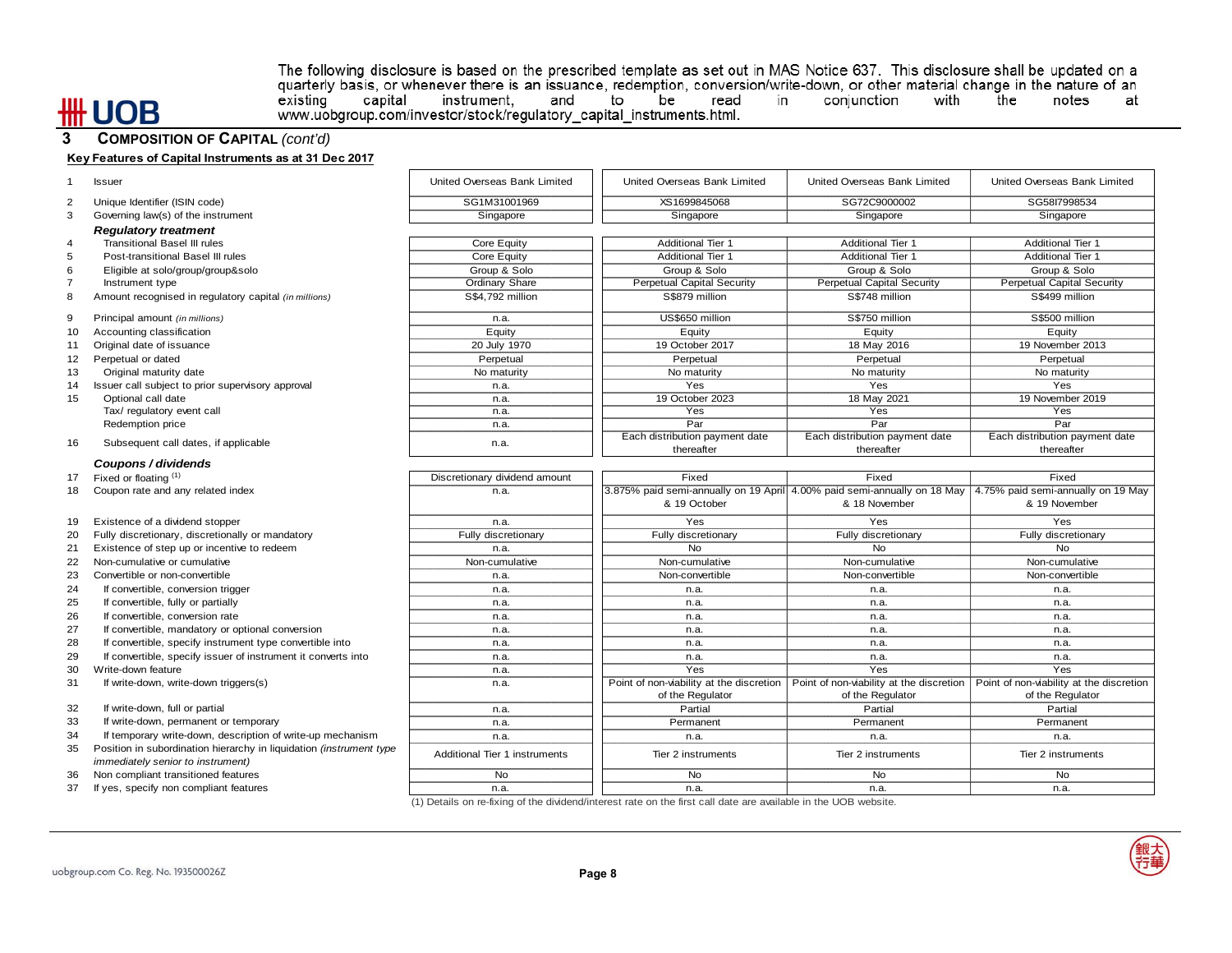The following disclosure is based on the prescribed template as set out in MAS Notice 637. This disclosure shall be updated on a quarterly basis, or whenever there is an issuance, redemption, conversion/write-down, or other material change in the nature of an existing capital instrument, and to be read in conjunction with the notes at www.uobgroup.com/investor/stock/regulatory_capital_instruments.html.

## 3 COMPOSITION OF CAPITAL *(cont'd)*

**Key Features of Capital Instruments as at 31 Dec 2017**

| | | | | | |
|---|---|---|---|---|---|
| 1 | Issuer | United Overseas Bank Limited | United Overseas Bank Limited | United Overseas Bank Limited | United Overseas Bank Limited |
| 2 | Unique Identifier (ISIN code) | SG1M31001969 | XS1699845068 | SG72C9000002 | SG58I7998534 |
| 3 | Governing law(s) of the instrument | Singapore | Singapore | Singapore | Singapore |
| | ***Regulatory treatment*** | | | | |
| 4 | Transitional Basel III rules | Core Equity | Additional Tier 1 | Additional Tier 1 | Additional Tier 1 |
| 5 | Post-transitional Basel III rules | Core Equity | Additional Tier 1 | Additional Tier 1 | Additional Tier 1 |
| 6 | Eligible at solo/group/group&solo | Group & Solo | Group & Solo | Group & Solo | Group & Solo |
| 7 | Instrument type | Ordinary Share | Perpetual Capital Security | Perpetual Capital Security | Perpetual Capital Security |
| 8 | Amount recognised in regulatory capital *(in millions)* | S$4,792 million | S$879 million | S$748 million | S$499 million |
| 9 | Principal amount *(in millions)* | n.a. | US$650 million | S$750 million | S$500 million |
| 10 | Accounting classification | Equity | Equity | Equity | Equity |
| 11 | Original date of issuance | 20 July 1970 | 19 October 2017 | 18 May 2016 | 19 November 2013 |
| 12 | Perpetual or dated | Perpetual | Perpetual | Perpetual | Perpetual |
| 13 | Original maturity date | No maturity | No maturity | No maturity | No maturity |
| 14 | Issuer call subject to prior supervisory approval | n.a. | Yes | Yes | Yes |
| 15 | Optional call date | n.a. | 19 October 2023 | 18 May 2021 | 19 November 2019 |
| | Tax/ regulatory event call | n.a. | Yes | Yes | Yes |
| | Redemption price | n.a. | Par | Par | Par |
| 16 | Subsequent call dates, if applicable | n.a. | Each distribution payment date thereafter | Each distribution payment date thereafter | Each distribution payment date thereafter |
| | ***Coupons / dividends*** | | | | |
| 17 | Fixed or floating [(1)] | Discretionary dividend amount | Fixed | Fixed | Fixed |
| 18 | Coupon rate and any related index | n.a. | 3.875% paid semi-annually on 19 April & 19 October | 4.00% paid semi-annually on 18 May & 18 November | 4.75% paid semi-annually on 19 May & 19 November |
| 19 | Existence of a dividend stopper | n.a. | Yes | Yes | Yes |
| 20 | Fully discretionary, discretionally or mandatory | Fully discretionary | Fully discretionary | Fully discretionary | Fully discretionary |
| 21 | Existence of step up or incentive to redeem | n.a. | No | No | No |
| 22 | Non-cumulative or cumulative | Non-cumulative | Non-cumulative | Non-cumulative | Non-cumulative |
| 23 | Convertible or non-convertible | n.a. | Non-convertible | Non-convertible | Non-convertible |
| 24 | If convertible, conversion trigger | n.a. | n.a. | n.a. | n.a. |
| 25 | If convertible, fully or partially | n.a. | n.a. | n.a. | n.a. |
| 26 | If convertible, conversion rate | n.a. | n.a. | n.a. | n.a. |
| 27 | If convertible, mandatory or optional conversion | n.a. | n.a. | n.a. | n.a. |
| 28 | If convertible, specify instrument type convertible into | n.a. | n.a. | n.a. | n.a. |
| 29 | If convertible, specify issuer of instrument it converts into | n.a. | n.a. | n.a. | n.a. |
| 30 | Write-down feature | n.a. | Yes | Yes | Yes |
| 31 | If write-down, write-down triggers(s) | n.a. | Point of non-viability at the discretion of the Regulator | Point of non-viability at the discretion of the Regulator | Point of non-viability at the discretion of the Regulator |
| 32 | If write-down, full or partial | n.a. | Partial | Partial | Partial |
| 33 | If write-down, permanent or temporary | n.a. | Permanent | Permanent | Permanent |
| 34 | If temporary write-down, description of write-up mechanism | n.a. | n.a. | n.a. | n.a. |
| 35 | Position in subordination hierarchy in liquidation *(instrument type immediately senior to instrument)* | Additional Tier 1 instruments | Tier 2 instruments | Tier 2 instruments | Tier 2 instruments |
| 36 | Non compliant transitioned features | No | No | No | No |
| 37 | If yes, specify non compliant features | n.a. | n.a. | n.a. | n.a. |

(1) Details on re-fixing of the dividend/interest rate on the first call date are available in the UOB website.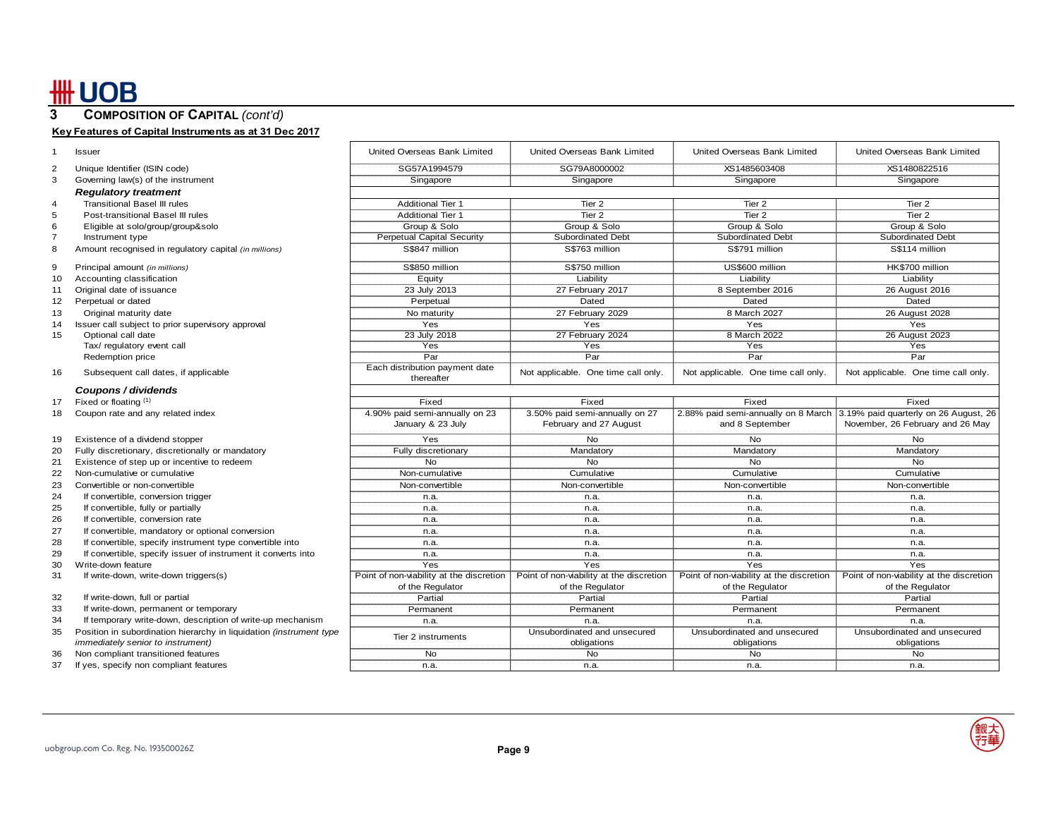## 3 COMPOSITION OF CAPITAL *(cont'd)*

**Key Features of Capital Instruments as at 31 Dec 2017**

| | | | | | |
|---|---|---|---|---|---|
| 1 | Issuer | United Overseas Bank Limited | United Overseas Bank Limited | United Overseas Bank Limited | United Overseas Bank Limited |
| 2 | Unique Identifier (ISIN code) | SG57A1994579 | SG79A8000002 | XS1485603408 | XS1480822516 |
| 3 | Governing law(s) of the instrument | Singapore | Singapore | Singapore | Singapore |
| | ***Regulatory treatment*** | | | | |
| 4 | Transitional Basel III rules | Additional Tier 1 | Tier 2 | Tier 2 | Tier 2 |
| 5 | Post-transitional Basel III rules | Additional Tier 1 | Tier 2 | Tier 2 | Tier 2 |
| 6 | Eligible at solo/group/group&solo | Group & Solo | Group & Solo | Group & Solo | Group & Solo |
| 7 | Instrument type | Perpetual Capital Security | Subordinated Debt | Subordinated Debt | Subordinated Debt |
| 8 | Amount recognised in regulatory capital *(in millions)* | S$847 million | S$763 million | S$791 million | S$114 million |
| 9 | Principal amount *(in millions)* | S$850 million | S$750 million | US$600 million | HK$700 million |
| 10 | Accounting classification | Equity | Liability | Liability | Liability |
| 11 | Original date of issuance | 23 July 2013 | 27 February 2017 | 8 September 2016 | 26 August 2016 |
| 12 | Perpetual or dated | Perpetual | Dated | Dated | Dated |
| 13 | Original maturity date | No maturity | 27 February 2029 | 8 March 2027 | 26 August 2028 |
| 14 | Issuer call subject to prior supervisory approval | Yes | Yes | Yes | Yes |
| 15 | Optional call date | 23 July 2018 | 27 February 2024 | 8 March 2022 | 26 August 2023 |
| | Tax/ regulatory event call | Yes | Yes | Yes | Yes |
| | Redemption price | Par | Par | Par | Par |
| 16 | Subsequent call dates, if applicable | Each distribution payment date thereafter | Not applicable. One time call only. | Not applicable. One time call only. | Not applicable. One time call only. |
| | ***Coupons / dividends*** | | | | |
| 17 | Fixed or floating [1] | Fixed | Fixed | Fixed | Fixed |
| 18 | Coupon rate and any related index | 4.90% paid semi-annually on 23 January & 23 July | 3.50% paid semi-annually on 27 February and 27 August | 2.88% paid semi-annually on 8 March and 8 September | 3.19% paid quarterly on 26 August, 26 November, 26 February and 26 May |
| 19 | Existence of a dividend stopper | Yes | No | No | No |
| 20 | Fully discretionary, discretionally or mandatory | Fully discretionary | Mandatory | Mandatory | Mandatory |
| 21 | Existence of step up or incentive to redeem | No | No | No | No |
| 22 | Non-cumulative or cumulative | Non-cumulative | Cumulative | Cumulative | Cumulative |
| 23 | Convertible or non-convertible | Non-convertible | Non-convertible | Non-convertible | Non-convertible |
| 24 | If convertible, conversion trigger | n.a. | n.a. | n.a. | n.a. |
| 25 | If convertible, fully or partially | n.a. | n.a. | n.a. | n.a. |
| 26 | If convertible, conversion rate | n.a. | n.a. | n.a. | n.a. |
| 27 | If convertible, mandatory or optional conversion | n.a. | n.a. | n.a. | n.a. |
| 28 | If convertible, specify instrument type convertible into | n.a. | n.a. | n.a. | n.a. |
| 29 | If convertible, specify issuer of instrument it converts into | n.a. | n.a. | n.a. | n.a. |
| 30 | Write-down feature | Yes | Yes | Yes | Yes |
| 31 | If write-down, write-down triggers(s) | Point of non-viability at the discretion of the Regulator | Point of non-viability at the discretion of the Regulator | Point of non-viability at the discretion of the Regulator | Point of non-viability at the discretion of the Regulator |
| 32 | If write-down, full or partial | Partial | Partial | Partial | Partial |
| 33 | If write-down, permanent or temporary | Permanent | Permanent | Permanent | Permanent |
| 34 | If temporary write-down, description of write-up mechanism | n.a. | n.a. | n.a. | n.a. |
| 35 | Position in subordination hierarchy in liquidation *(instrument type immediately senior to instrument)* | Tier 2 instruments | Unsubordinated and unsecured obligations | Unsubordinated and unsecured obligations | Unsubordinated and unsecured obligations |
| 36 | Non compliant transitioned features | No | No | No | No |
| 37 | If yes, specify non compliant features | n.a. | n.a. | n.a. | n.a. |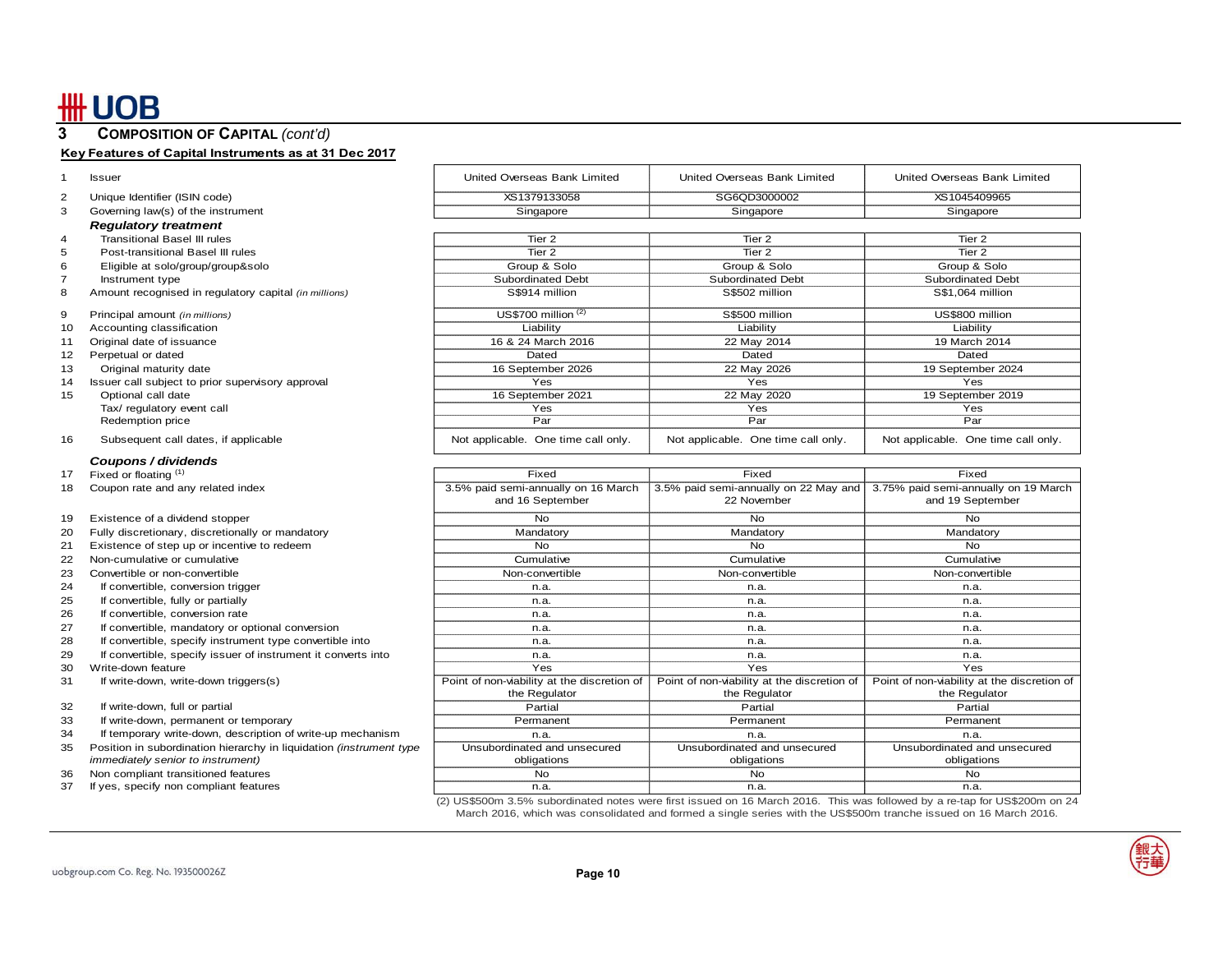## 3 COMPOSITION OF CAPITAL *(cont'd)*

**Key Features of Capital Instruments as at 31 Dec 2017**

| | | | | |
|---|---|---|---|---|
| 1 | Issuer | United Overseas Bank Limited | United Overseas Bank Limited | United Overseas Bank Limited |
| 2 | Unique Identifier (ISIN code) | XS1379133058 | SG6QD3000002 | XS1045409965 |
| 3 | Governing law(s) of the instrument | Singapore | Singapore | Singapore |
| | ***Regulatory treatment*** | | | |
| 4 | Transitional Basel III rules | Tier 2 | Tier 2 | Tier 2 |
| 5 | Post-transitional Basel III rules | Tier 2 | Tier 2 | Tier 2 |
| 6 | Eligible at solo/group/group&solo | Group & Solo | Group & Solo | Group & Solo |
| 7 | Instrument type | Subordinated Debt | Subordinated Debt | Subordinated Debt |
| 8 | Amount recognised in regulatory capital *(in millions)* | S$914 million | S$502 million | S$1,064 million |
| 9 | Principal amount *(in millions)* | US$700 million (2) | S$500 million | US$800 million |
| 10 | Accounting classification | Liability | Liability | Liability |
| 11 | Original date of issuance | 16 & 24 March 2016 | 22 May 2014 | 19 March 2014 |
| 12 | Perpetual or dated | Dated | Dated | Dated |
| 13 | Original maturity date | 16 September 2026 | 22 May 2026 | 19 September 2024 |
| 14 | Issuer call subject to prior supervisory approval | Yes | Yes | Yes |
| 15 | Optional call date | 16 September 2021 | 22 May 2020 | 19 September 2019 |
| | Tax/ regulatory event call | Yes | Yes | Yes |
| | Redemption price | Par | Par | Par |
| 16 | Subsequent call dates, if applicable | Not applicable. One time call only. | Not applicable. One time call only. | Not applicable. One time call only. |
| | ***Coupons / dividends*** | | | |
| 17 | Fixed or floating (1) | Fixed | Fixed | Fixed |
| 18 | Coupon rate and any related index | 3.5% paid semi-annually on 16 March and 16 September | 3.5% paid semi-annually on 22 May and 22 November | 3.75% paid semi-annually on 19 March and 19 September |
| 19 | Existence of a dividend stopper | No | No | No |
| 20 | Fully discretionary, discretionally or mandatory | Mandatory | Mandatory | Mandatory |
| 21 | Existence of step up or incentive to redeem | No | No | No |
| 22 | Non-cumulative or cumulative | Cumulative | Cumulative | Cumulative |
| 23 | Convertible or non-convertible | Non-convertible | Non-convertible | Non-convertible |
| 24 | If convertible, conversion trigger | n.a. | n.a. | n.a. |
| 25 | If convertible, fully or partially | n.a. | n.a. | n.a. |
| 26 | If convertible, conversion rate | n.a. | n.a. | n.a. |
| 27 | If convertible, mandatory or optional conversion | n.a. | n.a. | n.a. |
| 28 | If convertible, specify instrument type convertible into | n.a. | n.a. | n.a. |
| 29 | If convertible, specify issuer of instrument it converts into | n.a. | n.a. | n.a. |
| 30 | Write-down feature | Yes | Yes | Yes |
| 31 | If write-down, write-down triggers(s) | Point of non-viability at the discretion of the Regulator | Point of non-viability at the discretion of the Regulator | Point of non-viability at the discretion of the Regulator |
| 32 | If write-down, full or partial | Partial | Partial | Partial |
| 33 | If write-down, permanent or temporary | Permanent | Permanent | Permanent |
| 34 | If temporary write-down, description of write-up mechanism | n.a. | n.a. | n.a. |
| 35 | Position in subordination hierarchy in liquidation *(instrument type immediately senior to instrument)* | Unsubordinated and unsecured obligations | Unsubordinated and unsecured obligations | Unsubordinated and unsecured obligations |
| 36 | Non compliant transitioned features | No | No | No |
| 37 | If yes, specify non compliant features | n.a. | n.a. | n.a. |

(2) US$500m 3.5% subordinated notes were first issued on 16 March 2016. This was followed by a re-tap for US$200m on 24 March 2016, which was consolidated and formed a single series with the US$500m tranche issued on 16 March 2016.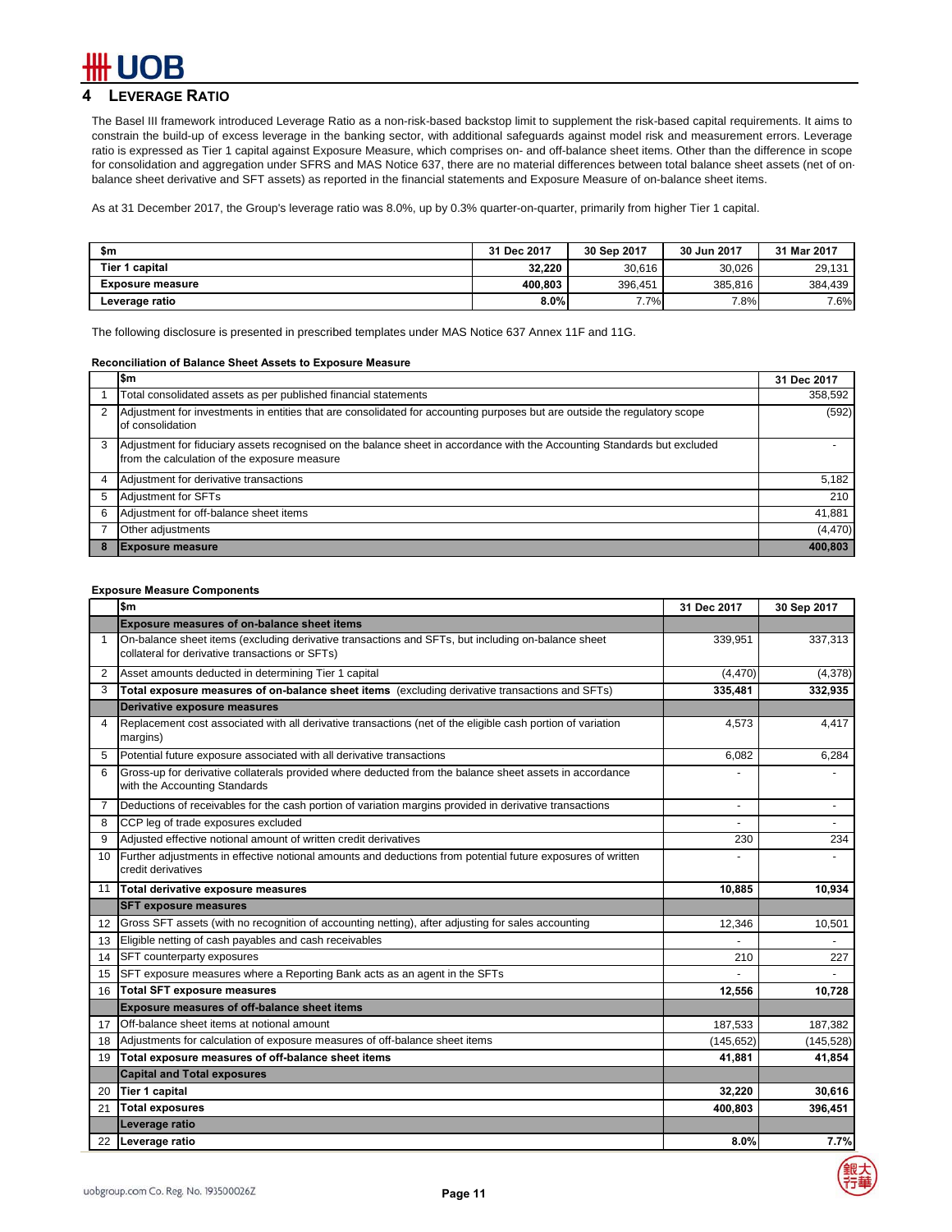## 4 LEVERAGE RATIO

The Basel III framework introduced Leverage Ratio as a non-risk-based backstop limit to supplement the risk-based capital requirements. It aims to constrain the build-up of excess leverage in the banking sector, with additional safeguards against model risk and measurement errors. Leverage ratio is expressed as Tier 1 capital against Exposure Measure, which comprises on- and off-balance sheet items. Other than the difference in scope for consolidation and aggregation under SFRS and MAS Notice 637, there are no material differences between total balance sheet assets (net of on-balance sheet derivative and SFT assets) as reported in the financial statements and Exposure Measure of on-balance sheet items.

As at 31 December 2017, the Group's leverage ratio was 8.0%, up by 0.3% quarter-on-quarter, primarily from higher Tier 1 capital.

| $m | 31 Dec 2017 | 30 Sep 2017 | 30 Jun 2017 | 31 Mar 2017 |
|---|---|---|---|---|
| **Tier 1 capital** | **32,220** | 30,616 | 30,026 | 29,131 |
| **Exposure measure** | **400,803** | 396,451 | 385,816 | 384,439 |
| **Leverage ratio** | **8.0%** | 7.7% | 7.8% | 7.6% |

The following disclosure is presented in prescribed templates under MAS Notice 637 Annex 11F and 11G.

**Reconciliation of Balance Sheet Assets to Exposure Measure**

| | $m | 31 Dec 2017 |
|---|---|---|
| 1 | Total consolidated assets as per published financial statements | 358,592 |
| 2 | Adjustment for investments in entities that are consolidated for accounting purposes but are outside the regulatory scope of consolidation | (592) |
| 3 | Adjustment for fiduciary assets recognised on the balance sheet in accordance with the Accounting Standards but excluded from the calculation of the exposure measure | - |
| 4 | Adjustment for derivative transactions | 5,182 |
| 5 | Adjustment for SFTs | 210 |
| 6 | Adjustment for off-balance sheet items | 41,881 |
| 7 | Other adjustments | (4,470) |
| **8** | **Exposure measure** | **400,803** |

**Exposure Measure Components**

| | $m | 31 Dec 2017 | 30 Sep 2017 |
|---|---|---|---|
| | **Exposure measures of on-balance sheet items** | | |
| 1 | On-balance sheet items (excluding derivative transactions and SFTs, but including on-balance sheet collateral for derivative transactions or SFTs) | 339,951 | 337,313 |
| 2 | Asset amounts deducted in determining Tier 1 capital | (4,470) | (4,378) |
| 3 | **Total exposure measures of on-balance sheet items** (excluding derivative transactions and SFTs) | **335,481** | **332,935** |
| | **Derivative exposure measures** | | |
| 4 | Replacement cost associated with all derivative transactions (net of the eligible cash portion of variation margins) | 4,573 | 4,417 |
| 5 | Potential future exposure associated with all derivative transactions | 6,082 | 6,284 |
| 6 | Gross-up for derivative collaterals provided where deducted from the balance sheet assets in accordance with the Accounting Standards | - | - |
| 7 | Deductions of receivables for the cash portion of variation margins provided in derivative transactions | - | - |
| 8 | CCP leg of trade exposures excluded | - | - |
| 9 | Adjusted effective notional amount of written credit derivatives | 230 | 234 |
| 10 | Further adjustments in effective notional amounts and deductions from potential future exposures of written credit derivatives | - | - |
| 11 | **Total derivative exposure measures** | **10,885** | **10,934** |
| | **SFT exposure measures** | | |
| 12 | Gross SFT assets (with no recognition of accounting netting), after adjusting for sales accounting | 12,346 | 10,501 |
| 13 | Eligible netting of cash payables and cash receivables | - | - |
| 14 | SFT counterparty exposures | 210 | 227 |
| 15 | SFT exposure measures where a Reporting Bank acts as an agent in the SFTs | - | - |
| 16 | **Total SFT exposure measures** | **12,556** | **10,728** |
| | **Exposure measures of off-balance sheet items** | | |
| 17 | Off-balance sheet items at notional amount | 187,533 | 187,382 |
| 18 | Adjustments for calculation of exposure measures of off-balance sheet items | (145,652) | (145,528) |
| 19 | **Total exposure measures of off-balance sheet items** | **41,881** | **41,854** |
| | **Capital and Total exposures** | | |
| 20 | **Tier 1 capital** | **32,220** | **30,616** |
| 21 | **Total exposures** | **400,803** | **396,451** |
| | **Leverage ratio** | | |
| 22 | **Leverage ratio** | **8.0%** | **7.7%** |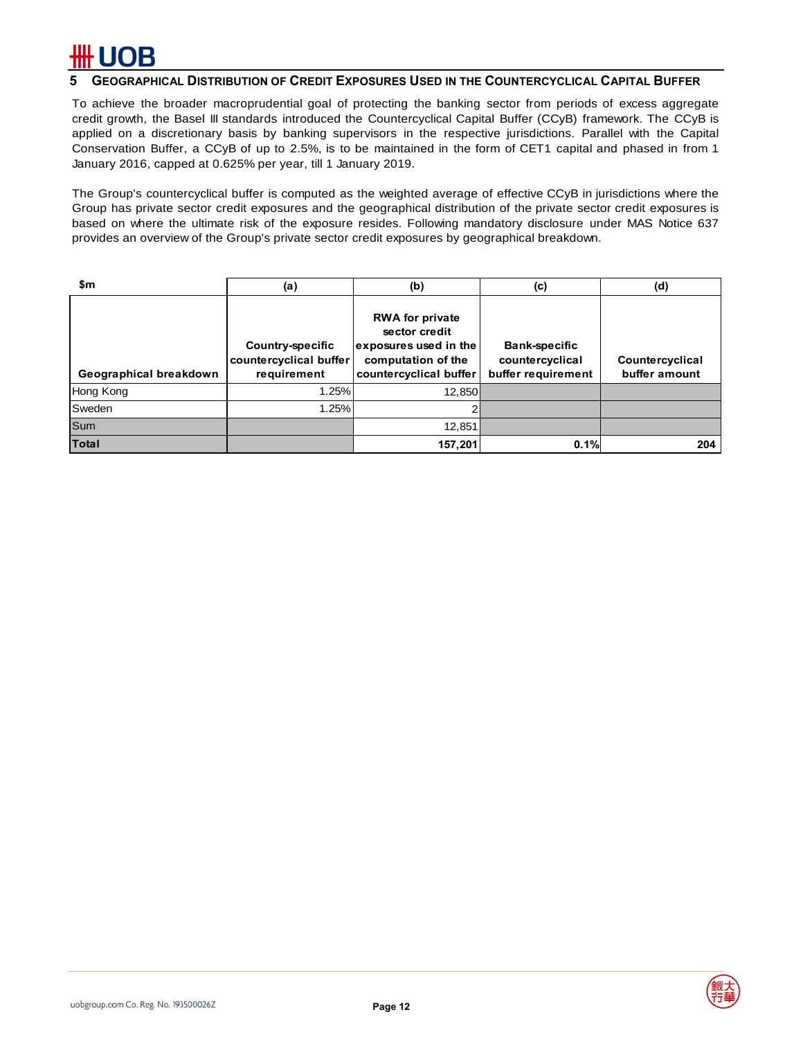## 5 Geographical Distribution of Credit Exposures Used in the Countercyclical Capital Buffer

To achieve the broader macroprudential goal of protecting the banking sector from periods of excess aggregate credit growth, the Basel III standards introduced the Countercyclical Capital Buffer (CCyB) framework. The CCyB is applied on a discretionary basis by banking supervisors in the respective jurisdictions. Parallel with the Capital Conservation Buffer, a CCyB of up to 2.5%, is to be maintained in the form of CET1 capital and phased in from 1 January 2016, capped at 0.625% per year, till 1 January 2019.

The Group's countercyclical buffer is computed as the weighted average of effective CCyB in jurisdictions where the Group has private sector credit exposures and the geographical distribution of the private sector credit exposures is based on where the ultimate risk of the exposure resides. Following mandatory disclosure under MAS Notice 637 provides an overview of the Group's private sector credit exposures by geographical breakdown.

| $m | (a) | (b) | (c) | (d) |
|---|---|---|---|---|
| **Geographical breakdown** | **Country-specific countercyclical buffer requirement** | **RWA for private sector credit exposures used in the computation of the countercyclical buffer** | **Bank-specific countercyclical buffer requirement** | **Countercyclical buffer amount** |
| Hong Kong | 1.25% | 12,850 | | |
| Sweden | 1.25% | 2 | | |
| Sum | | 12,851 | | |
| **Total** | | **157,201** | **0.1%** | **204** |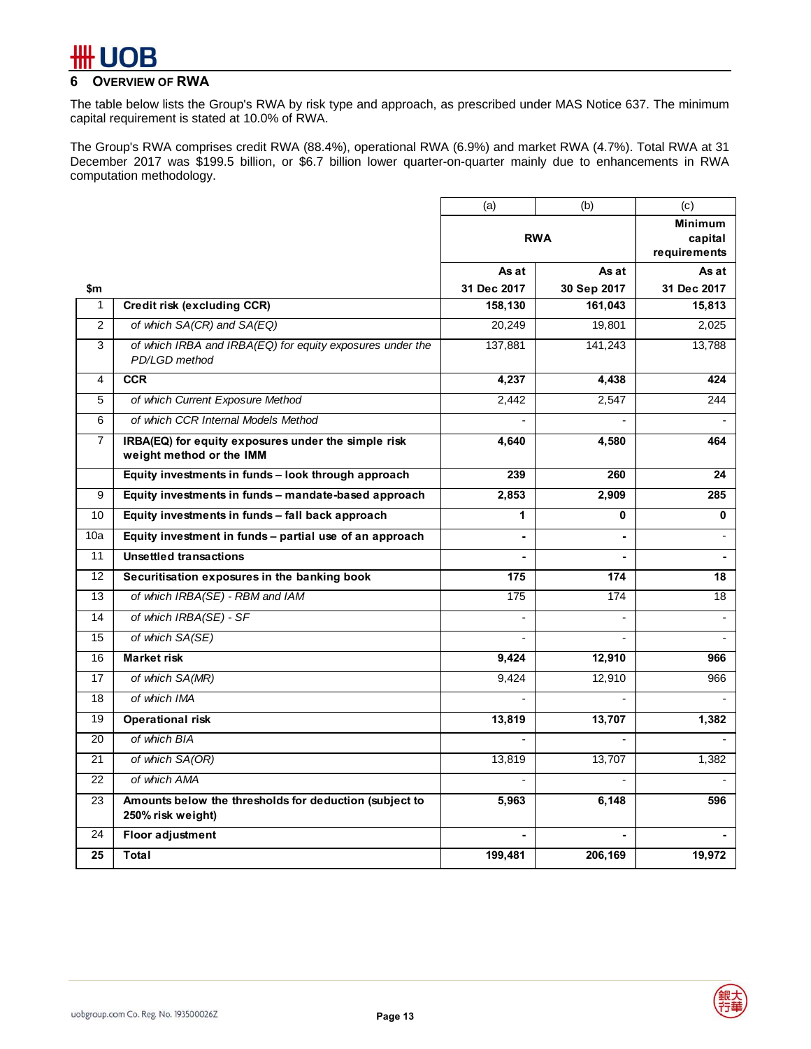## 6 OVERVIEW OF RWA

The table below lists the Group's RWA by risk type and approach, as prescribed under MAS Notice 637. The minimum capital requirement is stated at 10.0% of RWA.

The Group's RWA comprises credit RWA (88.4%), operational RWA (6.9%) and market RWA (4.7%). Total RWA at 31 December 2017 was $199.5 billion, or $6.7 billion lower quarter-on-quarter mainly due to enhancements in RWA computation methodology.

| | | (a) | (b) | (c) |
|---|---|---|---|---|
| | | RWA | | Minimum capital requirements |
| $m | | As at 31 Dec 2017 | As at 30 Sep 2017 | As at 31 Dec 2017 |
| 1 | **Credit risk (excluding CCR)** | **158,130** | **161,043** | **15,813** |
| 2 | *of which SA(CR) and SA(EQ)* | 20,249 | 19,801 | 2,025 |
| 3 | *of which IRBA and IRBA(EQ) for equity exposures under the PD/LGD method* | 137,881 | 141,243 | 13,788 |
| 4 | **CCR** | **4,237** | **4,438** | **424** |
| 5 | *of which Current Exposure Method* | 2,442 | 2,547 | 244 |
| 6 | *of which CCR Internal Models Method* | - | - | - |
| 7 | **IRBA(EQ) for equity exposures under the simple risk weight method or the IMM** | **4,640** | **4,580** | **464** |
| | **Equity investments in funds – look through approach** | **239** | **260** | **24** |
| 9 | **Equity investments in funds – mandate-based approach** | **2,853** | **2,909** | **285** |
| 10 | **Equity investments in funds – fall back approach** | **1** | **0** | **0** |
| 10a | **Equity investment in funds – partial use of an approach** | **-** | **-** | - |
| 11 | **Unsettled transactions** | **-** | **-** | **-** |
| 12 | **Securitisation exposures in the banking book** | **175** | **174** | **18** |
| 13 | *of which IRBA(SE) - RBM and IAM* | 175 | 174 | 18 |
| 14 | *of which IRBA(SE) - SF* | - | - | - |
| 15 | *of which SA(SE)* | - | - | - |
| 16 | **Market risk** | **9,424** | **12,910** | **966** |
| 17 | *of which SA(MR)* | 9,424 | 12,910 | 966 |
| 18 | *of which IMA* | - | - | - |
| 19 | **Operational risk** | **13,819** | **13,707** | **1,382** |
| 20 | *of which BIA* | - | - | - |
| 21 | *of which SA(OR)* | 13,819 | 13,707 | 1,382 |
| 22 | *of which AMA* | - | - | - |
| 23 | **Amounts below the thresholds for deduction (subject to 250% risk weight)** | **5,963** | **6,148** | **596** |
| 24 | **Floor adjustment** | **-** | **-** | **-** |
| **25** | **Total** | **199,481** | **206,169** | **19,972** |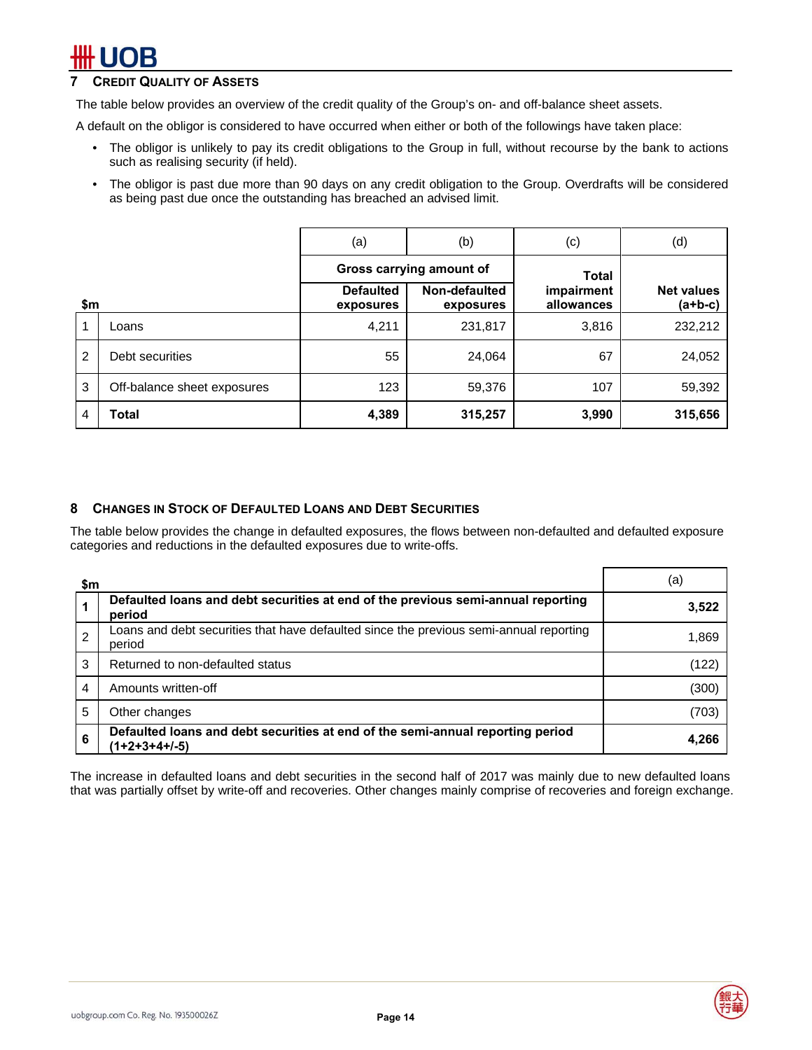## 7 Credit Quality of Assets

The table below provides an overview of the credit quality of the Group's on- and off-balance sheet assets.

A default on the obligor is considered to have occurred when either or both of the followings have taken place:

- The obligor is unlikely to pay its credit obligations to the Group in full, without recourse by the bank to actions such as realising security (if held).
- The obligor is past due more than 90 days on any credit obligation to the Group. Overdrafts will be considered as being past due once the outstanding has breached an advised limit.

| | | (a) | (b) | (c) | (d) |
|---|---|---|---|---|---|
| | | Gross carrying amount of | | Total impairment allowances | Net values (a+b-c) |
| $m | | Defaulted exposures | Non-defaulted exposures | | |
| 1 | Loans | 4,211 | 231,817 | 3,816 | 232,212 |
| 2 | Debt securities | 55 | 24,064 | 67 | 24,052 |
| 3 | Off-balance sheet exposures | 123 | 59,376 | 107 | 59,392 |
| 4 | **Total** | **4,389** | **315,257** | **3,990** | **315,656** |

## 8 Changes in Stock of Defaulted Loans and Debt Securities

The table below provides the change in defaulted exposures, the flows between non-defaulted and defaulted exposure categories and reductions in the defaulted exposures due to write-offs.

| $m | | (a) |
|---|---|---|
| **1** | **Defaulted loans and debt securities at end of the previous semi-annual reporting period** | **3,522** |
| 2 | Loans and debt securities that have defaulted since the previous semi-annual reporting period | 1,869 |
| 3 | Returned to non-defaulted status | (122) |
| 4 | Amounts written-off | (300) |
| 5 | Other changes | (703) |
| **6** | **Defaulted loans and debt securities at end of the semi-annual reporting period (1+2+3+4+/-5)** | **4,266** |

The increase in defaulted loans and debt securities in the second half of 2017 was mainly due to new defaulted loans that was partially offset by write-off and recoveries. Other changes mainly comprise of recoveries and foreign exchange.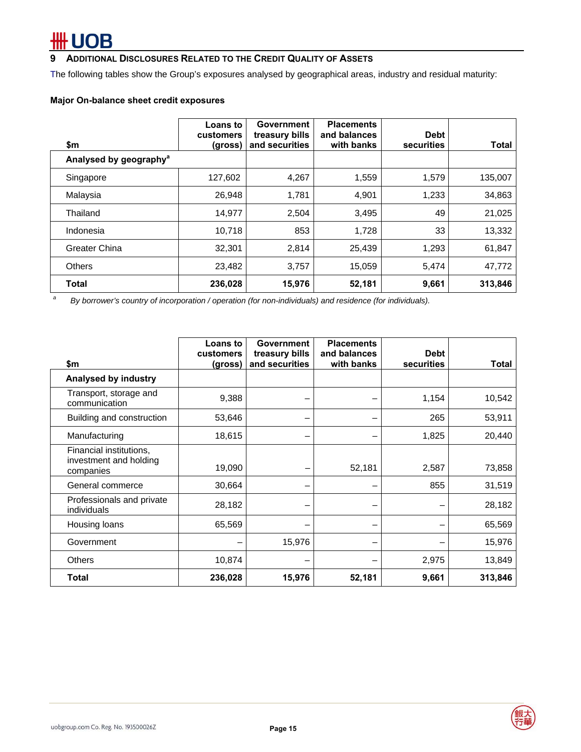## 9 ADDITIONAL DISCLOSURES RELATED TO THE CREDIT QUALITY OF ASSETS

The following tables show the Group's exposures analysed by geographical areas, industry and residual maturity:

**Major On-balance sheet credit exposures**

| $m | Loans to customers (gross) | Government treasury bills and securities | Placements and balances with banks | Debt securities | Total |
|---|---|---|---|---|---|
| **Analysed by geography**[a] | | | | | |
| Singapore | 127,602 | 4,267 | 1,559 | 1,579 | 135,007 |
| Malaysia | 26,948 | 1,781 | 4,901 | 1,233 | 34,863 |
| Thailand | 14,977 | 2,504 | 3,495 | 49 | 21,025 |
| Indonesia | 10,718 | 853 | 1,728 | 33 | 13,332 |
| Greater China | 32,301 | 2,814 | 25,439 | 1,293 | 61,847 |
| Others | 23,482 | 3,757 | 15,059 | 5,474 | 47,772 |
| **Total** | **236,028** | **15,976** | **52,181** | **9,661** | **313,846** |

[a] *By borrower's country of incorporation / operation (for non-individuals) and residence (for individuals).*

| $m | Loans to customers (gross) | Government treasury bills and securities | Placements and balances with banks | Debt securities | Total |
|---|---|---|---|---|---|
| **Analysed by industry** | | | | | |
| Transport, storage and communication | 9,388 | – | – | 1,154 | 10,542 |
| Building and construction | 53,646 | – | – | 265 | 53,911 |
| Manufacturing | 18,615 | – | – | 1,825 | 20,440 |
| Financial institutions, investment and holding companies | 19,090 | – | 52,181 | 2,587 | 73,858 |
| General commerce | 30,664 | – | – | 855 | 31,519 |
| Professionals and private individuals | 28,182 | – | – | – | 28,182 |
| Housing loans | 65,569 | – | – | – | 65,569 |
| Government | – | 15,976 | – | – | 15,976 |
| Others | 10,874 | – | – | 2,975 | 13,849 |
| **Total** | **236,028** | **15,976** | **52,181** | **9,661** | **313,846** |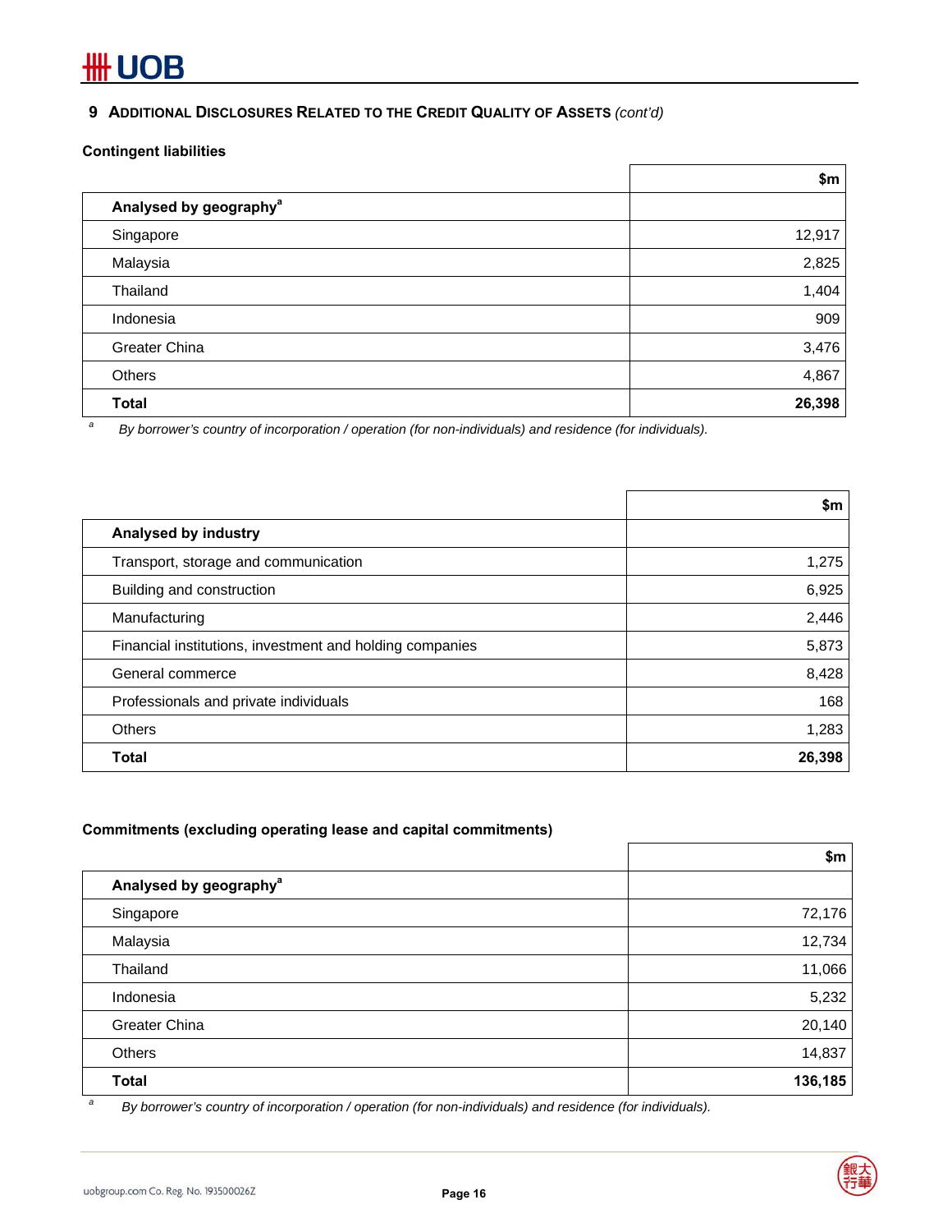## 9 ADDITIONAL DISCLOSURES RELATED TO THE CREDIT QUALITY OF ASSETS *(cont'd)*

### Contingent liabilities

| | $m |
|---|---|
| **Analysed by geography[a]** | |
| Singapore | 12,917 |
| Malaysia | 2,825 |
| Thailand | 1,404 |
| Indonesia | 909 |
| Greater China | 3,476 |
| Others | 4,867 |
| **Total** | **26,398** |

[a] *By borrower's country of incorporation / operation (for non-individuals) and residence (for individuals).*

| | $m |
|---|---|
| **Analysed by industry** | |
| Transport, storage and communication | 1,275 |
| Building and construction | 6,925 |
| Manufacturing | 2,446 |
| Financial institutions, investment and holding companies | 5,873 |
| General commerce | 8,428 |
| Professionals and private individuals | 168 |
| Others | 1,283 |
| **Total** | **26,398** |

### Commitments (excluding operating lease and capital commitments)

| | $m |
|---|---|
| **Analysed by geography[a]** | |
| Singapore | 72,176 |
| Malaysia | 12,734 |
| Thailand | 11,066 |
| Indonesia | 5,232 |
| Greater China | 20,140 |
| Others | 14,837 |
| **Total** | **136,185** |

[a] *By borrower's country of incorporation / operation (for non-individuals) and residence (for individuals).*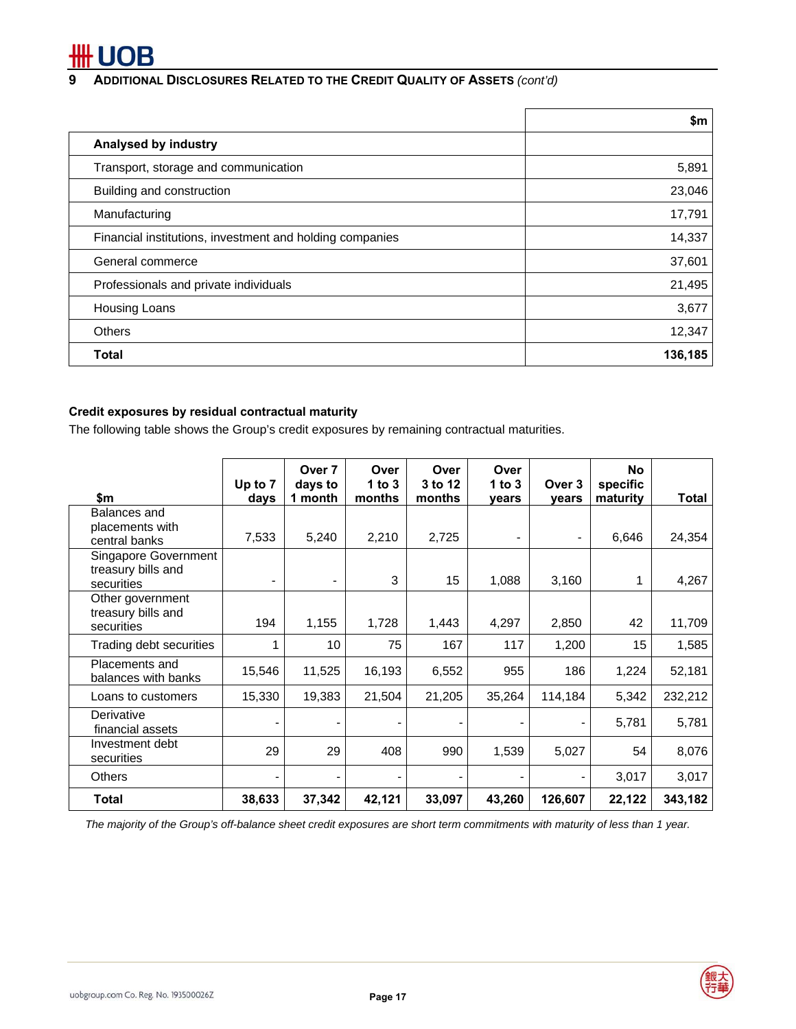## 9 Additional Disclosures Related to the Credit Quality of Assets *(cont'd)*

| | $m |
|---|---:|
| **Analysed by industry** | |
| Transport, storage and communication | 5,891 |
| Building and construction | 23,046 |
| Manufacturing | 17,791 |
| Financial institutions, investment and holding companies | 14,337 |
| General commerce | 37,601 |
| Professionals and private individuals | 21,495 |
| Housing Loans | 3,677 |
| Others | 12,347 |
| **Total** | **136,185** |

**Credit exposures by residual contractual maturity**

The following table shows the Group's credit exposures by remaining contractual maturities.

| $m | Up to 7 days | Over 7 days to 1 month | Over 1 to 3 months | Over 3 to 12 months | Over 1 to 3 years | Over 3 years | No specific maturity | Total |
|---|---:|---:|---:|---:|---:|---:|---:|---:|
| Balances and placements with central banks | 7,533 | 5,240 | 2,210 | 2,725 | - | - | 6,646 | 24,354 |
| Singapore Government treasury bills and securities | - | - | 3 | 15 | 1,088 | 3,160 | 1 | 4,267 |
| Other government treasury bills and securities | 194 | 1,155 | 1,728 | 1,443 | 4,297 | 2,850 | 42 | 11,709 |
| Trading debt securities | 1 | 10 | 75 | 167 | 117 | 1,200 | 15 | 1,585 |
| Placements and balances with banks | 15,546 | 11,525 | 16,193 | 6,552 | 955 | 186 | 1,224 | 52,181 |
| Loans to customers | 15,330 | 19,383 | 21,504 | 21,205 | 35,264 | 114,184 | 5,342 | 232,212 |
| Derivative financial assets | - | - | - | - | - | - | 5,781 | 5,781 |
| Investment debt securities | 29 | 29 | 408 | 990 | 1,539 | 5,027 | 54 | 8,076 |
| Others | - | - | - | - | - | - | 3,017 | 3,017 |
| **Total** | **38,633** | **37,342** | **42,121** | **33,097** | **43,260** | **126,607** | **22,122** | **343,182** |

*The majority of the Group's off-balance sheet credit exposures are short term commitments with maturity of less than 1 year.*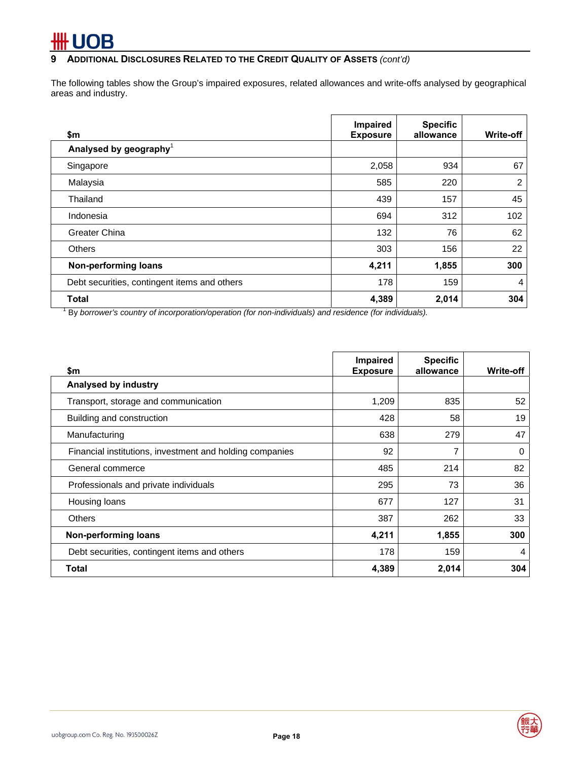## 9 Additional Disclosures Related to the Credit Quality of Assets *(cont'd)*

The following tables show the Group's impaired exposures, related allowances and write-offs analysed by geographical areas and industry.

| $m | Impaired Exposure | Specific allowance | Write-off |
|---|---|---|---|
| **Analysed by geography**[1] | | | |
| Singapore | 2,058 | 934 | 67 |
| Malaysia | 585 | 220 | 2 |
| Thailand | 439 | 157 | 45 |
| Indonesia | 694 | 312 | 102 |
| Greater China | 132 | 76 | 62 |
| Others | 303 | 156 | 22 |
| **Non-performing loans** | **4,211** | **1,855** | **300** |
| Debt securities, contingent items and others | 178 | 159 | 4 |
| **Total** | **4,389** | **2,014** | **304** |

[1] By *borrower's country of incorporation/operation (for non-individuals) and residence (for individuals).*

| $m | Impaired Exposure | Specific allowance | Write-off |
|---|---|---|---|
| **Analysed by industry** | | | |
| Transport, storage and communication | 1,209 | 835 | 52 |
| Building and construction | 428 | 58 | 19 |
| Manufacturing | 638 | 279 | 47 |
| Financial institutions, investment and holding companies | 92 | 7 | 0 |
| General commerce | 485 | 214 | 82 |
| Professionals and private individuals | 295 | 73 | 36 |
| Housing loans | 677 | 127 | 31 |
| Others | 387 | 262 | 33 |
| **Non-performing loans** | **4,211** | **1,855** | **300** |
| Debt securities, contingent items and others | 178 | 159 | 4 |
| **Total** | **4,389** | **2,014** | **304** |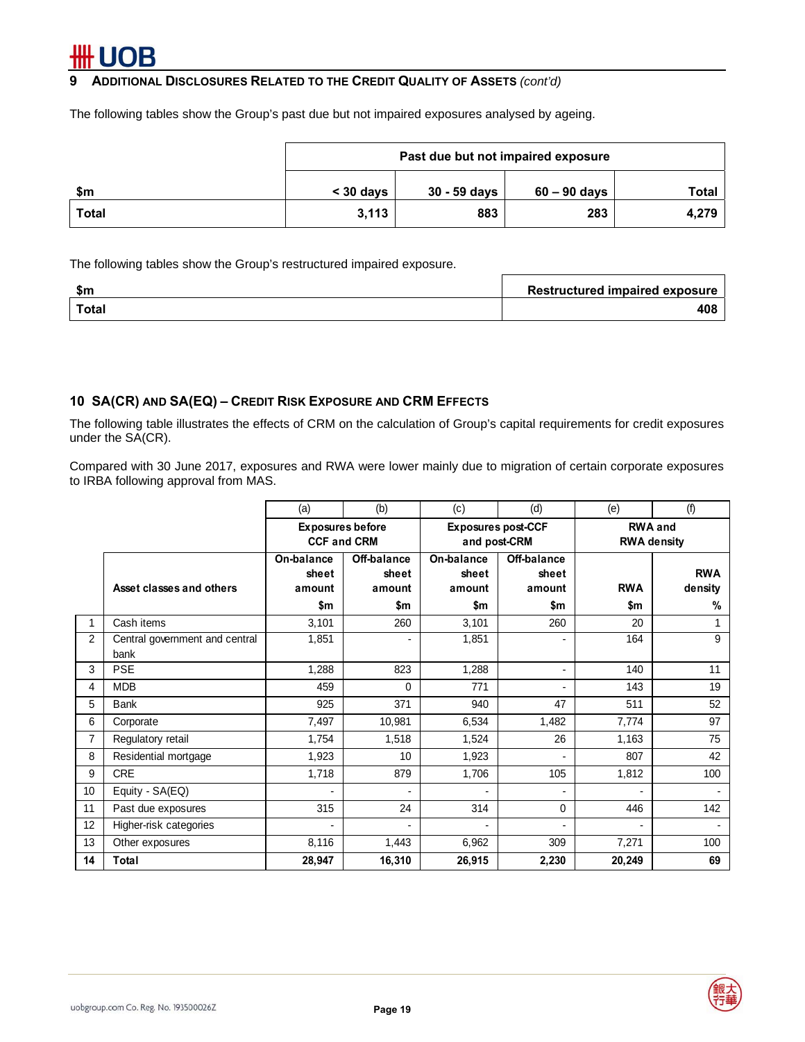## 9 Additional Disclosures Related to the Credit Quality of Assets *(cont'd)*

The following tables show the Group's past due but not impaired exposures analysed by ageing.

| $m | Past due but not impaired exposure | | | |
|---|---|---|---|---|
| | < 30 days | 30 - 59 days | 60 – 90 days | Total |
| **Total** | **3,113** | **883** | **283** | **4,279** |

The following tables show the Group's restructured impaired exposure.

| $m | Restructured impaired exposure |
|---|---|
| **Total** | **408** |

## 10 SA(CR) and SA(EQ) – Credit Risk Exposure and CRM Effects

The following table illustrates the effects of CRM on the calculation of Group's capital requirements for credit exposures under the SA(CR).

Compared with 30 June 2017, exposures and RWA were lower mainly due to migration of certain corporate exposures to IRBA following approval from MAS.

| | | (a) | (b) | (c) | (d) | (e) | (f) |
|---|---|---|---|---|---|---|---|
| | | Exposures before CCF and CRM | | Exposures post-CCF and post-CRM | | RWA and RWA density | |
| | Asset classes and others | On-balance sheet amount $m | Off-balance sheet amount $m | On-balance sheet amount $m | Off-balance sheet amount $m | RWA $m | RWA density % |
| 1 | Cash items | 3,101 | 260 | 3,101 | 260 | 20 | 1 |
| 2 | Central government and central bank | 1,851 | - | 1,851 | - | 164 | 9 |
| 3 | PSE | 1,288 | 823 | 1,288 | - | 140 | 11 |
| 4 | MDB | 459 | 0 | 771 | - | 143 | 19 |
| 5 | Bank | 925 | 371 | 940 | 47 | 511 | 52 |
| 6 | Corporate | 7,497 | 10,981 | 6,534 | 1,482 | 7,774 | 97 |
| 7 | Regulatory retail | 1,754 | 1,518 | 1,524 | 26 | 1,163 | 75 |
| 8 | Residential mortgage | 1,923 | 10 | 1,923 | - | 807 | 42 |
| 9 | CRE | 1,718 | 879 | 1,706 | 105 | 1,812 | 100 |
| 10 | Equity - SA(EQ) | - | - | - | - | - | - |
| 11 | Past due exposures | 315 | 24 | 314 | 0 | 446 | 142 |
| 12 | Higher-risk categories | - | - | - | - | - | - |
| 13 | Other exposures | 8,116 | 1,443 | 6,962 | 309 | 7,271 | 100 |
| **14** | **Total** | **28,947** | **16,310** | **26,915** | **2,230** | **20,249** | **69** |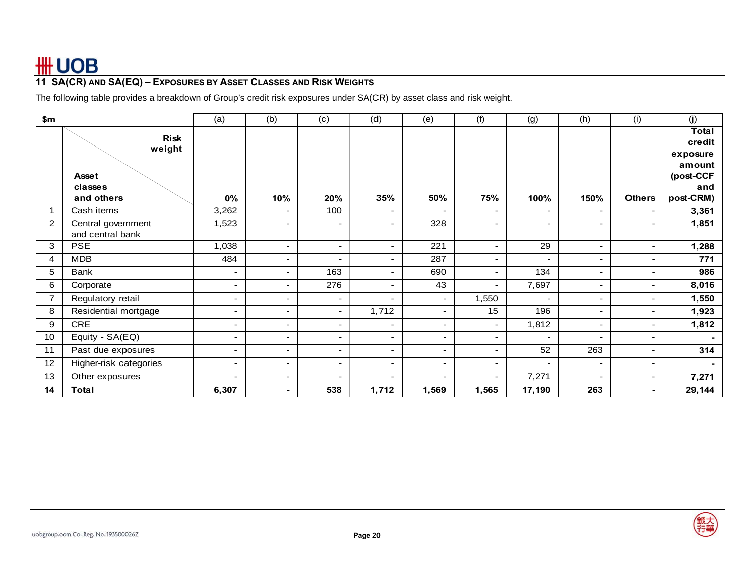## 11 SA(CR) AND SA(EQ) – EXPOSURES BY ASSET CLASSES AND RISK WEIGHTS

The following table provides a breakdown of Group's credit risk exposures under SA(CR) by asset class and risk weight.

| $m | | (a) | (b) | (c) | (d) | (e) | (f) | (g) | (h) | (i) | (j) |
|---|---|---|---|---|---|---|---|---|---|---|---|
| | Risk weight / Asset classes and others | 0% | 10% | 20% | 35% | 50% | 75% | 100% | 150% | Others | Total credit exposure amount (post-CCF and post-CRM) |
| 1 | Cash items | 3,262 | - | 100 | - | - | - | - | - | - | **3,361** |
| 2 | Central government and central bank | 1,523 | - | - | - | 328 | - | - | - | - | **1,851** |
| 3 | PSE | 1,038 | - | - | - | 221 | - | 29 | - | - | **1,288** |
| 4 | MDB | 484 | - | - | - | 287 | - | - | - | - | **771** |
| 5 | Bank | - | - | 163 | - | 690 | - | 134 | - | - | **986** |
| 6 | Corporate | - | - | 276 | - | 43 | - | 7,697 | - | - | **8,016** |
| 7 | Regulatory retail | - | - | - | - | - | 1,550 | - | - | - | **1,550** |
| 8 | Residential mortgage | - | - | - | 1,712 | - | 15 | 196 | - | - | **1,923** |
| 9 | CRE | - | - | - | - | - | - | 1,812 | - | - | **1,812** |
| 10 | Equity - SA(EQ) | - | - | - | - | - | - | - | - | - | **-** |
| 11 | Past due exposures | - | - | - | - | - | - | 52 | 263 | - | **314** |
| 12 | Higher-risk categories | - | - | - | - | - | - | - | - | - | **-** |
| 13 | Other exposures | - | - | - | - | - | - | 7,271 | - | - | **7,271** |
| **14** | **Total** | **6,307** | **-** | **538** | **1,712** | **1,569** | **1,565** | **17,190** | **263** | **-** | **29,144** |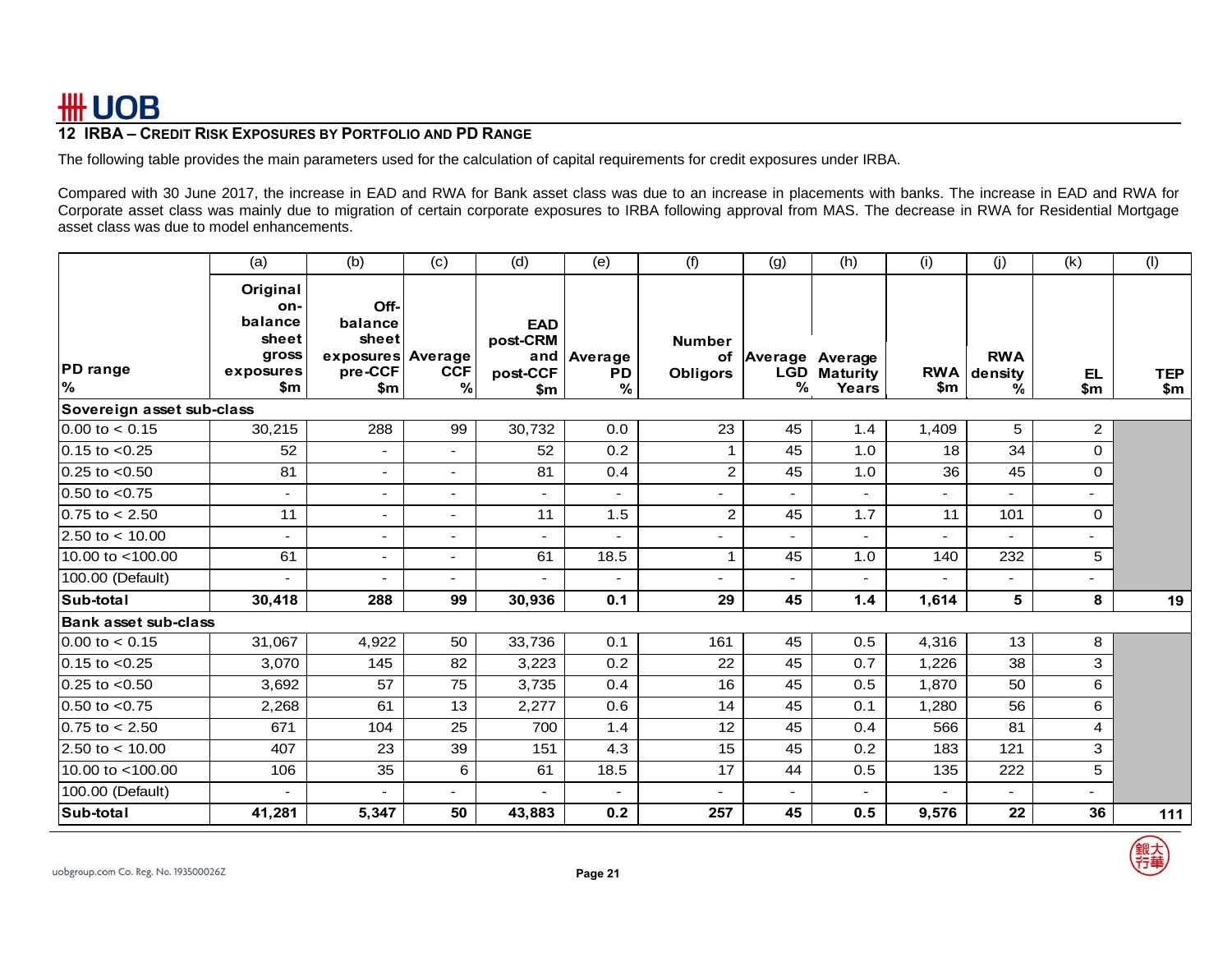## 12 IRBA – CREDIT RISK EXPOSURES BY PORTFOLIO AND PD RANGE

The following table provides the main parameters used for the calculation of capital requirements for credit exposures under IRBA.

Compared with 30 June 2017, the increase in EAD and RWA for Bank asset class was due to an increase in placements with banks. The increase in EAD and RWA for Corporate asset class was mainly due to migration of certain corporate exposures to IRBA following approval from MAS. The decrease in RWA for Residential Mortgage asset class was due to model enhancements.

| | (a) | (b) | (c) | (d) | (e) | (f) | (g) | (h) | (i) | (j) | (k) | (l) |
|---|---|---|---|---|---|---|---|---|---|---|---|---|
| PD range % | Original on-balance sheet gross exposures $m | Off-balance sheet exposures pre-CCF $m | Average CCF % | EAD post-CRM and post-CCF $m | Average PD % | Number of Obligors | Average LGD % | Average Maturity Years | RWA $m | RWA density % | EL $m | TEP $m |
| **Sovereign asset sub-class** | | | | | | | | | | | | |
| 0.00 to < 0.15 | 30,215 | 288 | 99 | 30,732 | 0.0 | 23 | 45 | 1.4 | 1,409 | 5 | 2 | |
| 0.15 to <0.25 | 52 | - | - | 52 | 0.2 | 1 | 45 | 1.0 | 18 | 34 | 0 | |
| 0.25 to <0.50 | 81 | - | - | 81 | 0.4 | 2 | 45 | 1.0 | 36 | 45 | 0 | |
| 0.50 to <0.75 | - | - | - | - | - | - | - | - | - | - | - | |
| 0.75 to < 2.50 | 11 | - | - | 11 | 1.5 | 2 | 45 | 1.7 | 11 | 101 | 0 | |
| 2.50 to < 10.00 | - | - | - | - | - | - | - | - | - | - | - | |
| 10.00 to <100.00 | 61 | - | - | 61 | 18.5 | 1 | 45 | 1.0 | 140 | 232 | 5 | |
| 100.00 (Default) | - | - | - | - | - | - | - | - | - | - | - | |
| **Sub-total** | **30,418** | **288** | **99** | **30,936** | **0.1** | **29** | **45** | **1.4** | **1,614** | **5** | **8** | **19** |
| **Bank asset sub-class** | | | | | | | | | | | | |
| 0.00 to < 0.15 | 31,067 | 4,922 | 50 | 33,736 | 0.1 | 161 | 45 | 0.5 | 4,316 | 13 | 8 | |
| 0.15 to <0.25 | 3,070 | 145 | 82 | 3,223 | 0.2 | 22 | 45 | 0.7 | 1,226 | 38 | 3 | |
| 0.25 to <0.50 | 3,692 | 57 | 75 | 3,735 | 0.4 | 16 | 45 | 0.5 | 1,870 | 50 | 6 | |
| 0.50 to <0.75 | 2,268 | 61 | 13 | 2,277 | 0.6 | 14 | 45 | 0.1 | 1,280 | 56 | 6 | |
| 0.75 to < 2.50 | 671 | 104 | 25 | 700 | 1.4 | 12 | 45 | 0.4 | 566 | 81 | 4 | |
| 2.50 to < 10.00 | 407 | 23 | 39 | 151 | 4.3 | 15 | 45 | 0.2 | 183 | 121 | 3 | |
| 10.00 to <100.00 | 106 | 35 | 6 | 61 | 18.5 | 17 | 44 | 0.5 | 135 | 222 | 5 | |
| 100.00 (Default) | - | - | - | - | - | - | - | - | - | - | - | |
| **Sub-total** | **41,281** | **5,347** | **50** | **43,883** | **0.2** | **257** | **45** | **0.5** | **9,576** | **22** | **36** | **111** |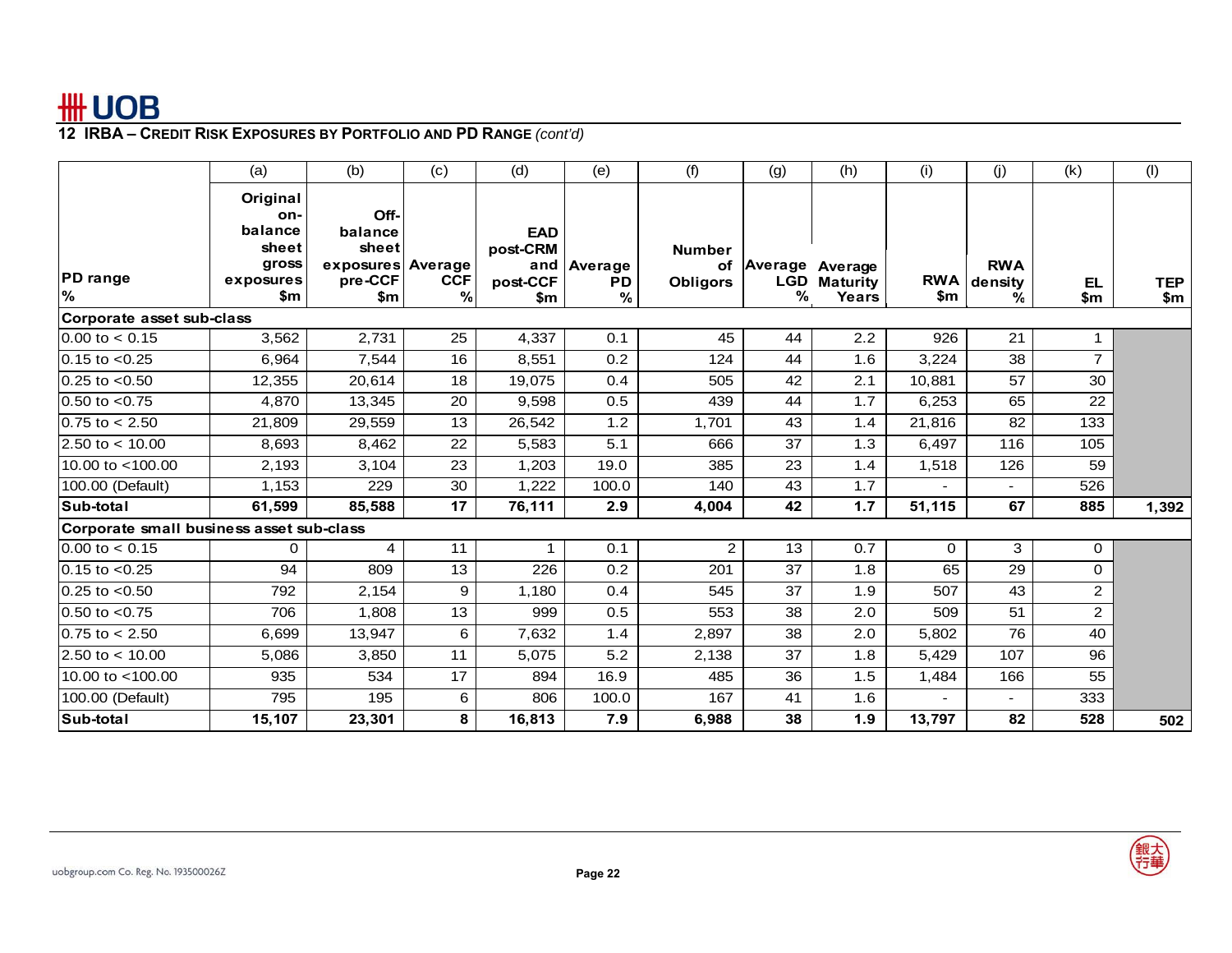## 12 IRBA – Credit Risk Exposures by Portfolio and PD Range *(cont'd)*

| | (a) | (b) | (c) | (d) | (e) | (f) | (g) | (h) | (i) | (j) | (k) | (l) |
|---|---|---|---|---|---|---|---|---|---|---|---|---|
| PD range % | Original on-balance sheet gross exposures $m | Off-balance sheet exposures pre-CCF $m | Average CCF % | EAD post-CRM and post-CCF $m | Average PD % | Number of Obligors | Average LGD % | Average Maturity Years | RWA $m | RWA density % | EL $m | TEP $m |
| **Corporate asset sub-class** | | | | | | | | | | | | |
| 0.00 to < 0.15 | 3,562 | 2,731 | 25 | 4,337 | 0.1 | 45 | 44 | 2.2 | 926 | 21 | 1 | |
| 0.15 to <0.25 | 6,964 | 7,544 | 16 | 8,551 | 0.2 | 124 | 44 | 1.6 | 3,224 | 38 | 7 | |
| 0.25 to <0.50 | 12,355 | 20,614 | 18 | 19,075 | 0.4 | 505 | 42 | 2.1 | 10,881 | 57 | 30 | |
| 0.50 to <0.75 | 4,870 | 13,345 | 20 | 9,598 | 0.5 | 439 | 44 | 1.7 | 6,253 | 65 | 22 | |
| 0.75 to < 2.50 | 21,809 | 29,559 | 13 | 26,542 | 1.2 | 1,701 | 43 | 1.4 | 21,816 | 82 | 133 | |
| 2.50 to < 10.00 | 8,693 | 8,462 | 22 | 5,583 | 5.1 | 666 | 37 | 1.3 | 6,497 | 116 | 105 | |
| 10.00 to <100.00 | 2,193 | 3,104 | 23 | 1,203 | 19.0 | 385 | 23 | 1.4 | 1,518 | 126 | 59 | |
| 100.00 (Default) | 1,153 | 229 | 30 | 1,222 | 100.0 | 140 | 43 | 1.7 | - | - | 526 | |
| **Sub-total** | **61,599** | **85,588** | **17** | **76,111** | **2.9** | **4,004** | **42** | **1.7** | **51,115** | **67** | **885** | **1,392** |
| **Corporate small business asset sub-class** | | | | | | | | | | | | |
| 0.00 to < 0.15 | 0 | 4 | 11 | 1 | 0.1 | 2 | 13 | 0.7 | 0 | 3 | 0 | |
| 0.15 to <0.25 | 94 | 809 | 13 | 226 | 0.2 | 201 | 37 | 1.8 | 65 | 29 | 0 | |
| 0.25 to <0.50 | 792 | 2,154 | 9 | 1,180 | 0.4 | 545 | 37 | 1.9 | 507 | 43 | 2 | |
| 0.50 to <0.75 | 706 | 1,808 | 13 | 999 | 0.5 | 553 | 38 | 2.0 | 509 | 51 | 2 | |
| 0.75 to < 2.50 | 6,699 | 13,947 | 6 | 7,632 | 1.4 | 2,897 | 38 | 2.0 | 5,802 | 76 | 40 | |
| 2.50 to < 10.00 | 5,086 | 3,850 | 11 | 5,075 | 5.2 | 2,138 | 37 | 1.8 | 5,429 | 107 | 96 | |
| 10.00 to <100.00 | 935 | 534 | 17 | 894 | 16.9 | 485 | 36 | 1.5 | 1,484 | 166 | 55 | |
| 100.00 (Default) | 795 | 195 | 6 | 806 | 100.0 | 167 | 41 | 1.6 | - | - | 333 | |
| **Sub-total** | **15,107** | **23,301** | **8** | **16,813** | **7.9** | **6,988** | **38** | **1.9** | **13,797** | **82** | **528** | **502** |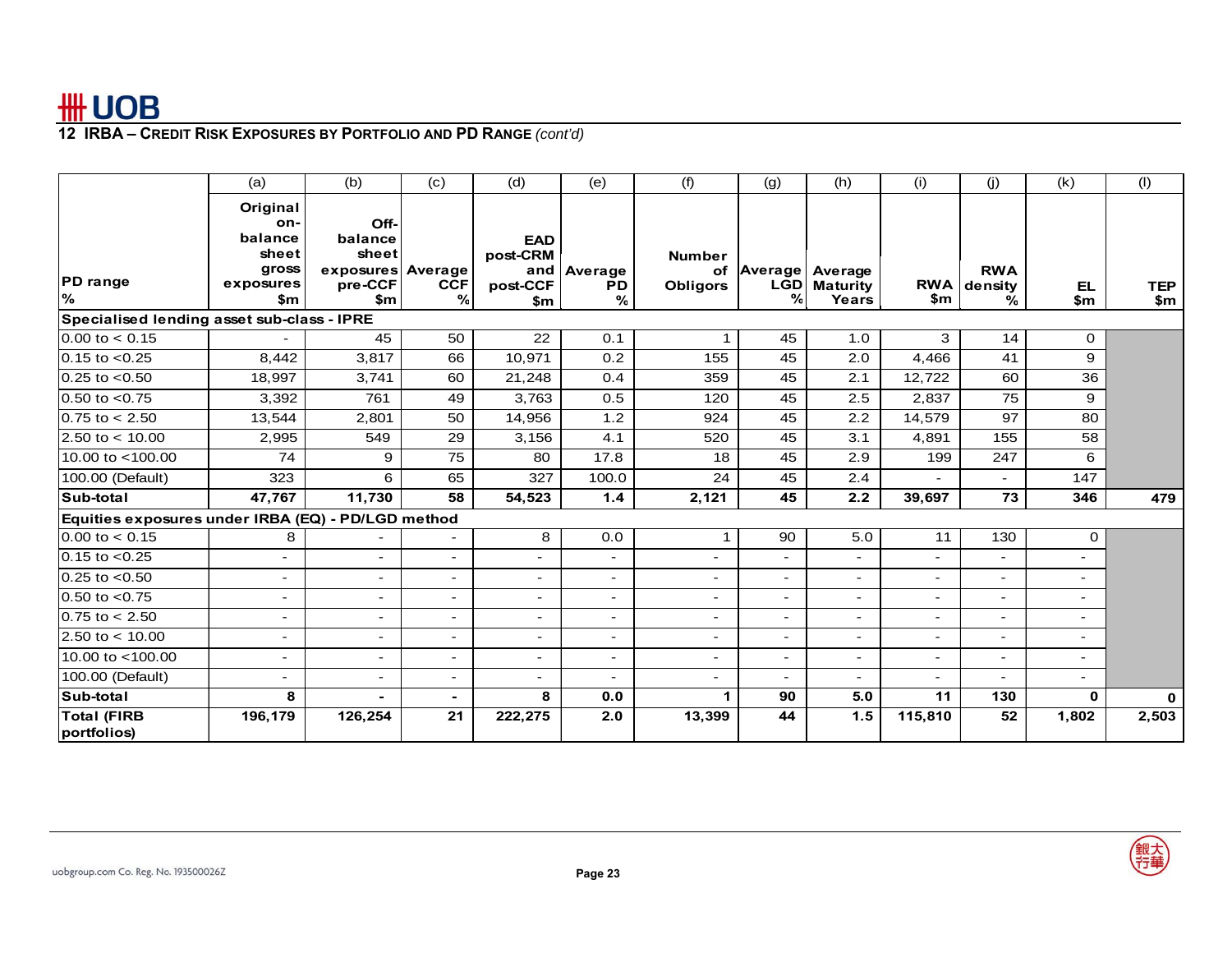## 12 IRBA – Credit Risk Exposures by Portfolio and PD Range *(cont'd)*

| | (a) | (b) | (c) | (d) | (e) | (f) | (g) | (h) | (i) | (j) | (k) | (l) |
|---|---|---|---|---|---|---|---|---|---|---|---|---|
| PD range % | Original on-balance sheet gross exposures $m | Off-balance sheet exposures pre-CCF $m | Average CCF % | EAD post-CRM and post-CCF $m | Average PD % | Number of Obligors | Average LGD % | Average Maturity Years | RWA $m | RWA density % | EL $m | TEP $m |
| **Specialised lending asset sub-class - IPRE** | | | | | | | | | | | | |
| 0.00 to < 0.15 | - | 45 | 50 | 22 | 0.1 | 1 | 45 | 1.0 | 3 | 14 | 0 | |
| 0.15 to <0.25 | 8,442 | 3,817 | 66 | 10,971 | 0.2 | 155 | 45 | 2.0 | 4,466 | 41 | 9 | |
| 0.25 to <0.50 | 18,997 | 3,741 | 60 | 21,248 | 0.4 | 359 | 45 | 2.1 | 12,722 | 60 | 36 | |
| 0.50 to <0.75 | 3,392 | 761 | 49 | 3,763 | 0.5 | 120 | 45 | 2.5 | 2,837 | 75 | 9 | |
| 0.75 to < 2.50 | 13,544 | 2,801 | 50 | 14,956 | 1.2 | 924 | 45 | 2.2 | 14,579 | 97 | 80 | |
| 2.50 to < 10.00 | 2,995 | 549 | 29 | 3,156 | 4.1 | 520 | 45 | 3.1 | 4,891 | 155 | 58 | |
| 10.00 to <100.00 | 74 | 9 | 75 | 80 | 17.8 | 18 | 45 | 2.9 | 199 | 247 | 6 | |
| 100.00 (Default) | 323 | 6 | 65 | 327 | 100.0 | 24 | 45 | 2.4 | - | - | 147 | |
| **Sub-total** | **47,767** | **11,730** | **58** | **54,523** | **1.4** | **2,121** | **45** | **2.2** | **39,697** | **73** | **346** | **479** |
| **Equities exposures under IRBA (EQ) - PD/LGD method** | | | | | | | | | | | | |
| 0.00 to < 0.15 | 8 | - | - | 8 | 0.0 | 1 | 90 | 5.0 | 11 | 130 | 0 | |
| 0.15 to <0.25 | - | - | - | - | - | - | - | - | - | - | - | |
| 0.25 to <0.50 | - | - | - | - | - | - | - | - | - | - | - | |
| 0.50 to <0.75 | - | - | - | - | - | - | - | - | - | - | - | |
| 0.75 to < 2.50 | - | - | - | - | - | - | - | - | - | - | - | |
| 2.50 to < 10.00 | - | - | - | - | - | - | - | - | - | - | - | |
| 10.00 to <100.00 | - | - | - | - | - | - | - | - | - | - | - | |
| 100.00 (Default) | - | - | - | - | - | - | - | - | - | - | - | |
| **Sub-total** | **8** | **-** | **-** | **8** | **0.0** | **1** | **90** | **5.0** | **11** | **130** | **0** | **0** |
| **Total (FIRB portfolios)** | **196,179** | **126,254** | **21** | **222,275** | **2.0** | **13,399** | **44** | **1.5** | **115,810** | **52** | **1,802** | **2,503** |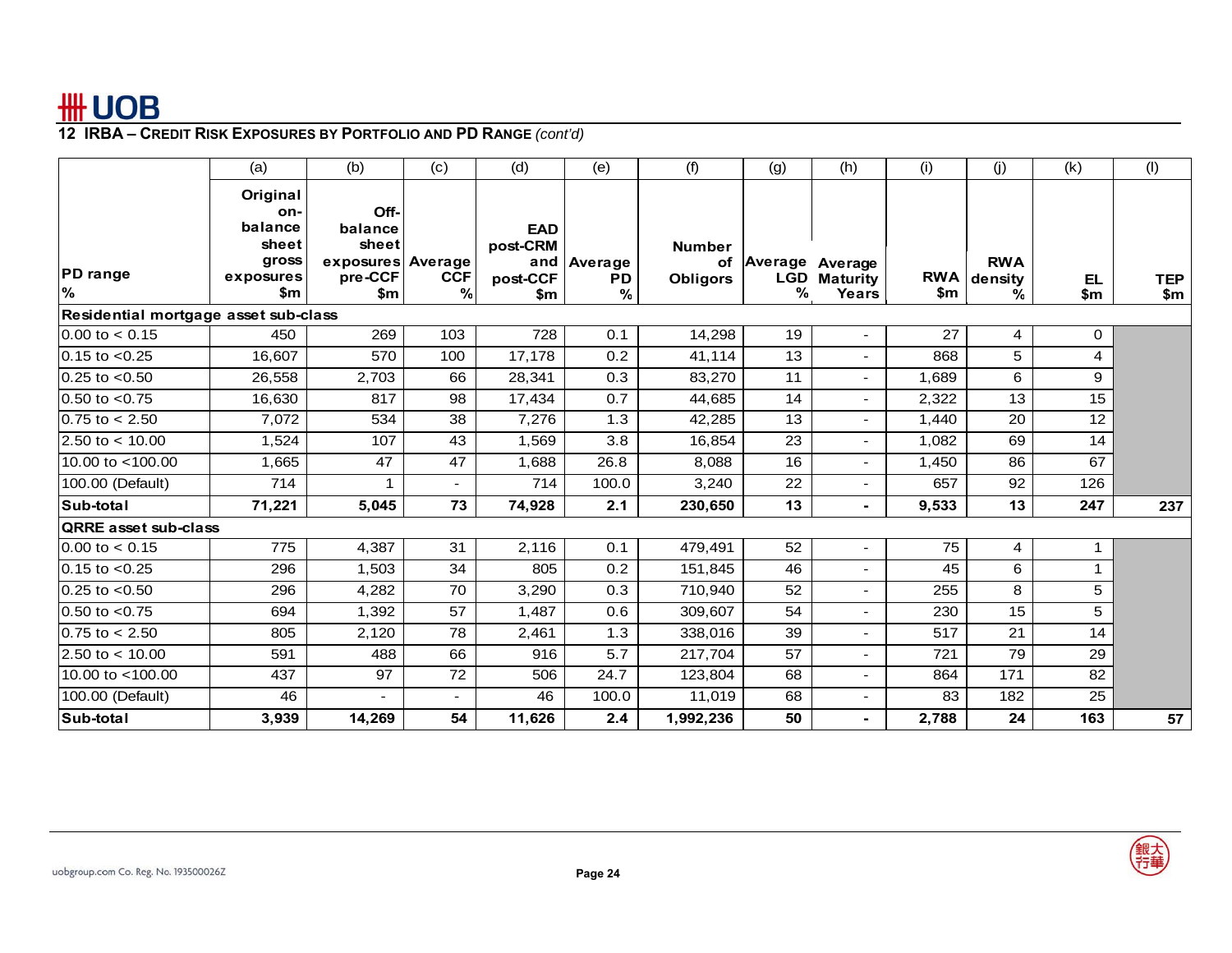## 12 IRBA – Credit Risk Exposures by Portfolio and PD Range *(cont'd)*

| | (a) | (b) | (c) | (d) | (e) | (f) | (g) | (h) | (i) | (j) | (k) | (l) |
|---|---|---|---|---|---|---|---|---|---|---|---|---|
| PD range % | Original on-balance sheet gross exposures $m | Off-balance sheet exposures pre-CCF $m | Average CCF % | EAD post-CRM and post-CCF $m | Average PD % | Number of Obligors | Average LGD % | Average Maturity Years | RWA $m | RWA density % | EL $m | TEP $m |
| **Residential mortgage asset sub-class** | | | | | | | | | | | | |
| 0.00 to < 0.15 | 450 | 269 | 103 | 728 | 0.1 | 14,298 | 19 | - | 27 | 4 | 0 | |
| 0.15 to <0.25 | 16,607 | 570 | 100 | 17,178 | 0.2 | 41,114 | 13 | - | 868 | 5 | 4 | |
| 0.25 to <0.50 | 26,558 | 2,703 | 66 | 28,341 | 0.3 | 83,270 | 11 | - | 1,689 | 6 | 9 | |
| 0.50 to <0.75 | 16,630 | 817 | 98 | 17,434 | 0.7 | 44,685 | 14 | - | 2,322 | 13 | 15 | |
| 0.75 to < 2.50 | 7,072 | 534 | 38 | 7,276 | 1.3 | 42,285 | 13 | - | 1,440 | 20 | 12 | |
| 2.50 to < 10.00 | 1,524 | 107 | 43 | 1,569 | 3.8 | 16,854 | 23 | - | 1,082 | 69 | 14 | |
| 10.00 to <100.00 | 1,665 | 47 | 47 | 1,688 | 26.8 | 8,088 | 16 | - | 1,450 | 86 | 67 | |
| 100.00 (Default) | 714 | 1 | - | 714 | 100.0 | 3,240 | 22 | - | 657 | 92 | 126 | |
| **Sub-total** | **71,221** | **5,045** | **73** | **74,928** | **2.1** | **230,650** | **13** | **-** | **9,533** | **13** | **247** | **237** |
| **QRRE asset sub-class** | | | | | | | | | | | | |
| 0.00 to < 0.15 | 775 | 4,387 | 31 | 2,116 | 0.1 | 479,491 | 52 | - | 75 | 4 | 1 | |
| 0.15 to <0.25 | 296 | 1,503 | 34 | 805 | 0.2 | 151,845 | 46 | - | 45 | 6 | 1 | |
| 0.25 to <0.50 | 296 | 4,282 | 70 | 3,290 | 0.3 | 710,940 | 52 | - | 255 | 8 | 5 | |
| 0.50 to <0.75 | 694 | 1,392 | 57 | 1,487 | 0.6 | 309,607 | 54 | - | 230 | 15 | 5 | |
| 0.75 to < 2.50 | 805 | 2,120 | 78 | 2,461 | 1.3 | 338,016 | 39 | - | 517 | 21 | 14 | |
| 2.50 to < 10.00 | 591 | 488 | 66 | 916 | 5.7 | 217,704 | 57 | - | 721 | 79 | 29 | |
| 10.00 to <100.00 | 437 | 97 | 72 | 506 | 24.7 | 123,804 | 68 | - | 864 | 171 | 82 | |
| 100.00 (Default) | 46 | - | - | 46 | 100.0 | 11,019 | 68 | - | 83 | 182 | 25 | |
| **Sub-total** | **3,939** | **14,269** | **54** | **11,626** | **2.4** | **1,992,236** | **50** | **-** | **2,788** | **24** | **163** | **57** |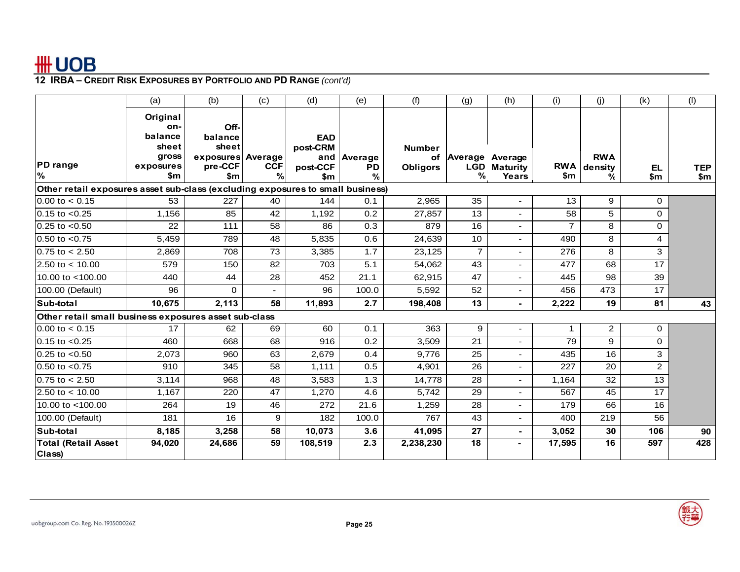## 12 IRBA – CREDIT RISK EXPOSURES BY PORTFOLIO AND PD RANGE *(cont'd)*

| | (a) | (b) | (c) | (d) | (e) | (f) | (g) | (h) | (i) | (j) | (k) | (l) |
|---|---|---|---|---|---|---|---|---|---|---|---|---|
| PD range % | Original on-balance sheet gross exposures $m | Off-balance sheet exposures pre-CCF $m | Average CCF % | EAD post-CRM and post-CCF $m | Average PD % | Number of Obligors | Average LGD % | Average Maturity Years | RWA $m | RWA density % | EL $m | TEP $m |
| **Other retail exposures asset sub-class (excluding exposures to small business)** | | | | | | | | | | | | |
| 0.00 to < 0.15 | 53 | 227 | 40 | 144 | 0.1 | 2,965 | 35 | - | 13 | 9 | 0 | |
| 0.15 to <0.25 | 1,156 | 85 | 42 | 1,192 | 0.2 | 27,857 | 13 | - | 58 | 5 | 0 | |
| 0.25 to <0.50 | 22 | 111 | 58 | 86 | 0.3 | 879 | 16 | - | 7 | 8 | 0 | |
| 0.50 to <0.75 | 5,459 | 789 | 48 | 5,835 | 0.6 | 24,639 | 10 | - | 490 | 8 | 4 | |
| 0.75 to < 2.50 | 2,869 | 708 | 73 | 3,385 | 1.7 | 23,125 | 7 | - | 276 | 8 | 3 | |
| 2.50 to < 10.00 | 579 | 150 | 82 | 703 | 5.1 | 54,062 | 43 | - | 477 | 68 | 17 | |
| 10.00 to <100.00 | 440 | 44 | 28 | 452 | 21.1 | 62,915 | 47 | - | 445 | 98 | 39 | |
| 100.00 (Default) | 96 | 0 | - | 96 | 100.0 | 5,592 | 52 | - | 456 | 473 | 17 | |
| **Sub-total** | **10,675** | **2,113** | **58** | **11,893** | **2.7** | **198,408** | **13** | **-** | **2,222** | **19** | **81** | **43** |
| **Other retail small business exposures asset sub-class** | | | | | | | | | | | | |
| 0.00 to < 0.15 | 17 | 62 | 69 | 60 | 0.1 | 363 | 9 | - | 1 | 2 | 0 | |
| 0.15 to <0.25 | 460 | 668 | 68 | 916 | 0.2 | 3,509 | 21 | - | 79 | 9 | 0 | |
| 0.25 to <0.50 | 2,073 | 960 | 63 | 2,679 | 0.4 | 9,776 | 25 | - | 435 | 16 | 3 | |
| 0.50 to <0.75 | 910 | 345 | 58 | 1,111 | 0.5 | 4,901 | 26 | - | 227 | 20 | 2 | |
| 0.75 to < 2.50 | 3,114 | 968 | 48 | 3,583 | 1.3 | 14,778 | 28 | - | 1,164 | 32 | 13 | |
| 2.50 to < 10.00 | 1,167 | 220 | 47 | 1,270 | 4.6 | 5,742 | 29 | - | 567 | 45 | 17 | |
| 10.00 to <100.00 | 264 | 19 | 46 | 272 | 21.6 | 1,259 | 28 | - | 179 | 66 | 16 | |
| 100.00 (Default) | 181 | 16 | 9 | 182 | 100.0 | 767 | 43 | - | 400 | 219 | 56 | |
| **Sub-total** | **8,185** | **3,258** | **58** | **10,073** | **3.6** | **41,095** | **27** | **-** | **3,052** | **30** | **106** | **90** |
| **Total (Retail Asset Class)** | **94,020** | **24,686** | **59** | **108,519** | **2.3** | **2,238,230** | **18** | **-** | **17,595** | **16** | **597** | **428** |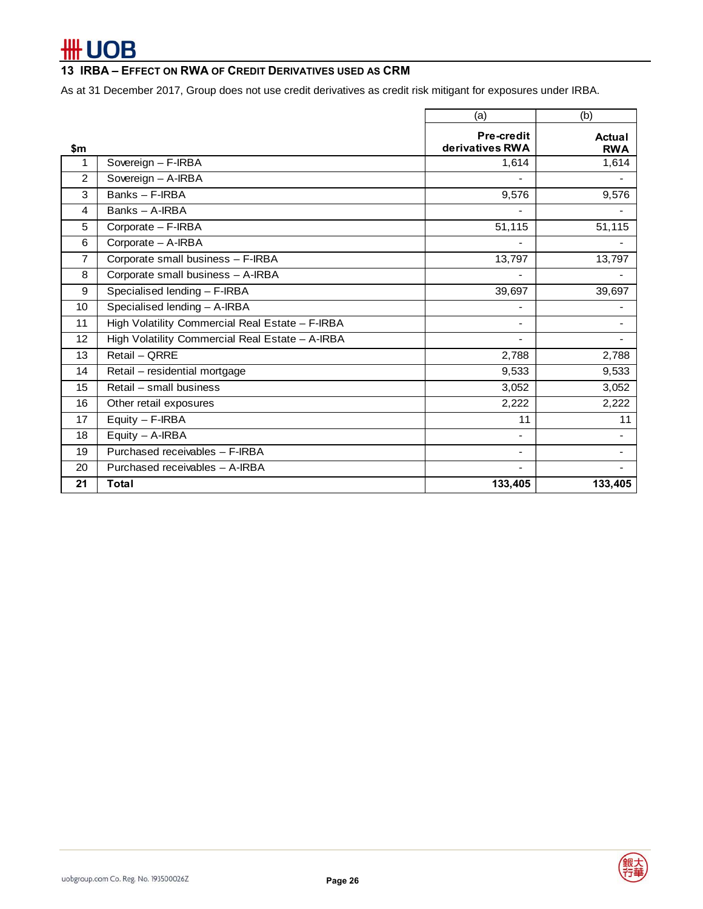## 13 IRBA – EFFECT ON RWA OF CREDIT DERIVATIVES USED AS CRM

As at 31 December 2017, Group does not use credit derivatives as credit risk mitigant for exposures under IRBA.

| | | (a) | (b) |
|---|---|---|---|
| **$m** | | **Pre-credit derivatives RWA** | **Actual RWA** |
| 1 | Sovereign – F-IRBA | 1,614 | 1,614 |
| 2 | Sovereign – A-IRBA | - | - |
| 3 | Banks – F-IRBA | 9,576 | 9,576 |
| 4 | Banks – A-IRBA | - | - |
| 5 | Corporate – F-IRBA | 51,115 | 51,115 |
| 6 | Corporate – A-IRBA | - | - |
| 7 | Corporate small business – F-IRBA | 13,797 | 13,797 |
| 8 | Corporate small business – A-IRBA | - | - |
| 9 | Specialised lending – F-IRBA | 39,697 | 39,697 |
| 10 | Specialised lending – A-IRBA | - | - |
| 11 | High Volatility Commercial Real Estate – F-IRBA | - | - |
| 12 | High Volatility Commercial Real Estate – A-IRBA | - | - |
| 13 | Retail – QRRE | 2,788 | 2,788 |
| 14 | Retail – residential mortgage | 9,533 | 9,533 |
| 15 | Retail – small business | 3,052 | 3,052 |
| 16 | Other retail exposures | 2,222 | 2,222 |
| 17 | Equity – F-IRBA | 11 | 11 |
| 18 | Equity – A-IRBA | - | - |
| 19 | Purchased receivables – F-IRBA | - | - |
| 20 | Purchased receivables – A-IRBA | - | - |
| **21** | **Total** | **133,405** | **133,405** |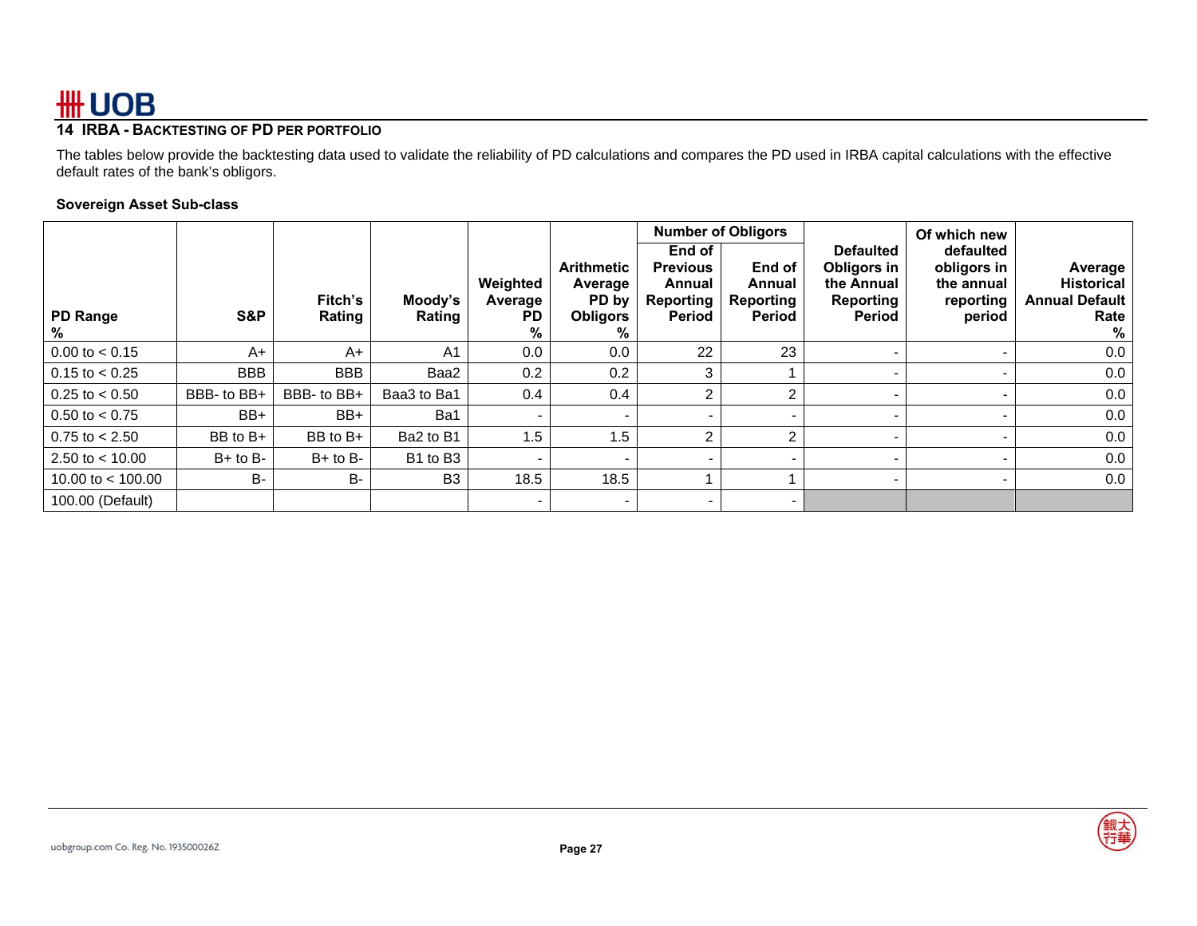## 14 IRBA - BACKTESTING OF PD PER PORTFOLIO

The tables below provide the backtesting data used to validate the reliability of PD calculations and compares the PD used in IRBA capital calculations with the effective default rates of the bank's obligors.

**Sovereign Asset Sub-class**

| PD Range % | S&P | Fitch's Rating | Moody's Rating | Weighted Average PD % | Arithmetic Average PD by Obligors % | Number of Obligors | | Defaulted Obligors in the Annual Reporting Period | Of which new defaulted obligors in the annual reporting period | Average Historical Annual Default Rate % |
|---|---|---|---|---|---|---|---|---|---|---|
| | | | | | | End of Previous Annual Reporting Period | End of Annual Reporting Period | | | |
| 0.00 to < 0.15 | A+ | A+ | A1 | 0.0 | 0.0 | 22 | 23 | - | - | 0.0 |
| 0.15 to < 0.25 | BBB | BBB | Baa2 | 0.2 | 0.2 | 3 | 1 | - | - | 0.0 |
| 0.25 to < 0.50 | BBB- to BB+ | BBB- to BB+ | Baa3 to Ba1 | 0.4 | 0.4 | 2 | 2 | - | - | 0.0 |
| 0.50 to < 0.75 | BB+ | BB+ | Ba1 | - | - | - | - | - | - | 0.0 |
| 0.75 to < 2.50 | BB to B+ | BB to B+ | Ba2 to B1 | 1.5 | 1.5 | 2 | 2 | - | - | 0.0 |
| 2.50 to < 10.00 | B+ to B- | B+ to B- | B1 to B3 | - | - | - | - | - | - | 0.0 |
| 10.00 to < 100.00 | B- | B- | B3 | 18.5 | 18.5 | 1 | 1 | - | - | 0.0 |
| 100.00 (Default) | | | | - | - | - | - | | | |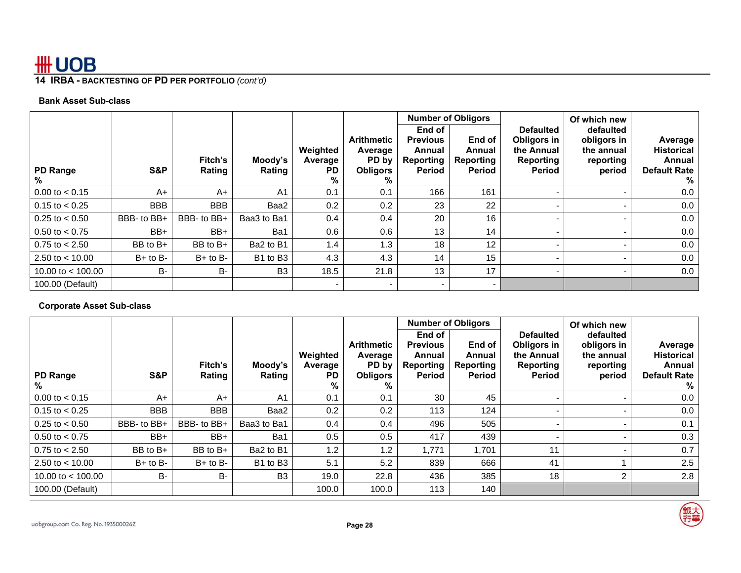## 14 IRBA - BACKTESTING OF PD PER PORTFOLIO *(cont'd)*

### Bank Asset Sub-class

| PD Range % | S&P | Fitch's Rating | Moody's Rating | Weighted Average PD % | Arithmetic Average PD by Obligors % | Number of Obligors | | Defaulted Obligors in the Annual Reporting Period | Of which new defaulted obligors in the annual reporting period | Average Historical Annual Default Rate % |
|---|---|---|---|---|---|---|---|---|---|---|
| | | | | | | End of Previous Annual Reporting Period | End of Annual Reporting Period | | | |
| 0.00 to < 0.15 | A+ | A+ | A1 | 0.1 | 0.1 | 166 | 161 | - | - | 0.0 |
| 0.15 to < 0.25 | BBB | BBB | Baa2 | 0.2 | 0.2 | 23 | 22 | - | - | 0.0 |
| 0.25 to < 0.50 | BBB- to BB+ | BBB- to BB+ | Baa3 to Ba1 | 0.4 | 0.4 | 20 | 16 | - | - | 0.0 |
| 0.50 to < 0.75 | BB+ | BB+ | Ba1 | 0.6 | 0.6 | 13 | 14 | - | - | 0.0 |
| 0.75 to < 2.50 | BB to B+ | BB to B+ | Ba2 to B1 | 1.4 | 1.3 | 18 | 12 | - | - | 0.0 |
| 2.50 to < 10.00 | B+ to B- | B+ to B- | B1 to B3 | 4.3 | 4.3 | 14 | 15 | - | - | 0.0 |
| 10.00 to < 100.00 | B- | B- | B3 | 18.5 | 21.8 | 13 | 17 | - | - | 0.0 |
| 100.00 (Default) | | | | - | - | - | - | | | |

### Corporate Asset Sub-class

| PD Range % | S&P | Fitch's Rating | Moody's Rating | Weighted Average PD % | Arithmetic Average PD by Obligors % | Number of Obligors | | Defaulted Obligors in the Annual Reporting Period | Of which new defaulted obligors in the annual reporting period | Average Historical Annual Default Rate % |
|---|---|---|---|---|---|---|---|---|---|---|
| | | | | | | End of Previous Annual Reporting Period | End of Annual Reporting Period | | | |
| 0.00 to < 0.15 | A+ | A+ | A1 | 0.1 | 0.1 | 30 | 45 | - | - | 0.0 |
| 0.15 to < 0.25 | BBB | BBB | Baa2 | 0.2 | 0.2 | 113 | 124 | - | - | 0.0 |
| 0.25 to < 0.50 | BBB- to BB+ | BBB- to BB+ | Baa3 to Ba1 | 0.4 | 0.4 | 496 | 505 | - | - | 0.1 |
| 0.50 to < 0.75 | BB+ | BB+ | Ba1 | 0.5 | 0.5 | 417 | 439 | - | - | 0.3 |
| 0.75 to < 2.50 | BB to B+ | BB to B+ | Ba2 to B1 | 1.2 | 1.2 | 1,771 | 1,701 | 11 | - | 0.7 |
| 2.50 to < 10.00 | B+ to B- | B+ to B- | B1 to B3 | 5.1 | 5.2 | 839 | 666 | 41 | 1 | 2.5 |
| 10.00 to < 100.00 | B- | B- | B3 | 19.0 | 22.8 | 436 | 385 | 18 | 2 | 2.8 |
| 100.00 (Default) | | | | 100.0 | 100.0 | 113 | 140 | | | |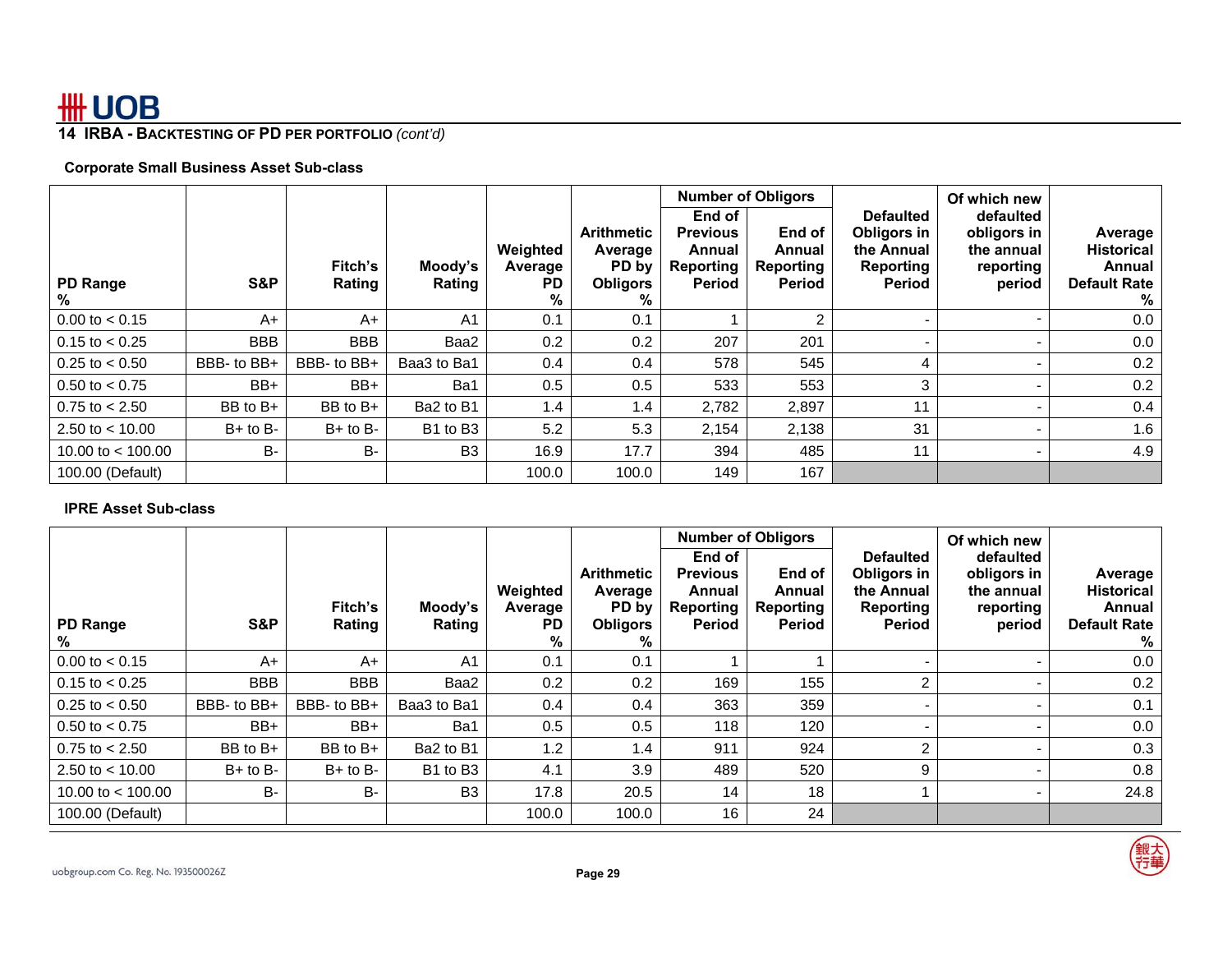## 14 IRBA - BACKTESTING OF PD PER PORTFOLIO *(cont'd)*

**Corporate Small Business Asset Sub-class**

| PD Range % | S&P | Fitch's Rating | Moody's Rating | Weighted Average PD % | Arithmetic Average PD by Obligors % | Number of Obligors: End of Previous Annual Reporting Period | Number of Obligors: End of Annual Reporting Period | Defaulted Obligors in the Annual Reporting Period | Of which new defaulted obligors in the annual reporting period | Average Historical Annual Default Rate % |
|---|---|---|---|---|---|---|---|---|---|---|
| 0.00 to < 0.15 | A+ | A+ | A1 | 0.1 | 0.1 | 1 | 2 | - | - | 0.0 |
| 0.15 to < 0.25 | BBB | BBB | Baa2 | 0.2 | 0.2 | 207 | 201 | - | - | 0.0 |
| 0.25 to < 0.50 | BBB- to BB+ | BBB- to BB+ | Baa3 to Ba1 | 0.4 | 0.4 | 578 | 545 | 4 | - | 0.2 |
| 0.50 to < 0.75 | BB+ | BB+ | Ba1 | 0.5 | 0.5 | 533 | 553 | 3 | - | 0.2 |
| 0.75 to < 2.50 | BB to B+ | BB to B+ | Ba2 to B1 | 1.4 | 1.4 | 2,782 | 2,897 | 11 | - | 0.4 |
| 2.50 to < 10.00 | B+ to B- | B+ to B- | B1 to B3 | 5.2 | 5.3 | 2,154 | 2,138 | 31 | - | 1.6 |
| 10.00 to < 100.00 | B- | B- | B3 | 16.9 | 17.7 | 394 | 485 | 11 | - | 4.9 |
| 100.00 (Default) | | | | 100.0 | 100.0 | 149 | 167 | | | |

**IPRE Asset Sub-class**

| PD Range % | S&P | Fitch's Rating | Moody's Rating | Weighted Average PD % | Arithmetic Average PD by Obligors % | Number of Obligors: End of Previous Annual Reporting Period | Number of Obligors: End of Annual Reporting Period | Defaulted Obligors in the Annual Reporting Period | Of which new defaulted obligors in the annual reporting period | Average Historical Annual Default Rate % |
|---|---|---|---|---|---|---|---|---|---|---|
| 0.00 to < 0.15 | A+ | A+ | A1 | 0.1 | 0.1 | 1 | 1 | - | - | 0.0 |
| 0.15 to < 0.25 | BBB | BBB | Baa2 | 0.2 | 0.2 | 169 | 155 | 2 | - | 0.2 |
| 0.25 to < 0.50 | BBB- to BB+ | BBB- to BB+ | Baa3 to Ba1 | 0.4 | 0.4 | 363 | 359 | - | - | 0.1 |
| 0.50 to < 0.75 | BB+ | BB+ | Ba1 | 0.5 | 0.5 | 118 | 120 | - | - | 0.0 |
| 0.75 to < 2.50 | BB to B+ | BB to B+ | Ba2 to B1 | 1.2 | 1.4 | 911 | 924 | 2 | - | 0.3 |
| 2.50 to < 10.00 | B+ to B- | B+ to B- | B1 to B3 | 4.1 | 3.9 | 489 | 520 | 9 | - | 0.8 |
| 10.00 to < 100.00 | B- | B- | B3 | 17.8 | 20.5 | 14 | 18 | 1 | - | 24.8 |
| 100.00 (Default) | | | | 100.0 | 100.0 | 16 | 24 | | | |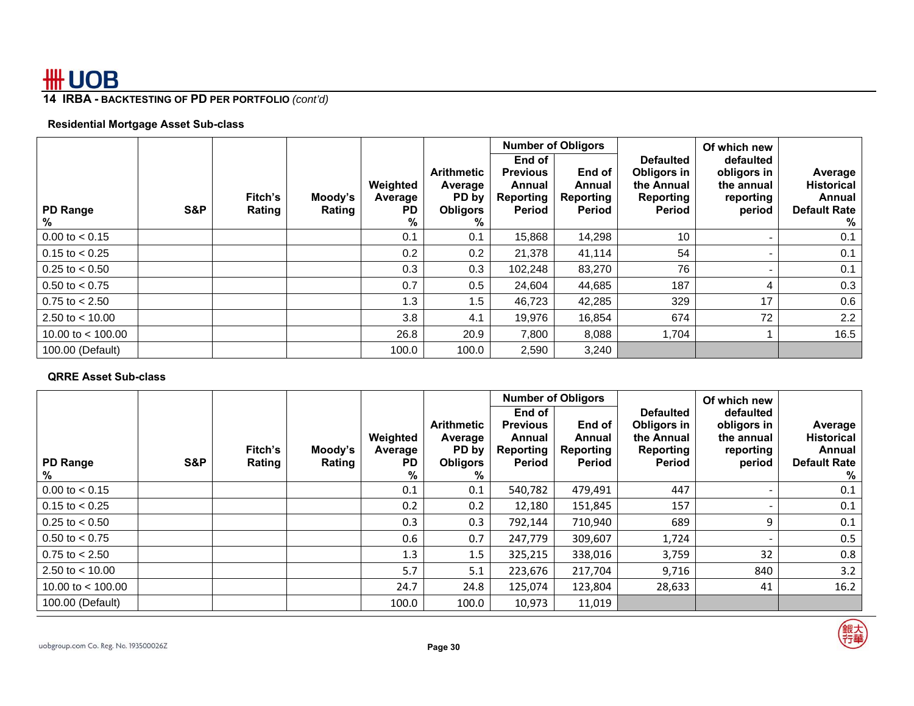## 14 IRBA - BACKTESTING OF PD PER PORTFOLIO *(cont'd)*

### Residential Mortgage Asset Sub-class

| PD Range % | S&P | Fitch's Rating | Moody's Rating | Weighted Average PD % | Arithmetic Average PD by Obligors % | Number of Obligors | | Defaulted Obligors in the Annual Reporting Period | Of which new defaulted obligors in the annual reporting period | Average Historical Annual Default Rate % |
|---|---|---|---|---|---|---|---|---|---|---|
| | | | | | | End of Previous Annual Reporting Period | End of Annual Reporting Period | | | |
| 0.00 to < 0.15 | | | | 0.1 | 0.1 | 15,868 | 14,298 | 10 | - | 0.1 |
| 0.15 to < 0.25 | | | | 0.2 | 0.2 | 21,378 | 41,114 | 54 | - | 0.1 |
| 0.25 to < 0.50 | | | | 0.3 | 0.3 | 102,248 | 83,270 | 76 | - | 0.1 |
| 0.50 to < 0.75 | | | | 0.7 | 0.5 | 24,604 | 44,685 | 187 | 4 | 0.3 |
| 0.75 to < 2.50 | | | | 1.3 | 1.5 | 46,723 | 42,285 | 329 | 17 | 0.6 |
| 2.50 to < 10.00 | | | | 3.8 | 4.1 | 19,976 | 16,854 | 674 | 72 | 2.2 |
| 10.00 to < 100.00 | | | | 26.8 | 20.9 | 7,800 | 8,088 | 1,704 | 1 | 16.5 |
| 100.00 (Default) | | | | 100.0 | 100.0 | 2,590 | 3,240 | | | |

### QRRE Asset Sub-class

| PD Range % | S&P | Fitch's Rating | Moody's Rating | Weighted Average PD % | Arithmetic Average PD by Obligors % | Number of Obligors | | Defaulted Obligors in the Annual Reporting Period | Of which new defaulted obligors in the annual reporting period | Average Historical Annual Default Rate % |
|---|---|---|---|---|---|---|---|---|---|---|
| | | | | | | End of Previous Annual Reporting Period | End of Annual Reporting Period | | | |
| 0.00 to < 0.15 | | | | 0.1 | 0.1 | 540,782 | 479,491 | 447 | - | 0.1 |
| 0.15 to < 0.25 | | | | 0.2 | 0.2 | 12,180 | 151,845 | 157 | - | 0.1 |
| 0.25 to < 0.50 | | | | 0.3 | 0.3 | 792,144 | 710,940 | 689 | 9 | 0.1 |
| 0.50 to < 0.75 | | | | 0.6 | 0.7 | 247,779 | 309,607 | 1,724 | - | 0.5 |
| 0.75 to < 2.50 | | | | 1.3 | 1.5 | 325,215 | 338,016 | 3,759 | 32 | 0.8 |
| 2.50 to < 10.00 | | | | 5.7 | 5.1 | 223,676 | 217,704 | 9,716 | 840 | 3.2 |
| 10.00 to < 100.00 | | | | 24.7 | 24.8 | 125,074 | 123,804 | 28,633 | 41 | 16.2 |
| 100.00 (Default) | | | | 100.0 | 100.0 | 10,973 | 11,019 | | | |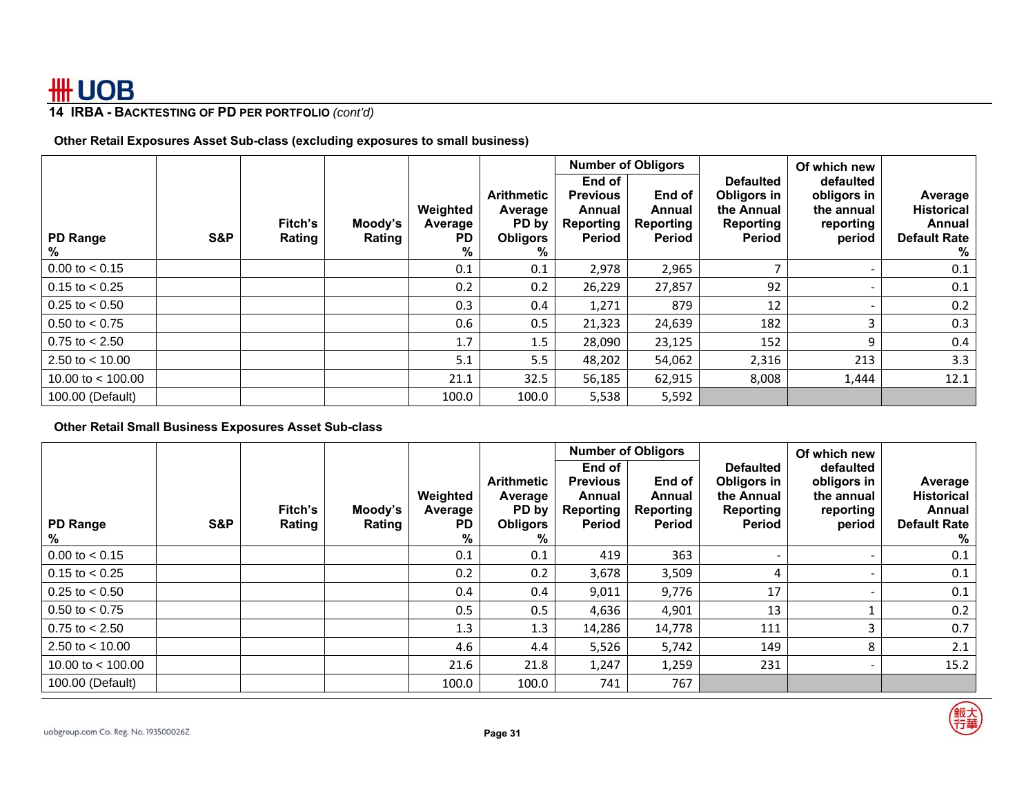## 14 IRBA - BACKTESTING OF PD PER PORTFOLIO *(cont'd)*

**Other Retail Exposures Asset Sub-class (excluding exposures to small business)**

| PD Range % | S&P | Fitch's Rating | Moody's Rating | Weighted Average PD % | Arithmetic Average PD by Obligors % | Number of Obligors: End of Previous Annual Reporting Period | Number of Obligors: End of Annual Reporting Period | Defaulted Obligors in the Annual Reporting Period | Of which new defaulted obligors in the annual reporting period | Average Historical Annual Default Rate % |
|---|---|---|---|---|---|---|---|---|---|---|
| 0.00 to < 0.15 | | | | 0.1 | 0.1 | 2,978 | 2,965 | 7 | - | 0.1 |
| 0.15 to < 0.25 | | | | 0.2 | 0.2 | 26,229 | 27,857 | 92 | - | 0.1 |
| 0.25 to < 0.50 | | | | 0.3 | 0.4 | 1,271 | 879 | 12 | - | 0.2 |
| 0.50 to < 0.75 | | | | 0.6 | 0.5 | 21,323 | 24,639 | 182 | 3 | 0.3 |
| 0.75 to < 2.50 | | | | 1.7 | 1.5 | 28,090 | 23,125 | 152 | 9 | 0.4 |
| 2.50 to < 10.00 | | | | 5.1 | 5.5 | 48,202 | 54,062 | 2,316 | 213 | 3.3 |
| 10.00 to < 100.00 | | | | 21.1 | 32.5 | 56,185 | 62,915 | 8,008 | 1,444 | 12.1 |
| 100.00 (Default) | | | | 100.0 | 100.0 | 5,538 | 5,592 | | | |

**Other Retail Small Business Exposures Asset Sub-class**

| PD Range % | S&P | Fitch's Rating | Moody's Rating | Weighted Average PD % | Arithmetic Average PD by Obligors % | Number of Obligors: End of Previous Annual Reporting Period | Number of Obligors: End of Annual Reporting Period | Defaulted Obligors in the Annual Reporting Period | Of which new defaulted obligors in the annual reporting period | Average Historical Annual Default Rate % |
|---|---|---|---|---|---|---|---|---|---|---|
| 0.00 to < 0.15 | | | | 0.1 | 0.1 | 419 | 363 | - | - | 0.1 |
| 0.15 to < 0.25 | | | | 0.2 | 0.2 | 3,678 | 3,509 | 4 | - | 0.1 |
| 0.25 to < 0.50 | | | | 0.4 | 0.4 | 9,011 | 9,776 | 17 | - | 0.1 |
| 0.50 to < 0.75 | | | | 0.5 | 0.5 | 4,636 | 4,901 | 13 | 1 | 0.2 |
| 0.75 to < 2.50 | | | | 1.3 | 1.3 | 14,286 | 14,778 | 111 | 3 | 0.7 |
| 2.50 to < 10.00 | | | | 4.6 | 4.4 | 5,526 | 5,742 | 149 | 8 | 2.1 |
| 10.00 to < 100.00 | | | | 21.6 | 21.8 | 1,247 | 1,259 | 231 | - | 15.2 |
| 100.00 (Default) | | | | 100.0 | 100.0 | 741 | 767 | | | |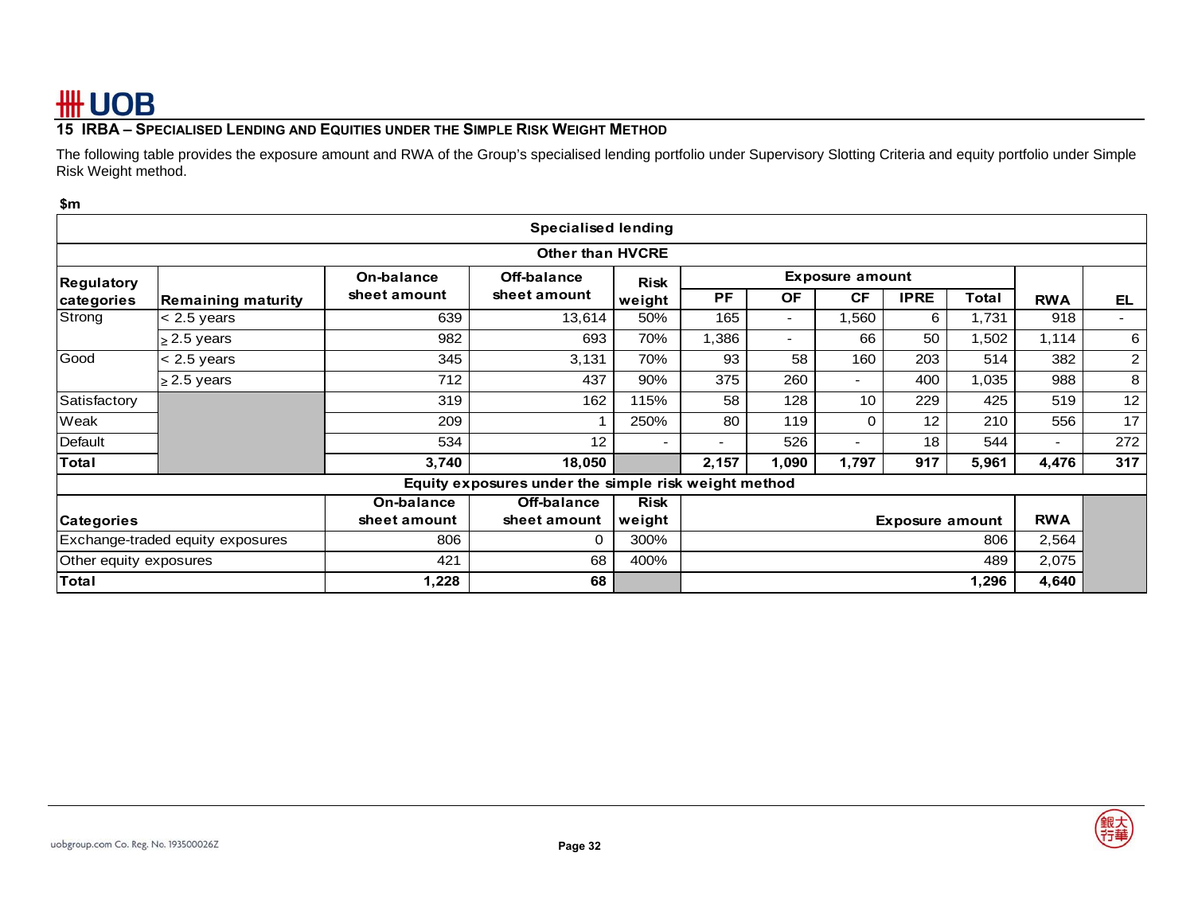## 15 IRBA – Specialised Lending and Equities under the Simple Risk Weight Method

The following table provides the exposure amount and RWA of the Group's specialised lending portfolio under Supervisory Slotting Criteria and equity portfolio under Simple Risk Weight method.

$m

**Specialised lending**

**Other than HVCRE**

| Regulatory categories | Remaining maturity | On-balance sheet amount | Off-balance sheet amount | Risk weight | Exposure amount | | | | | RWA | EL |
|---|---|---|---|---|---|---|---|---|---|---|---|
| | | | | | PF | OF | CF | IPRE | Total | | |
| Strong | < 2.5 years | 639 | 13,614 | 50% | 165 | - | 1,560 | 6 | 1,731 | 918 | - |
| | ≥ 2.5 years | 982 | 693 | 70% | 1,386 | - | 66 | 50 | 1,502 | 1,114 | 6 |
| Good | < 2.5 years | 345 | 3,131 | 70% | 93 | 58 | 160 | 203 | 514 | 382 | 2 |
| | ≥ 2.5 years | 712 | 437 | 90% | 375 | 260 | - | 400 | 1,035 | 988 | 8 |
| Satisfactory | | 319 | 162 | 115% | 58 | 128 | 10 | 229 | 425 | 519 | 12 |
| Weak | | 209 | 1 | 250% | 80 | 119 | 0 | 12 | 210 | 556 | 17 |
| Default | | 534 | 12 | - | - | 526 | - | 18 | 544 | - | 272 |
| **Total** | | **3,740** | **18,050** | | **2,157** | **1,090** | **1,797** | **917** | **5,961** | **4,476** | **317** |

**Equity exposures under the simple risk weight method**

| Categories | On-balance sheet amount | Off-balance sheet amount | Risk weight | Exposure amount | RWA |
|---|---|---|---|---|---|
| Exchange-traded equity exposures | 806 | 0 | 300% | 806 | 2,564 |
| Other equity exposures | 421 | 68 | 400% | 489 | 2,075 |
| **Total** | **1,228** | **68** | | **1,296** | **4,640** |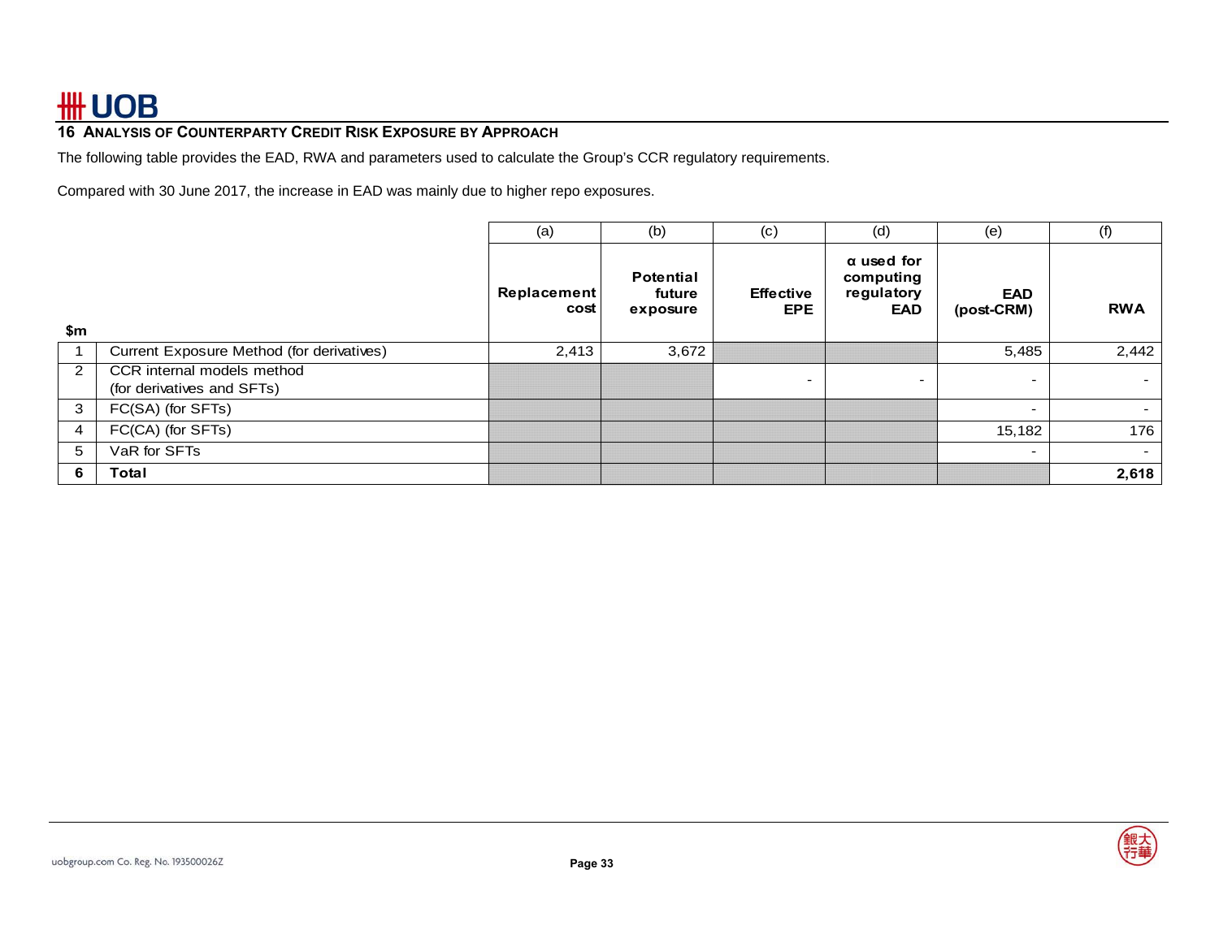## 16 ANALYSIS OF COUNTERPARTY CREDIT RISK EXPOSURE BY APPROACH

The following table provides the EAD, RWA and parameters used to calculate the Group's CCR regulatory requirements.

Compared with 30 June 2017, the increase in EAD was mainly due to higher repo exposures.

| | | (a) | (b) | (c) | (d) | (e) | (f) |
|---|---|---|---|---|---|---|---|
| **$m** | | **Replacement cost** | **Potential future exposure** | **Effective EPE** | **α used for computing regulatory EAD** | **EAD (post-CRM)** | **RWA** |
| 1 | Current Exposure Method (for derivatives) | 2,413 | 3,672 | | | 5,485 | 2,442 |
| 2 | CCR internal models method (for derivatives and SFTs) | | | - | - | - | - |
| 3 | FC(SA) (for SFTs) | | | | | - | - |
| 4 | FC(CA) (for SFTs) | | | | | 15,182 | 176 |
| 5 | VaR for SFTs | | | | | - | - |
| **6** | **Total** | | | | | | **2,618** |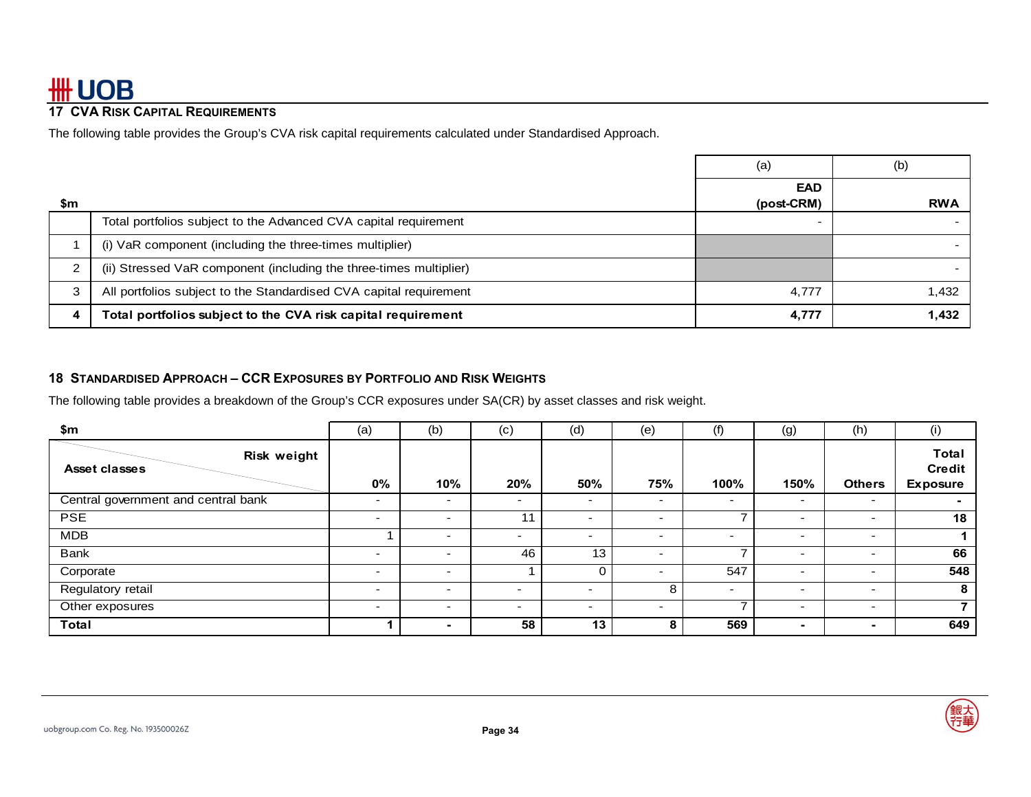## 17 CVA Risk Capital Requirements

The following table provides the Group's CVA risk capital requirements calculated under Standardised Approach.

| $m | | (a) EAD (post-CRM) | (b) RWA |
|---|---|---|---|
| | Total portfolios subject to the Advanced CVA capital requirement | - | - |
| 1 | (i) VaR component (including the three-times multiplier) | | - |
| 2 | (ii) Stressed VaR component (including the three-times multiplier) | | - |
| 3 | All portfolios subject to the Standardised CVA capital requirement | 4,777 | 1,432 |
| **4** | **Total portfolios subject to the CVA risk capital requirement** | **4,777** | **1,432** |

## 18 Standardised Approach – CCR Exposures by Portfolio and Risk Weights

The following table provides a breakdown of the Group's CCR exposures under SA(CR) by asset classes and risk weight.

| $m | (a) | (b) | (c) | (d) | (e) | (f) | (g) | (h) | (i) |
|---|---|---|---|---|---|---|---|---|---|
| **Asset classes** / **Risk weight** | **0%** | **10%** | **20%** | **50%** | **75%** | **100%** | **150%** | **Others** | **Total Credit Exposure** |
| Central government and central bank | - | - | - | - | - | - | - | - | **-** |
| PSE | - | - | 11 | - | - | 7 | - | - | **18** |
| MDB | 1 | - | - | - | - | - | - | - | **1** |
| Bank | - | - | 46 | 13 | - | 7 | - | - | **66** |
| Corporate | - | - | 1 | 0 | - | 547 | - | - | **548** |
| Regulatory retail | - | - | - | - | 8 | - | - | - | **8** |
| Other exposures | - | - | - | - | - | 7 | - | - | **7** |
| **Total** | **1** | **-** | **58** | **13** | **8** | **569** | **-** | **-** | **649** |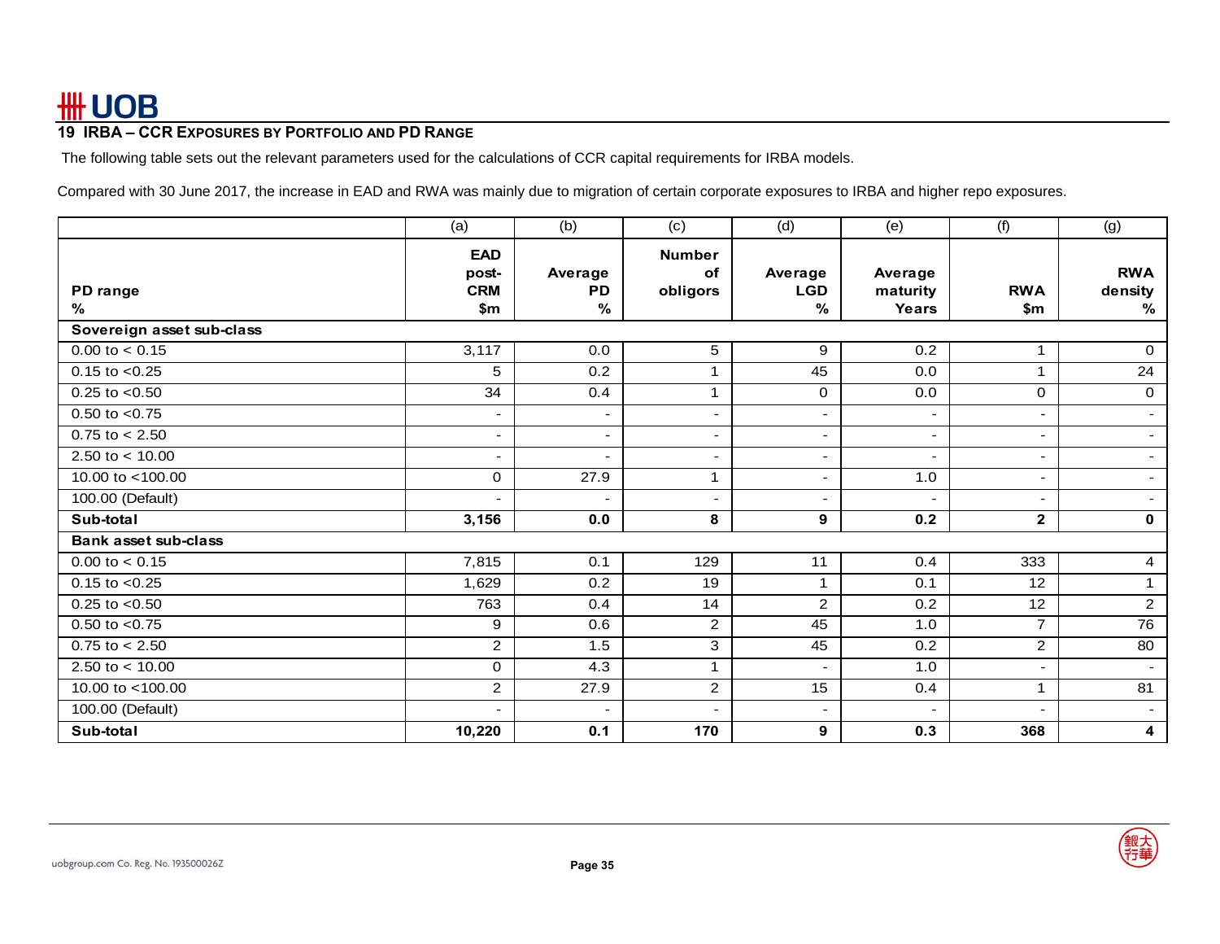## 19 IRBA – CCR EXPOSURES BY PORTFOLIO AND PD RANGE

The following table sets out the relevant parameters used for the calculations of CCR capital requirements for IRBA models.

Compared with 30 June 2017, the increase in EAD and RWA was mainly due to migration of certain corporate exposures to IRBA and higher repo exposures.

| | (a) | (b) | (c) | (d) | (e) | (f) | (g) |
|---|---|---|---|---|---|---|---|
| **PD range %** | **EAD post-CRM $m** | **Average PD %** | **Number of obligors** | **Average LGD %** | **Average maturity Years** | **RWA $m** | **RWA density %** |
| **Sovereign asset sub-class** | | | | | | | |
| 0.00 to < 0.15 | 3,117 | 0.0 | 5 | 9 | 0.2 | 1 | 0 |
| 0.15 to <0.25 | 5 | 0.2 | 1 | 45 | 0.0 | 1 | 24 |
| 0.25 to <0.50 | 34 | 0.4 | 1 | 0 | 0.0 | 0 | 0 |
| 0.50 to <0.75 | - | - | - | - | - | - | - |
| 0.75 to < 2.50 | - | - | - | - | - | - | - |
| 2.50 to < 10.00 | - | - | - | - | - | - | - |
| 10.00 to <100.00 | 0 | 27.9 | 1 | - | 1.0 | - | - |
| 100.00 (Default) | - | - | - | - | - | - | - |
| **Sub-total** | **3,156** | **0.0** | **8** | **9** | **0.2** | **2** | **0** |
| **Bank asset sub-class** | | | | | | | |
| 0.00 to < 0.15 | 7,815 | 0.1 | 129 | 11 | 0.4 | 333 | 4 |
| 0.15 to <0.25 | 1,629 | 0.2 | 19 | 1 | 0.1 | 12 | 1 |
| 0.25 to <0.50 | 763 | 0.4 | 14 | 2 | 0.2 | 12 | 2 |
| 0.50 to <0.75 | 9 | 0.6 | 2 | 45 | 1.0 | 7 | 76 |
| 0.75 to < 2.50 | 2 | 1.5 | 3 | 45 | 0.2 | 2 | 80 |
| 2.50 to < 10.00 | 0 | 4.3 | 1 | - | 1.0 | - | - |
| 10.00 to <100.00 | 2 | 27.9 | 2 | 15 | 0.4 | 1 | 81 |
| 100.00 (Default) | - | - | - | - | - | - | - |
| **Sub-total** | **10,220** | **0.1** | **170** | **9** | **0.3** | **368** | **4** |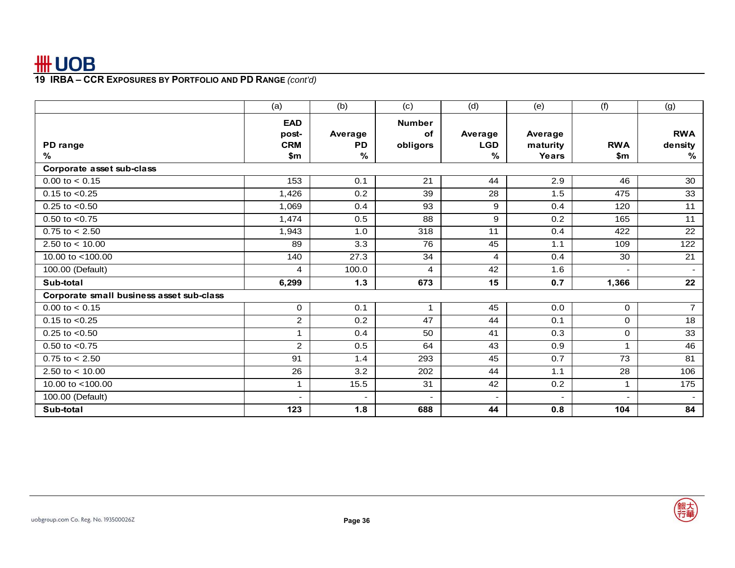## 19 IRBA – CCR EXPOSURES BY PORTFOLIO AND PD RANGE *(cont'd)*

| | (a) | (b) | (c) | (d) | (e) | (f) | (g) |
|---|---|---|---|---|---|---|---|
| **PD range %** | **EAD post-CRM $m** | **Average PD %** | **Number of obligors** | **Average LGD %** | **Average maturity Years** | **RWA $m** | **RWA density %** |
| **Corporate asset sub-class** | | | | | | | |
| 0.00 to < 0.15 | 153 | 0.1 | 21 | 44 | 2.9 | 46 | 30 |
| 0.15 to <0.25 | 1,426 | 0.2 | 39 | 28 | 1.5 | 475 | 33 |
| 0.25 to <0.50 | 1,069 | 0.4 | 93 | 9 | 0.4 | 120 | 11 |
| 0.50 to <0.75 | 1,474 | 0.5 | 88 | 9 | 0.2 | 165 | 11 |
| 0.75 to < 2.50 | 1,943 | 1.0 | 318 | 11 | 0.4 | 422 | 22 |
| 2.50 to < 10.00 | 89 | 3.3 | 76 | 45 | 1.1 | 109 | 122 |
| 10.00 to <100.00 | 140 | 27.3 | 34 | 4 | 0.4 | 30 | 21 |
| 100.00 (Default) | 4 | 100.0 | 4 | 42 | 1.6 | - | - |
| **Sub-total** | **6,299** | **1.3** | **673** | **15** | **0.7** | **1,366** | **22** |
| **Corporate small business asset sub-class** | | | | | | | |
| 0.00 to < 0.15 | 0 | 0.1 | 1 | 45 | 0.0 | 0 | 7 |
| 0.15 to <0.25 | 2 | 0.2 | 47 | 44 | 0.1 | 0 | 18 |
| 0.25 to <0.50 | 1 | 0.4 | 50 | 41 | 0.3 | 0 | 33 |
| 0.50 to <0.75 | 2 | 0.5 | 64 | 43 | 0.9 | 1 | 46 |
| 0.75 to < 2.50 | 91 | 1.4 | 293 | 45 | 0.7 | 73 | 81 |
| 2.50 to < 10.00 | 26 | 3.2 | 202 | 44 | 1.1 | 28 | 106 |
| 10.00 to <100.00 | 1 | 15.5 | 31 | 42 | 0.2 | 1 | 175 |
| 100.00 (Default) | - | - | - | - | - | - | - |
| **Sub-total** | **123** | **1.8** | **688** | **44** | **0.8** | **104** | **84** |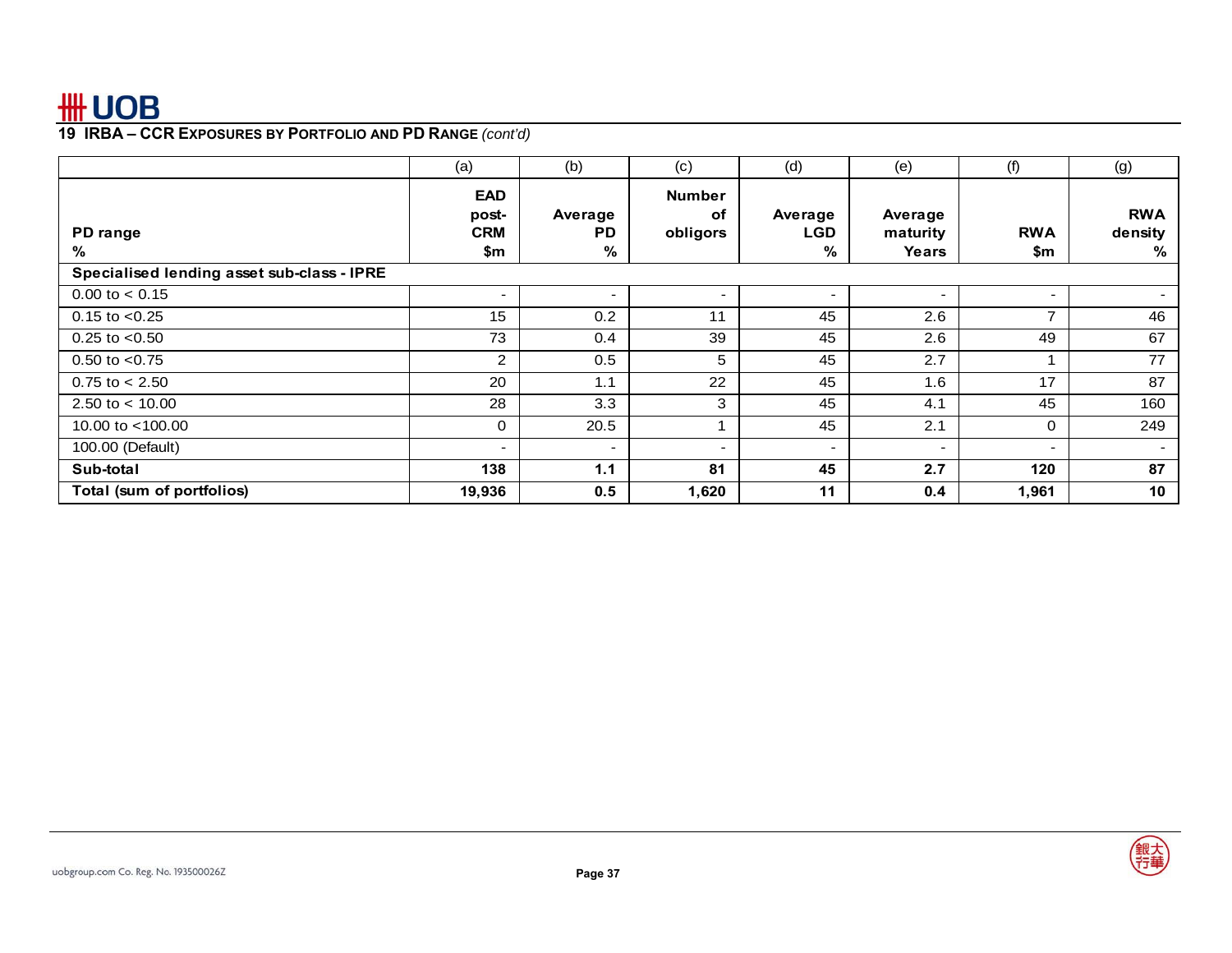## 19 IRBA – CCR EXPOSURES BY PORTFOLIO AND PD RANGE *(cont'd)*

| | (a) | (b) | (c) | (d) | (e) | (f) | (g) |
|---|---|---|---|---|---|---|---|
| **PD range %** | **EAD post-CRM $m** | **Average PD %** | **Number of obligors** | **Average LGD %** | **Average maturity Years** | **RWA $m** | **RWA density %** |
| **Specialised lending asset sub-class - IPRE** | | | | | | | |
| 0.00 to < 0.15 | - | - | - | - | - | - | - |
| 0.15 to <0.25 | 15 | 0.2 | 11 | 45 | 2.6 | 7 | 46 |
| 0.25 to <0.50 | 73 | 0.4 | 39 | 45 | 2.6 | 49 | 67 |
| 0.50 to <0.75 | 2 | 0.5 | 5 | 45 | 2.7 | 1 | 77 |
| 0.75 to < 2.50 | 20 | 1.1 | 22 | 45 | 1.6 | 17 | 87 |
| 2.50 to < 10.00 | 28 | 3.3 | 3 | 45 | 4.1 | 45 | 160 |
| 10.00 to <100.00 | 0 | 20.5 | 1 | 45 | 2.1 | 0 | 249 |
| 100.00 (Default) | - | - | - | - | - | - | - |
| **Sub-total** | **138** | **1.1** | **81** | **45** | **2.7** | **120** | **87** |
| **Total (sum of portfolios)** | **19,936** | **0.5** | **1,620** | **11** | **0.4** | **1,961** | **10** |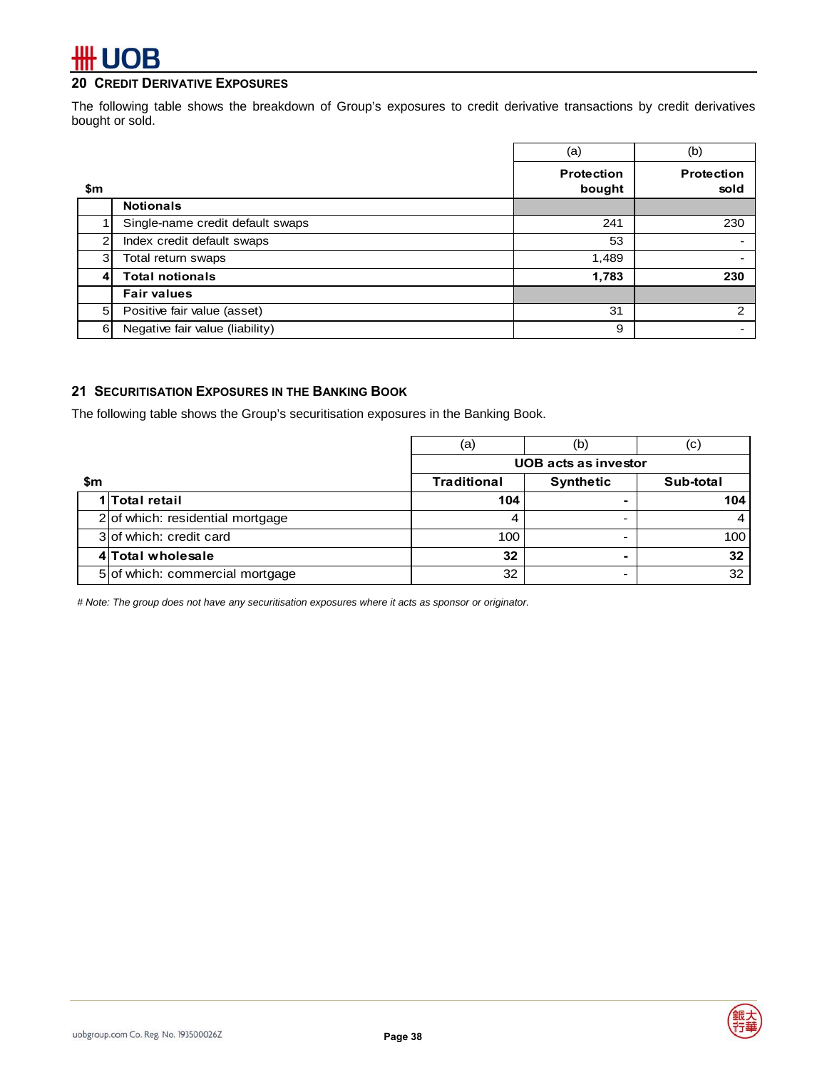## 20 CREDIT DERIVATIVE EXPOSURES

The following table shows the breakdown of Group's exposures to credit derivative transactions by credit derivatives bought or sold.

| | $m | (a) Protection bought | (b) Protection sold |
|---|---|---|---|
| | **Notionals** | | |
| 1 | Single-name credit default swaps | 241 | 230 |
| 2 | Index credit default swaps | 53 | - |
| 3 | Total return swaps | 1,489 | - |
| **4** | **Total notionals** | **1,783** | **230** |
| | **Fair values** | | |
| 5 | Positive fair value (asset) | 31 | 2 |
| 6 | Negative fair value (liability) | 9 | - |

## 21 SECURITISATION EXPOSURES IN THE BANKING BOOK

The following table shows the Group's securitisation exposures in the Banking Book.

| | | (a) | (b) | (c) |
|---|---|---|---|---|
| | | UOB acts as investor | | |
| | $m | Traditional | Synthetic | Sub-total |
| **1** | **Total retail** | **104** | **-** | **104** |
| 2 | of which: residential mortgage | 4 | - | 4 |
| 3 | of which: credit card | 100 | - | 100 |
| **4** | **Total wholesale** | **32** | **-** | **32** |
| 5 | of which: commercial mortgage | 32 | - | 32 |

*# Note: The group does not have any securitisation exposures where it acts as sponsor or originator.*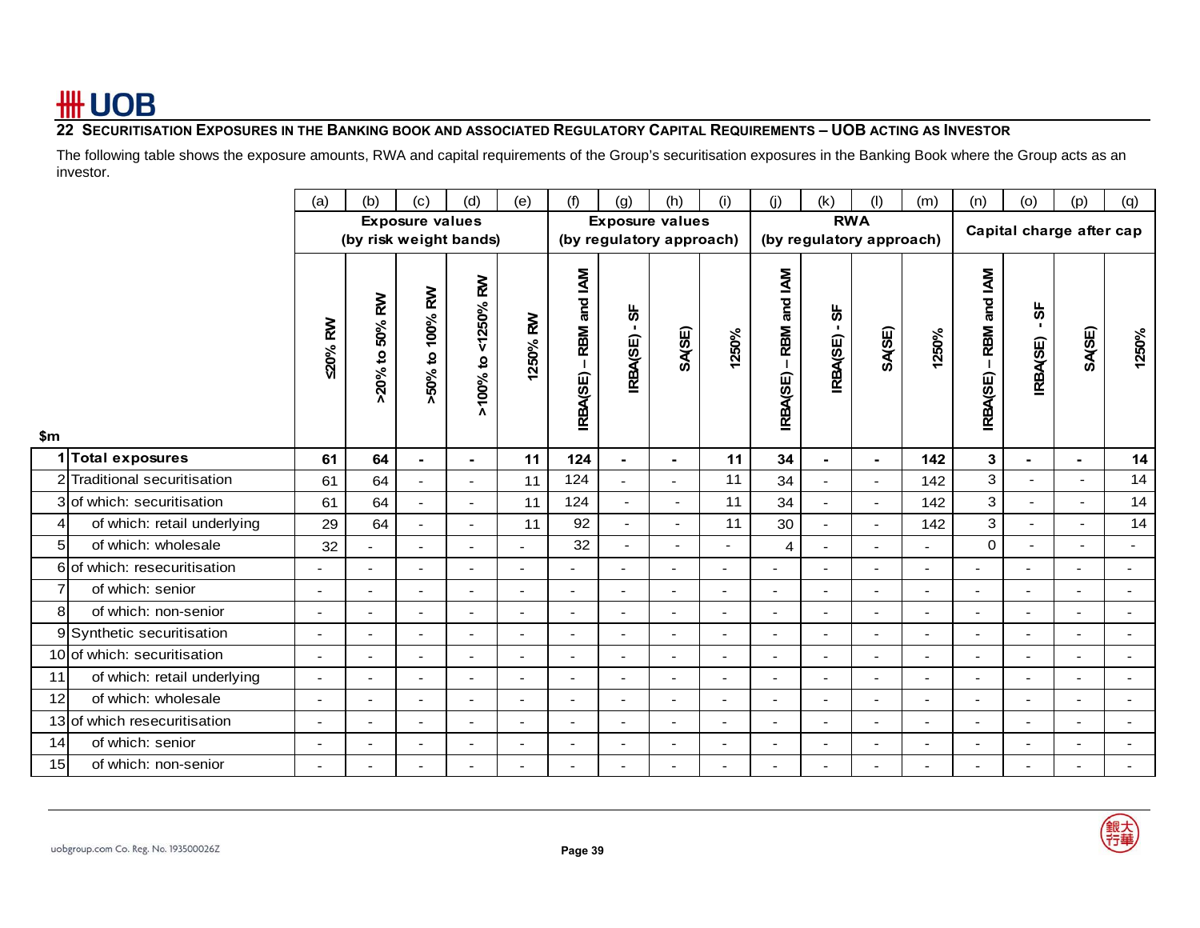## 22 SECURITISATION EXPOSURES IN THE BANKING BOOK AND ASSOCIATED REGULATORY CAPITAL REQUIREMENTS – UOB ACTING AS INVESTOR

The following table shows the exposure amounts, RWA and capital requirements of the Group's securitisation exposures in the Banking Book where the Group acts as an investor.

| | | (a) | (b) | (c) | (d) | (e) | (f) | (g) | (h) | (i) | (j) | (k) | (l) | (m) | (n) | (o) | (p) | (q) |
|---|---|---|---|---|---|---|---|---|---|---|---|---|---|---|---|---|---|---|
| | | Exposure values (by risk weight bands) | | | | | Exposure values (by regulatory approach) | | | | RWA (by regulatory approach) | | | | Capital charge after cap | | | |
| $m | | ≤20% RW | >20% to 50% RW | >50% to 100% RW | >100% to <1250% RW | 1250% RW | IRBA(SE) – RBM and IAM | IRBA(SE) - SF | SA(SE) | 1250% | IRBA(SE) – RBM and IAM | IRBA(SE) - SF | SA(SE) | 1250% | IRBA(SE) – RBM and IAM | IRBA(SE) - SF | SA(SE) | 1250% |
| 1 | **Total exposures** | **61** | **64** | **-** | **-** | **11** | **124** | **-** | **-** | **11** | **34** | **-** | **-** | **142** | **3** | **-** | **-** | **14** |
| 2 | Traditional securitisation | 61 | 64 | - | - | 11 | 124 | - | - | 11 | 34 | - | - | 142 | 3 | - | - | 14 |
| 3 | of which: securitisation | 61 | 64 | - | - | 11 | 124 | - | - | 11 | 34 | - | - | 142 | 3 | - | - | 14 |
| 4 | of which: retail underlying | 29 | 64 | - | - | 11 | 92 | - | - | 11 | 30 | - | - | 142 | 3 | - | - | 14 |
| 5 | of which: wholesale | 32 | - | - | - | - | 32 | - | - | - | 4 | - | - | - | 0 | - | - | - |
| 6 | of which: resecuritisation | - | - | - | - | - | - | - | - | - | - | - | - | - | - | - | - | - |
| 7 | of which: senior | - | - | - | - | - | - | - | - | - | - | - | - | - | - | - | - | - |
| 8 | of which: non-senior | - | - | - | - | - | - | - | - | - | - | - | - | - | - | - | - | - |
| 9 | Synthetic securitisation | - | - | - | - | - | - | - | - | - | - | - | - | - | - | - | - | - |
| 10 | of which: securitisation | - | - | - | - | - | - | - | - | - | - | - | - | - | - | - | - | - |
| 11 | of which: retail underlying | - | - | - | - | - | - | - | - | - | - | - | - | - | - | - | - | - |
| 12 | of which: wholesale | - | - | - | - | - | - | - | - | - | - | - | - | - | - | - | - | - |
| 13 | of which resecuritisation | - | - | - | - | - | - | - | - | - | - | - | - | - | - | - | - | - |
| 14 | of which: senior | - | - | - | - | - | - | - | - | - | - | - | - | - | - | - | - | - |
| 15 | of which: non-senior | - | - | - | - | - | - | - | - | - | - | - | - | - | - | - | - | - |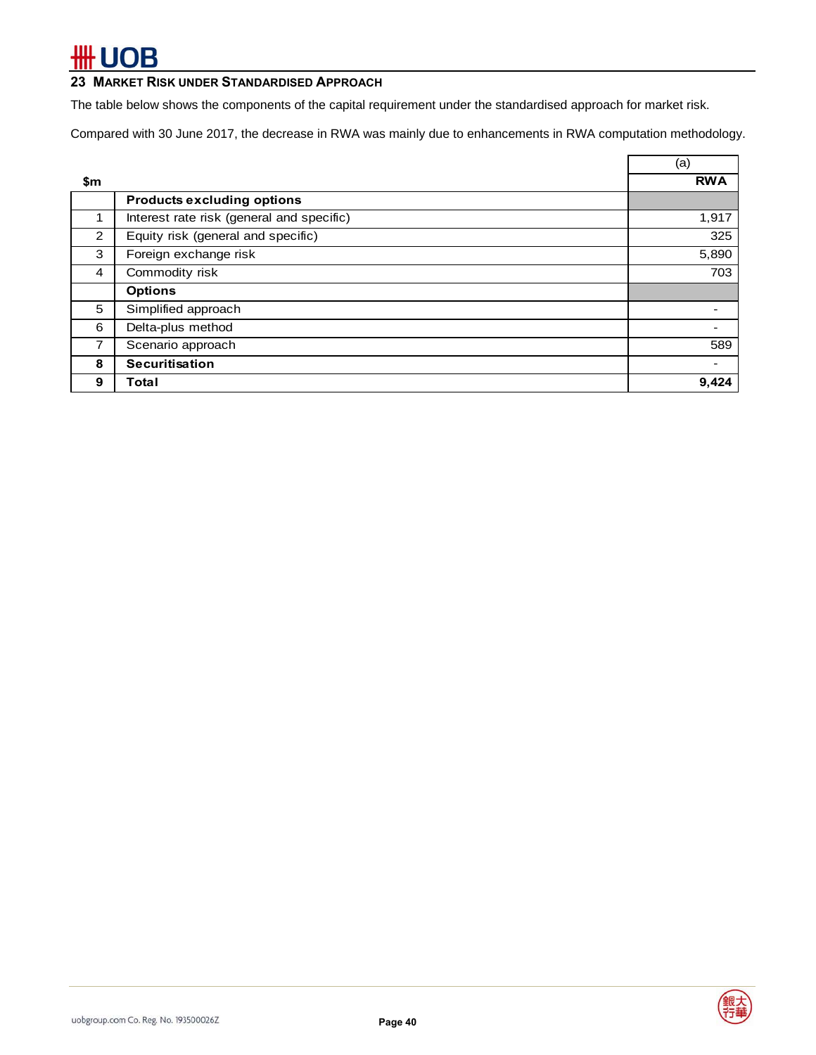## 23 Market Risk under Standardised Approach

The table below shows the components of the capital requirement under the standardised approach for market risk.

Compared with 30 June 2017, the decrease in RWA was mainly due to enhancements in RWA computation methodology.

| $m | | (a) |
|---|---|---|
| | | **RWA** |
| | **Products excluding options** | |
| 1 | Interest rate risk (general and specific) | 1,917 |
| 2 | Equity risk (general and specific) | 325 |
| 3 | Foreign exchange risk | 5,890 |
| 4 | Commodity risk | 703 |
| | **Options** | |
| 5 | Simplified approach | - |
| 6 | Delta-plus method | - |
| 7 | Scenario approach | 589 |
| **8** | **Securitisation** | - |
| **9** | **Total** | **9,424** |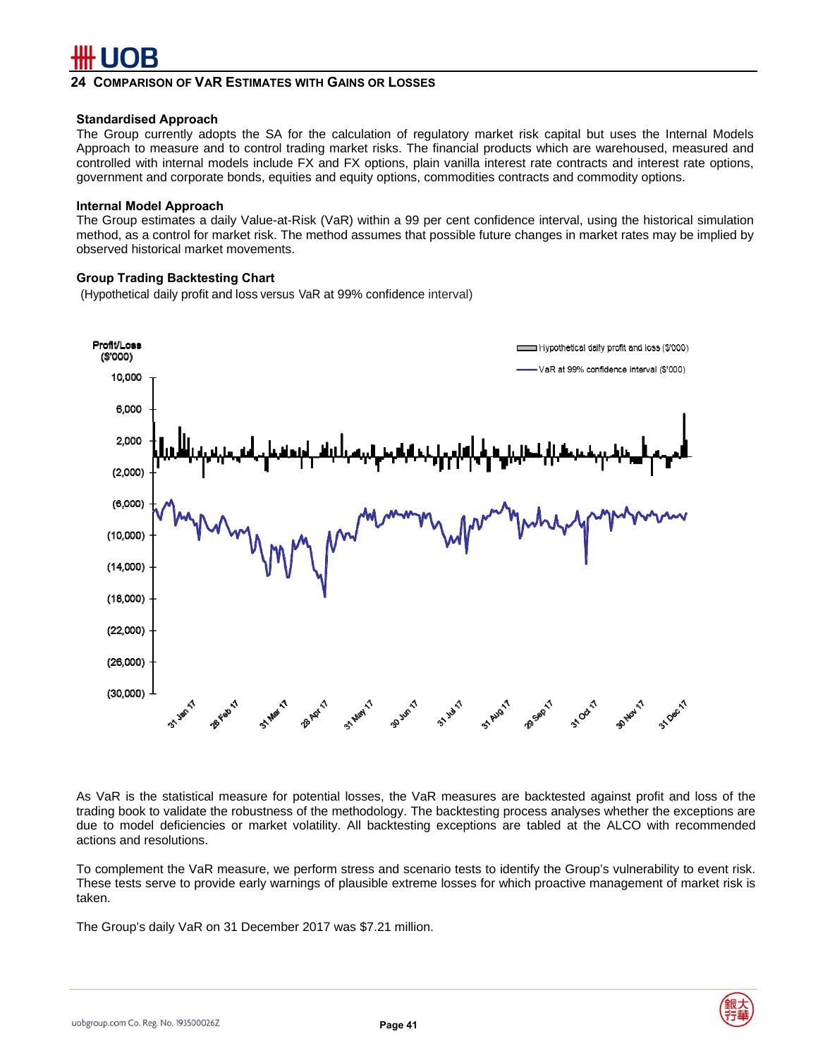## 24 COMPARISON OF VAR ESTIMATES WITH GAINS OR LOSSES

**Standardised Approach**

The Group currently adopts the SA for the calculation of regulatory market risk capital but uses the Internal Models Approach to measure and to control trading market risks. The financial products which are warehoused, measured and controlled with internal models include FX and FX options, plain vanilla interest rate contracts and interest rate options, government and corporate bonds, equities and equity options, commodities contracts and commodity options.

**Internal Model Approach**

The Group estimates a daily Value-at-Risk (VaR) within a 99 per cent confidence interval, using the historical simulation method, as a control for market risk. The method assumes that possible future changes in market rates may be implied by observed historical market movements.

**Group Trading Backtesting Chart**

(Hypothetical daily profit and loss versus VaR at 99% confidence interval)

As VaR is the statistical measure for potential losses, the VaR measures are backtested against profit and loss of the trading book to validate the robustness of the methodology. The backtesting process analyses whether the exceptions are due to model deficiencies or market volatility. All backtesting exceptions are tabled at the ALCO with recommended actions and resolutions.

To complement the VaR measure, we perform stress and scenario tests to identify the Group's vulnerability to event risk. These tests serve to provide early warnings of plausible extreme losses for which proactive management of market risk is taken.

The Group's daily VaR on 31 December 2017 was $7.21 million.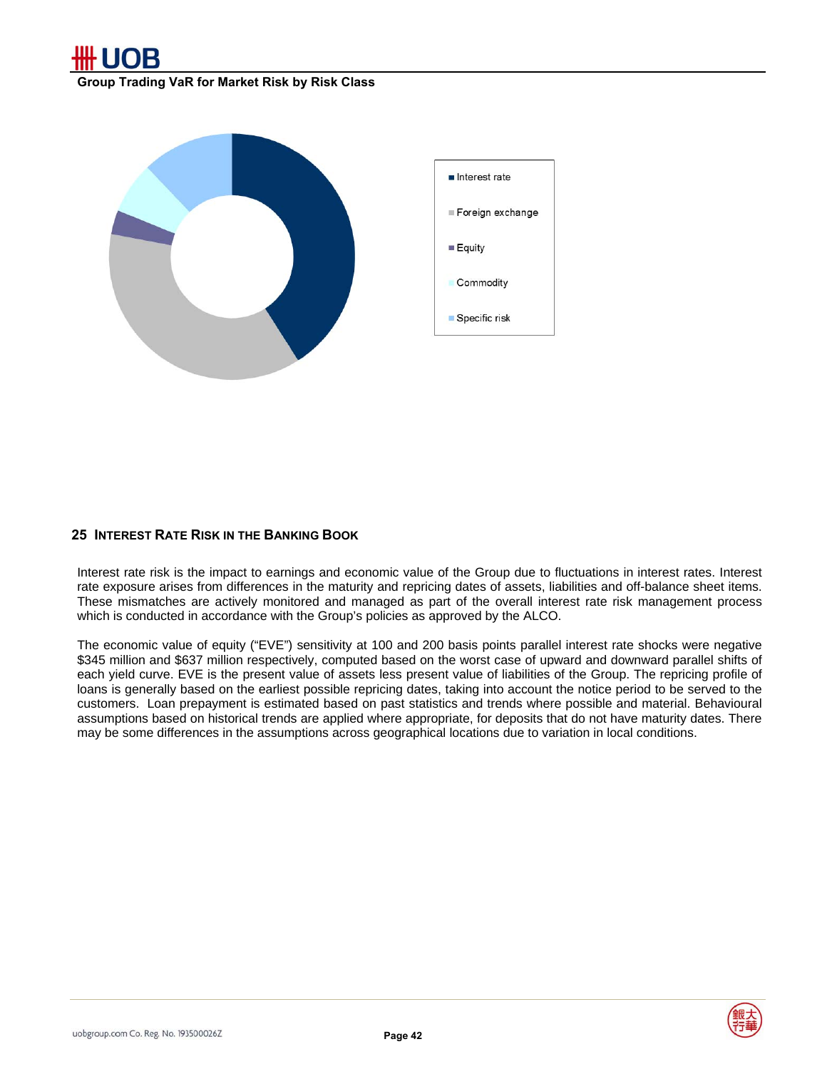**Group Trading VaR for Market Risk by Risk Class**

- Interest rate
- Foreign exchange
- Equity
- Commodity
- Specific risk

## 25 INTEREST RATE RISK IN THE BANKING BOOK

Interest rate risk is the impact to earnings and economic value of the Group due to fluctuations in interest rates. Interest rate exposure arises from differences in the maturity and repricing dates of assets, liabilities and off-balance sheet items. These mismatches are actively monitored and managed as part of the overall interest rate risk management process which is conducted in accordance with the Group's policies as approved by the ALCO.

The economic value of equity ("EVE") sensitivity at 100 and 200 basis points parallel interest rate shocks were negative $345 million and $637 million respectively, computed based on the worst case of upward and downward parallel shifts of each yield curve. EVE is the present value of assets less present value of liabilities of the Group. The repricing profile of loans is generally based on the earliest possible repricing dates, taking into account the notice period to be served to the customers. Loan prepayment is estimated based on past statistics and trends where possible and material. Behavioural assumptions based on historical trends are applied where appropriate, for deposits that do not have maturity dates. There may be some differences in the assumptions across geographical locations due to variation in local conditions.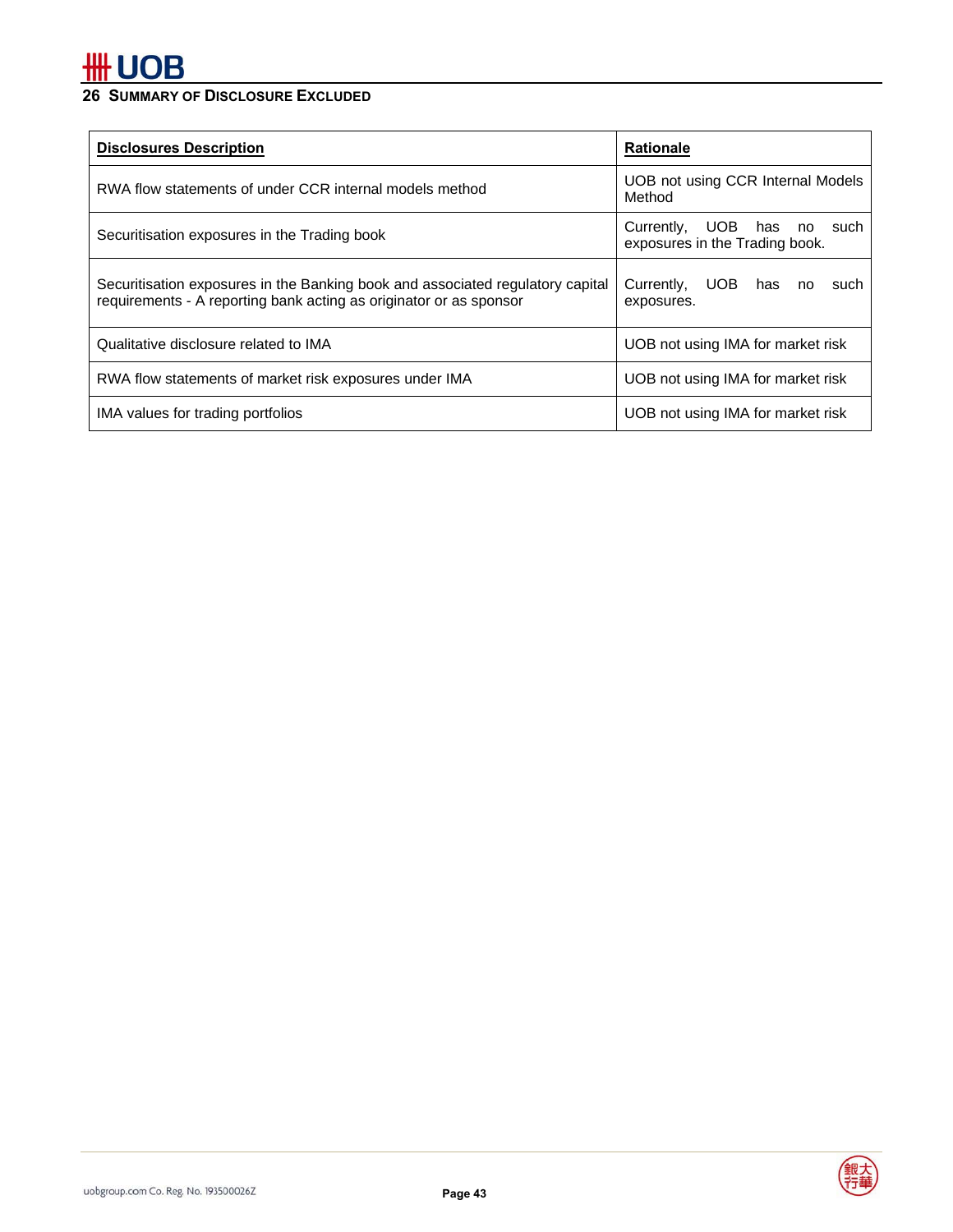## 26 Summary of Disclosure Excluded

| **Disclosures Description** | **Rationale** |
| --- | --- |
| RWA flow statements of under CCR internal models method | UOB not using CCR Internal Models Method |
| Securitisation exposures in the Trading book | Currently, UOB has no such exposures in the Trading book. |
| Securitisation exposures in the Banking book and associated regulatory capital requirements - A reporting bank acting as originator or as sponsor | Currently, UOB has no such exposures. |
| Qualitative disclosure related to IMA | UOB not using IMA for market risk |
| RWA flow statements of market risk exposures under IMA | UOB not using IMA for market risk |
| IMA values for trading portfolios | UOB not using IMA for market risk |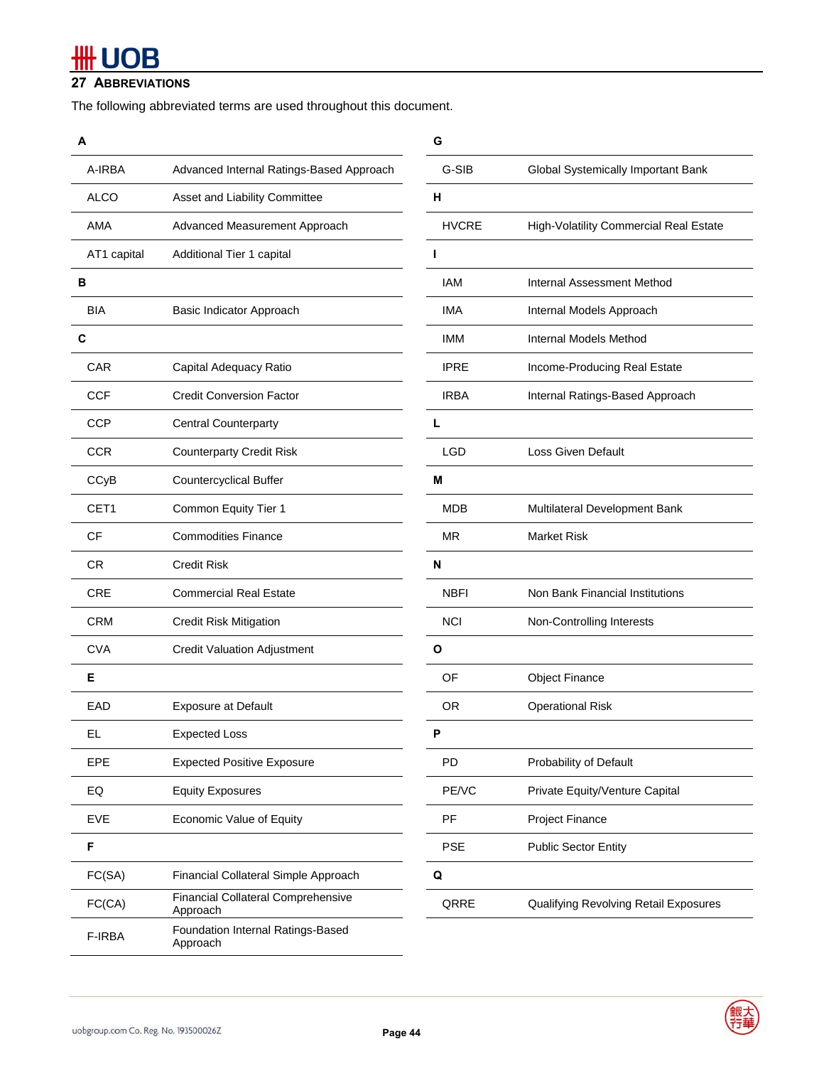## 27 Abbreviations

The following abbreviated terms are used throughout this document.

| Abbreviation | Description |
|---|---|
| **A** | |
| A-IRBA | Advanced Internal Ratings-Based Approach |
| ALCO | Asset and Liability Committee |
| AMA | Advanced Measurement Approach |
| AT1 capital | Additional Tier 1 capital |
| **B** | |
| BIA | Basic Indicator Approach |
| **C** | |
| CAR | Capital Adequacy Ratio |
| CCF | Credit Conversion Factor |
| CCP | Central Counterparty |
| CCR | Counterparty Credit Risk |
| CCyB | Countercyclical Buffer |
| CET1 | Common Equity Tier 1 |
| CF | Commodities Finance |
| CR | Credit Risk |
| CRE | Commercial Real Estate |
| CRM | Credit Risk Mitigation |
| CVA | Credit Valuation Adjustment |
| **E** | |
| EAD | Exposure at Default |
| EL | Expected Loss |
| EPE | Expected Positive Exposure |
| EQ | Equity Exposures |
| EVE | Economic Value of Equity |
| **F** | |
| FC(SA) | Financial Collateral Simple Approach |
| FC(CA) | Financial Collateral Comprehensive Approach |
| F-IRBA | Foundation Internal Ratings-Based Approach |
| **G** | |
| G-SIB | Global Systemically Important Bank |
| **H** | |
| HVCRE | High-Volatility Commercial Real Estate |
| **I** | |
| IAM | Internal Assessment Method |
| IMA | Internal Models Approach |
| IMM | Internal Models Method |
| IPRE | Income-Producing Real Estate |
| IRBA | Internal Ratings-Based Approach |
| **L** | |
| LGD | Loss Given Default |
| **M** | |
| MDB | Multilateral Development Bank |
| MR | Market Risk |
| **N** | |
| NBFI | Non Bank Financial Institutions |
| NCI | Non-Controlling Interests |
| **O** | |
| OF | Object Finance |
| OR | Operational Risk |
| **P** | |
| PD | Probability of Default |
| PE/VC | Private Equity/Venture Capital |
| PF | Project Finance |
| PSE | Public Sector Entity |
| **Q** | |
| QRRE | Qualifying Revolving Retail Exposures |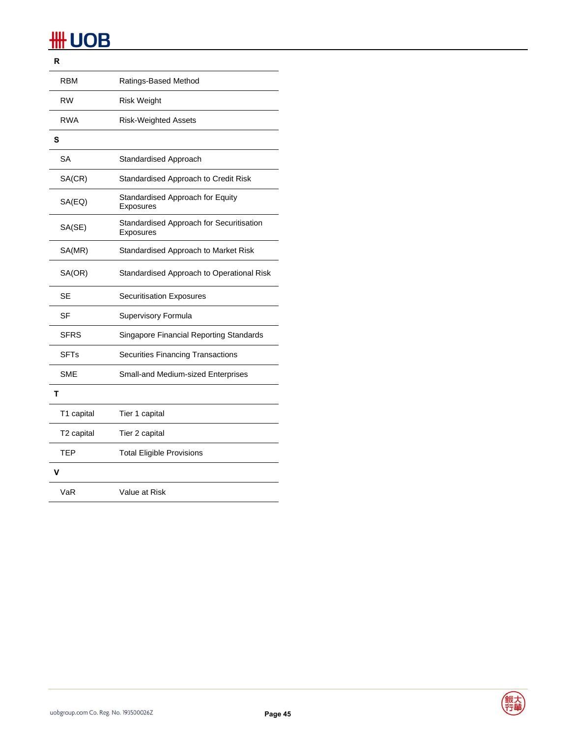| | |
|---|---|
| **R** | |
| RBM | Ratings-Based Method |
| RW | Risk Weight |
| RWA | Risk-Weighted Assets |
| **S** | |
| SA | Standardised Approach |
| SA(CR) | Standardised Approach to Credit Risk |
| SA(EQ) | Standardised Approach for Equity Exposures |
| SA(SE) | Standardised Approach for Securitisation Exposures |
| SA(MR) | Standardised Approach to Market Risk |
| SA(OR) | Standardised Approach to Operational Risk |
| SE | Securitisation Exposures |
| SF | Supervisory Formula |
| SFRS | Singapore Financial Reporting Standards |
| SFTs | Securities Financing Transactions |
| SME | Small-and Medium-sized Enterprises |
| **T** | |
| T1 capital | Tier 1 capital |
| T2 capital | Tier 2 capital |
| TEP | Total Eligible Provisions |
| **V** | |
| VaR | Value at Risk |